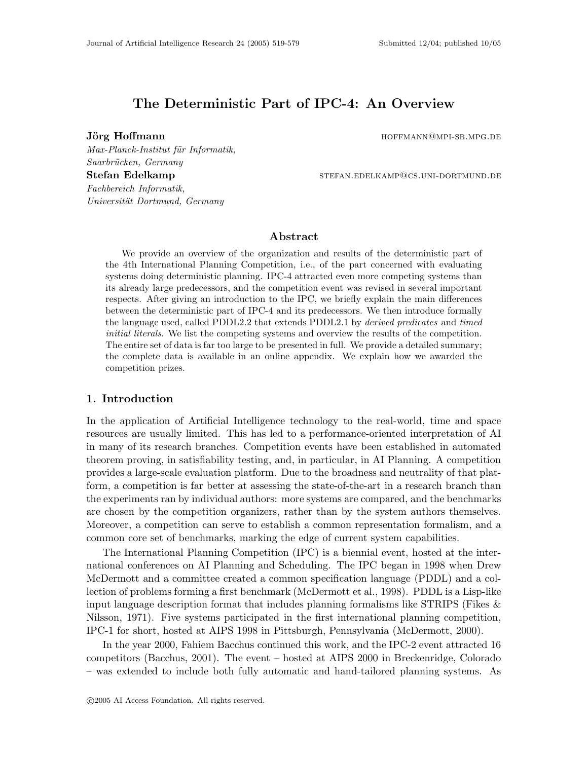# The Deterministic Part of IPC-4: An Overview

**Jörg Hoffmann** HOFFMANN@MPI-SB.MPG.DE
*Max-Planck-Institut für Informatik, Saarbrücken, Germany*

**Stefan Edelkamp** STEFAN.EDELKAMP@CS.UNI-DORTMUND.DE
*Fachbereich Informatik, Universität Dortmund, Germany*

## Abstract

We provide an overview of the organization and results of the deterministic part of the 4th International Planning Competition, i.e., of the part concerned with evaluating systems doing deterministic planning. IPC-4 attracted even more competing systems than its already large predecessors, and the competition event was revised in several important respects. After giving an introduction to the IPC, we briefly explain the main differences between the deterministic part of IPC-4 and its predecessors. We then introduce formally the language used, called PDDL2.2 that extends PDDL2.1 by *derived predicates* and *timed initial literals*. We list the competing systems and overview the results of the competition. The entire set of data is far too large to be presented in full. We provide a detailed summary; the complete data is available in an online appendix. We explain how we awarded the competition prizes.

## 1. Introduction

In the application of Artificial Intelligence technology to the real-world, time and space resources are usually limited. This has led to a performance-oriented interpretation of AI in many of its research branches. Competition events have been established in automated theorem proving, in satisfiability testing, and, in particular, in AI Planning. A competition provides a large-scale evaluation platform. Due to the broadness and neutrality of that platform, a competition is far better at assessing the state-of-the-art in a research branch than the experiments ran by individual authors: more systems are compared, and the benchmarks are chosen by the competition organizers, rather than by the system authors themselves. Moreover, a competition can serve to establish a common representation formalism, and a common core set of benchmarks, marking the edge of current system capabilities.

The International Planning Competition (IPC) is a biennial event, hosted at the international conferences on AI Planning and Scheduling. The IPC began in 1998 when Drew McDermott and a committee created a common specification language (PDDL) and a collection of problems forming a first benchmark (McDermott et al., 1998). PDDL is a Lisp-like input language description format that includes planning formalisms like STRIPS (Fikes & Nilsson, 1971). Five systems participated in the first international planning competition, IPC-1 for short, hosted at AIPS 1998 in Pittsburgh, Pennsylvania (McDermott, 2000).

In the year 2000, Fahiem Bacchus continued this work, and the IPC-2 event attracted 16 competitors (Bacchus, 2001). The event – hosted at AIPS 2000 in Breckenridge, Colorado – was extended to include both fully automatic and hand-tailored planning systems. As

©2005 AI Access Foundation. All rights reserved.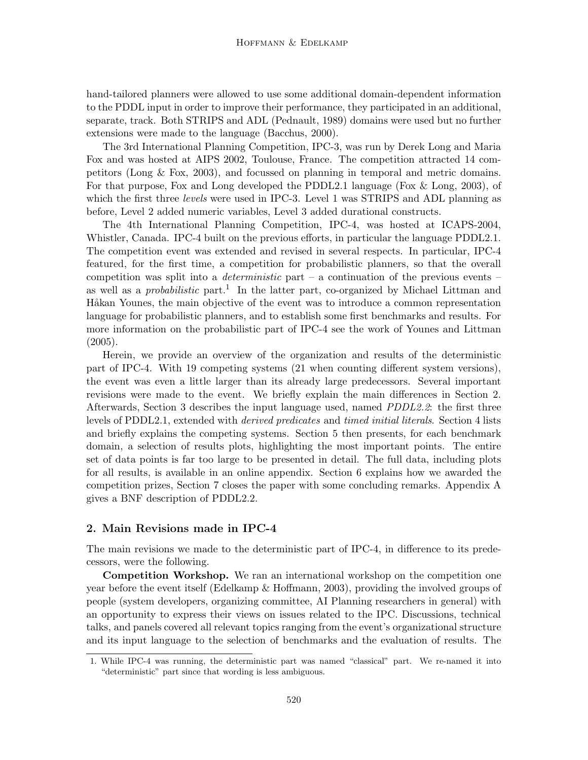hand-tailored planners were allowed to use some additional domain-dependent information to the PDDL input in order to improve their performance, they participated in an additional, separate, track. Both STRIPS and ADL (Pednault, 1989) domains were used but no further extensions were made to the language (Bacchus, 2000).

The 3rd International Planning Competition, IPC-3, was run by Derek Long and Maria Fox and was hosted at AIPS 2002, Toulouse, France. The competition attracted 14 competitors (Long & Fox, 2003), and focussed on planning in temporal and metric domains. For that purpose, Fox and Long developed the PDDL2.1 language (Fox & Long, 2003), of which the first three *levels* were used in IPC-3. Level 1 was STRIPS and ADL planning as before, Level 2 added numeric variables, Level 3 added durational constructs.

The 4th International Planning Competition, IPC-4, was hosted at ICAPS-2004, Whistler, Canada. IPC-4 built on the previous efforts, in particular the language PDDL2.1. The competition event was extended and revised in several respects. In particular, IPC-4 featured, for the first time, a competition for probabilistic planners, so that the overall competition was split into a *deterministic* part – a continuation of the previous events – as well as a *probabilistic* part.[1] In the latter part, co-organized by Michael Littman and Håkan Younes, the main objective of the event was to introduce a common representation language for probabilistic planners, and to establish some first benchmarks and results. For more information on the probabilistic part of IPC-4 see the work of Younes and Littman (2005).

Herein, we provide an overview of the organization and results of the deterministic part of IPC-4. With 19 competing systems (21 when counting different system versions), the event was even a little larger than its already large predecessors. Several important revisions were made to the event. We briefly explain the main differences in Section 2. Afterwards, Section 3 describes the input language used, named *PDDL2.2*: the first three levels of PDDL2.1, extended with *derived predicates* and *timed initial literals*. Section 4 lists and briefly explains the competing systems. Section 5 then presents, for each benchmark domain, a selection of results plots, highlighting the most important points. The entire set of data points is far too large to be presented in detail. The full data, including plots for all results, is available in an online appendix. Section 6 explains how we awarded the competition prizes, Section 7 closes the paper with some concluding remarks. Appendix A gives a BNF description of PDDL2.2.

## 2. Main Revisions made in IPC-4

The main revisions we made to the deterministic part of IPC-4, in difference to its predecessors, were the following.

**Competition Workshop.** We ran an international workshop on the competition one year before the event itself (Edelkamp & Hoffmann, 2003), providing the involved groups of people (system developers, organizing committee, AI Planning researchers in general) with an opportunity to express their views on issues related to the IPC. Discussions, technical talks, and panels covered all relevant topics ranging from the event's organizational structure and its input language to the selection of benchmarks and the evaluation of results. The

1. While IPC-4 was running, the deterministic part was named "classical" part. We re-named it into "deterministic" part since that wording is less ambiguous.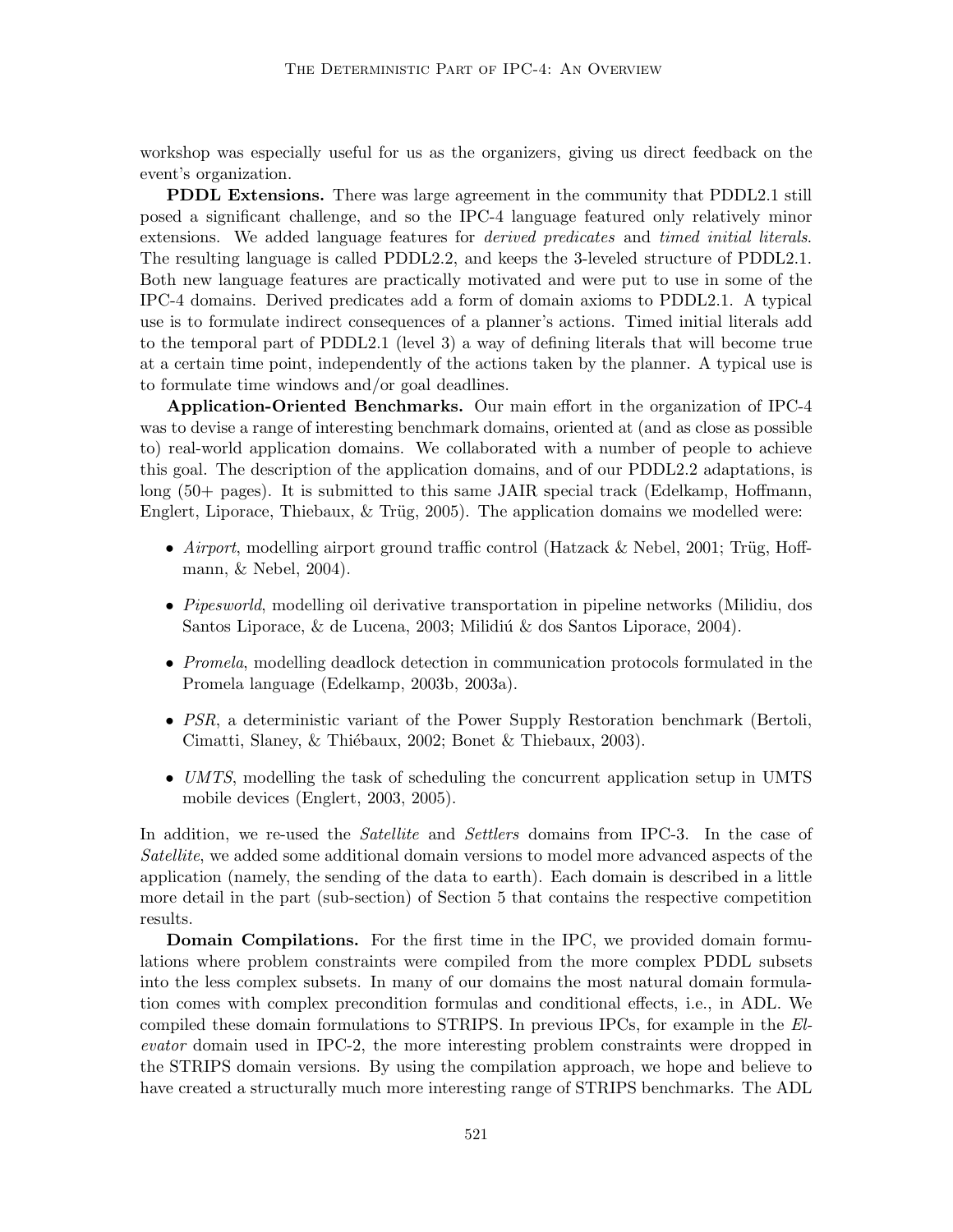workshop was especially useful for us as the organizers, giving us direct feedback on the event's organization.

**PDDL Extensions.** There was large agreement in the community that PDDL2.1 still posed a significant challenge, and so the IPC-4 language featured only relatively minor extensions. We added language features for *derived predicates* and *timed initial literals*. The resulting language is called PDDL2.2, and keeps the 3-leveled structure of PDDL2.1. Both new language features are practically motivated and were put to use in some of the IPC-4 domains. Derived predicates add a form of domain axioms to PDDL2.1. A typical use is to formulate indirect consequences of a planner's actions. Timed initial literals add to the temporal part of PDDL2.1 (level 3) a way of defining literals that will become true at a certain time point, independently of the actions taken by the planner. A typical use is to formulate time windows and/or goal deadlines.

**Application-Oriented Benchmarks.** Our main effort in the organization of IPC-4 was to devise a range of interesting benchmark domains, oriented at (and as close as possible to) real-world application domains. We collaborated with a number of people to achieve this goal. The description of the application domains, and of our PDDL2.2 adaptations, is long (50+ pages). It is submitted to this same JAIR special track (Edelkamp, Hoffmann, Englert, Liporace, Thiebaux, & Trüg, 2005). The application domains we modelled were:

- *Airport*, modelling airport ground traffic control (Hatzack & Nebel, 2001; Trüg, Hoffmann, & Nebel, 2004).
- *Pipesworld*, modelling oil derivative transportation in pipeline networks (Milidiu, dos Santos Liporace, & de Lucena, 2003; Milidiú & dos Santos Liporace, 2004).
- *Promela*, modelling deadlock detection in communication protocols formulated in the Promela language (Edelkamp, 2003b, 2003a).
- *PSR*, a deterministic variant of the Power Supply Restoration benchmark (Bertoli, Cimatti, Slaney, & Thiébaux, 2002; Bonet & Thiebaux, 2003).
- *UMTS*, modelling the task of scheduling the concurrent application setup in UMTS mobile devices (Englert, 2003, 2005).

In addition, we re-used the *Satellite* and *Settlers* domains from IPC-3. In the case of *Satellite*, we added some additional domain versions to model more advanced aspects of the application (namely, the sending of the data to earth). Each domain is described in a little more detail in the part (sub-section) of Section 5 that contains the respective competition results.

**Domain Compilations.** For the first time in the IPC, we provided domain formulations where problem constraints were compiled from the more complex PDDL subsets into the less complex subsets. In many of our domains the most natural domain formulation comes with complex precondition formulas and conditional effects, i.e., in ADL. We compiled these domain formulations to STRIPS. In previous IPCs, for example in the *Elevator* domain used in IPC-2, the more interesting problem constraints were dropped in the STRIPS domain versions. By using the compilation approach, we hope and believe to have created a structurally much more interesting range of STRIPS benchmarks. The ADL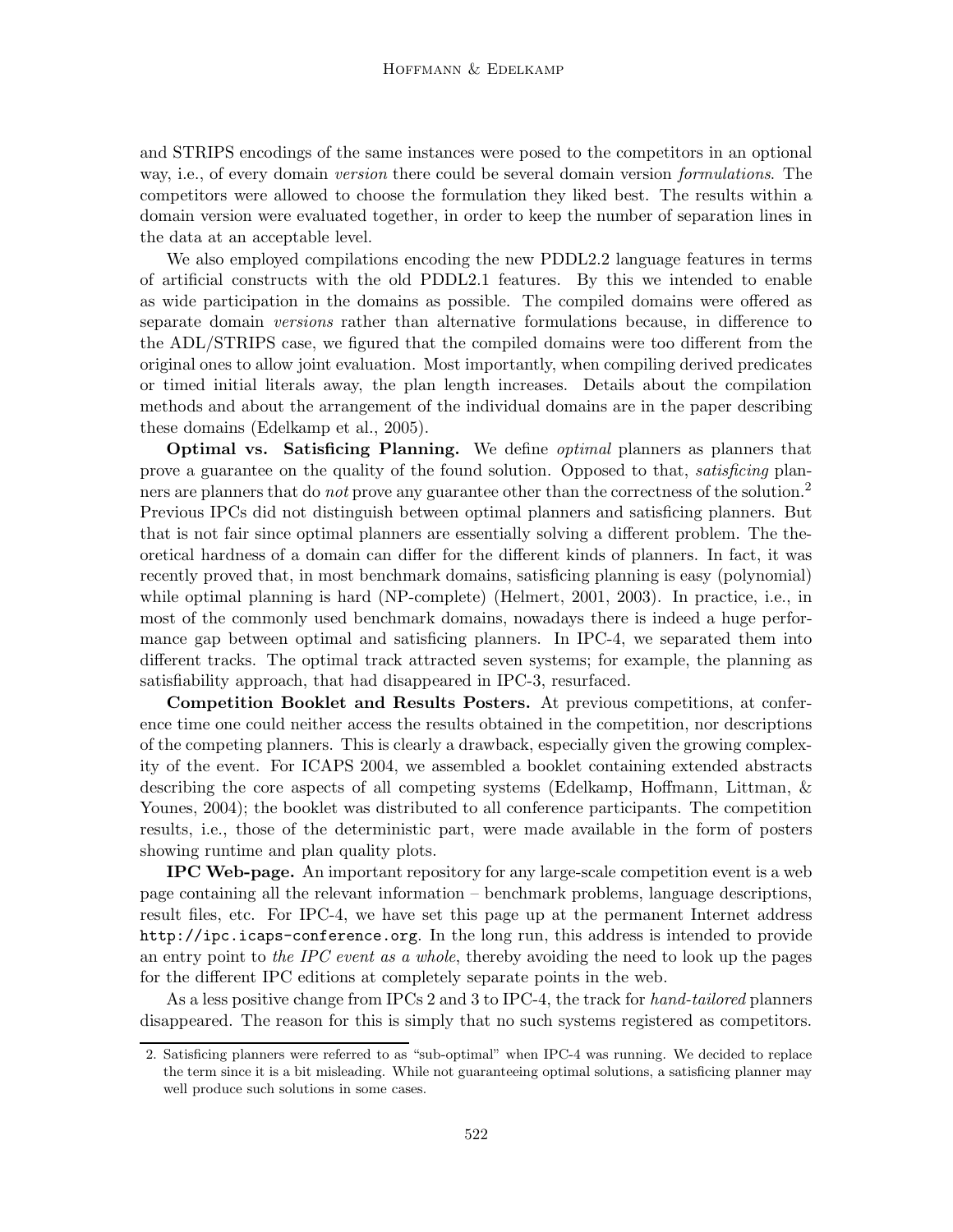and STRIPS encodings of the same instances were posed to the competitors in an optional way, i.e., of every domain *version* there could be several domain version *formulations*. The competitors were allowed to choose the formulation they liked best. The results within a domain version were evaluated together, in order to keep the number of separation lines in the data at an acceptable level.

We also employed compilations encoding the new PDDL2.2 language features in terms of artificial constructs with the old PDDL2.1 features. By this we intended to enable as wide participation in the domains as possible. The compiled domains were offered as separate domain *versions* rather than alternative formulations because, in difference to the ADL/STRIPS case, we figured that the compiled domains were too different from the original ones to allow joint evaluation. Most importantly, when compiling derived predicates or timed initial literals away, the plan length increases. Details about the compilation methods and about the arrangement of the individual domains are in the paper describing these domains (Edelkamp et al., 2005).

**Optimal vs. Satisficing Planning.** We define *optimal* planners as planners that prove a guarantee on the quality of the found solution. Opposed to that, *satisficing* planners are planners that do *not* prove any guarantee other than the correctness of the solution.[2] Previous IPCs did not distinguish between optimal planners and satisficing planners. But that is not fair since optimal planners are essentially solving a different problem. The theoretical hardness of a domain can differ for the different kinds of planners. In fact, it was recently proved that, in most benchmark domains, satisficing planning is easy (polynomial) while optimal planning is hard (NP-complete) (Helmert, 2001, 2003). In practice, i.e., in most of the commonly used benchmark domains, nowadays there is indeed a huge performance gap between optimal and satisficing planners. In IPC-4, we separated them into different tracks. The optimal track attracted seven systems; for example, the planning as satisfiability approach, that had disappeared in IPC-3, resurfaced.

**Competition Booklet and Results Posters.** At previous competitions, at conference time one could neither access the results obtained in the competition, nor descriptions of the competing planners. This is clearly a drawback, especially given the growing complexity of the event. For ICAPS 2004, we assembled a booklet containing extended abstracts describing the core aspects of all competing systems (Edelkamp, Hoffmann, Littman, & Younes, 2004); the booklet was distributed to all conference participants. The competition results, i.e., those of the deterministic part, were made available in the form of posters showing runtime and plan quality plots.

**IPC Web-page.** An important repository for any large-scale competition event is a web page containing all the relevant information – benchmark problems, language descriptions, result files, etc. For IPC-4, we have set this page up at the permanent Internet address `http://ipc.icaps-conference.org`. In the long run, this address is intended to provide an entry point to *the IPC event as a whole*, thereby avoiding the need to look up the pages for the different IPC editions at completely separate points in the web.

As a less positive change from IPCs 2 and 3 to IPC-4, the track for *hand-tailored* planners disappeared. The reason for this is simply that no such systems registered as competitors.

---

2. Satisficing planners were referred to as "sub-optimal" when IPC-4 was running. We decided to replace the term since it is a bit misleading. While not guaranteeing optimal solutions, a satisficing planner may well produce such solutions in some cases.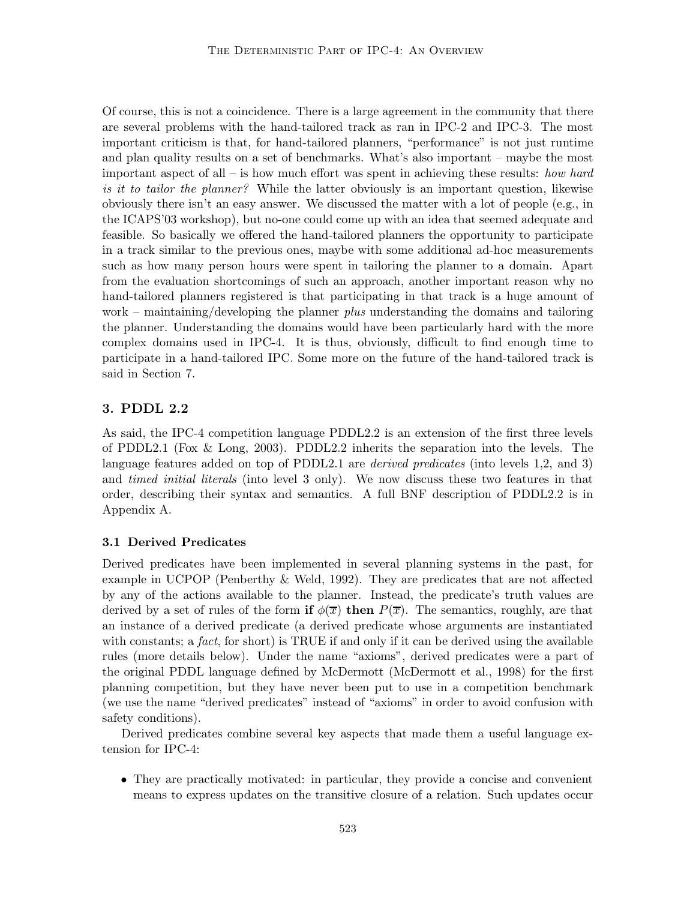Of course, this is not a coincidence. There is a large agreement in the community that there are several problems with the hand-tailored track as ran in IPC-2 and IPC-3. The most important criticism is that, for hand-tailored planners, "performance" is not just runtime and plan quality results on a set of benchmarks. What's also important – maybe the most important aspect of all – is how much effort was spent in achieving these results: *how hard is it to tailor the planner?* While the latter obviously is an important question, likewise obviously there isn't an easy answer. We discussed the matter with a lot of people (e.g., in the ICAPS'03 workshop), but no-one could come up with an idea that seemed adequate and feasible. So basically we offered the hand-tailored planners the opportunity to participate in a track similar to the previous ones, maybe with some additional ad-hoc measurements such as how many person hours were spent in tailoring the planner to a domain. Apart from the evaluation shortcomings of such an approach, another important reason why no hand-tailored planners registered is that participating in that track is a huge amount of work – maintaining/developing the planner *plus* understanding the domains and tailoring the planner. Understanding the domains would have been particularly hard with the more complex domains used in IPC-4. It is thus, obviously, difficult to find enough time to participate in a hand-tailored IPC. Some more on the future of the hand-tailored track is said in Section 7.

## 3. PDDL 2.2

As said, the IPC-4 competition language PDDL2.2 is an extension of the first three levels of PDDL2.1 (Fox & Long, 2003). PDDL2.2 inherits the separation into the levels. The language features added on top of PDDL2.1 are *derived predicates* (into levels 1,2, and 3) and *timed initial literals* (into level 3 only). We now discuss these two features in that order, describing their syntax and semantics. A full BNF description of PDDL2.2 is in Appendix A.

### 3.1 Derived Predicates

Derived predicates have been implemented in several planning systems in the past, for example in UCPOP (Penberthy & Weld, 1992). They are predicates that are not affected by any of the actions available to the planner. Instead, the predicate's truth values are derived by a set of rules of the form **if** $\phi(\overline{x})$ **then** $P(\overline{x})$. The semantics, roughly, are that an instance of a derived predicate (a derived predicate whose arguments are instantiated with constants; a *fact*, for short) is TRUE if and only if it can be derived using the available rules (more details below). Under the name "axioms", derived predicates were a part of the original PDDL language defined by McDermott (McDermott et al., 1998) for the first planning competition, but they have never been put to use in a competition benchmark (we use the name "derived predicates" instead of "axioms" in order to avoid confusion with safety conditions).

Derived predicates combine several key aspects that made them a useful language extension for IPC-4:

- They are practically motivated: in particular, they provide a concise and convenient means to express updates on the transitive closure of a relation. Such updates occur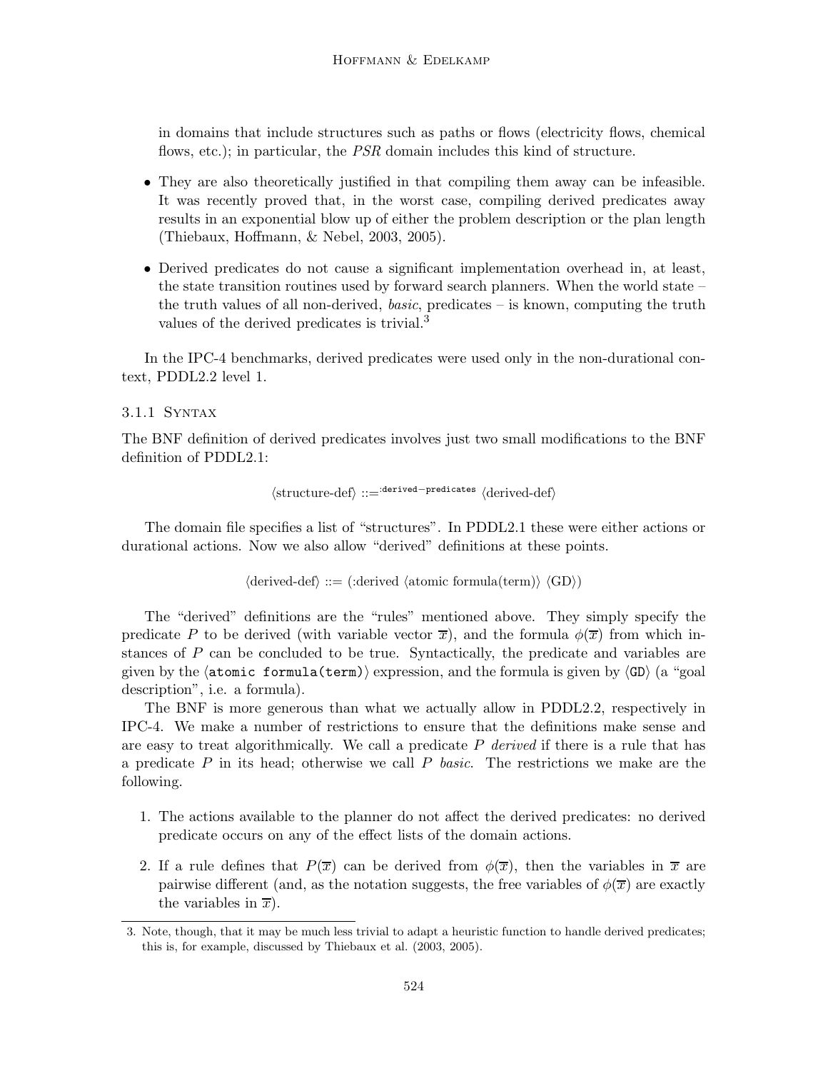in domains that include structures such as paths or flows (electricity flows, chemical flows, etc.); in particular, the *PSR* domain includes this kind of structure.

- They are also theoretically justified in that compiling them away can be infeasible. It was recently proved that, in the worst case, compiling derived predicates away results in an exponential blow up of either the problem description or the plan length (Thiebaux, Hoffmann, & Nebel, 2003, 2005).
- Derived predicates do not cause a significant implementation overhead in, at least, the state transition routines used by forward search planners. When the world state – the truth values of all non-derived, *basic*, predicates – is known, computing the truth values of the derived predicates is trivial.[3]

In the IPC-4 benchmarks, derived predicates were used only in the non-durational context, PDDL2.2 level 1.

### 3.1.1 Syntax

The BNF definition of derived predicates involves just two small modifications to the BNF definition of PDDL2.1:

$$\langle \text{structure-def} \rangle ::=^{\texttt{:derived-predicates}} \langle \text{derived-def} \rangle$$

The domain file specifies a list of "structures". In PDDL2.1 these were either actions or durational actions. Now we also allow "derived" definitions at these points.

$$\langle \text{derived-def} \rangle ::= (\text{:derived } \langle \text{atomic formula(term)} \rangle \ \langle \text{GD} \rangle)$$

The "derived" definitions are the "rules" mentioned above. They simply specify the predicate $P$ to be derived (with variable vector $\overline{x}$), and the formula $\phi(\overline{x})$ from which instances of $P$ can be concluded to be true. Syntactically, the predicate and variables are given by the ⟨`atomic formula(term)`⟩ expression, and the formula is given by ⟨`GD`⟩ (a "goal description", i.e. a formula).

The BNF is more generous than what we actually allow in PDDL2.2, respectively in IPC-4. We make a number of restrictions to ensure that the definitions make sense and are easy to treat algorithmically. We call a predicate $P$ *derived* if there is a rule that has a predicate $P$ in its head; otherwise we call $P$ *basic*. The restrictions we make are the following.

1. The actions available to the planner do not affect the derived predicates: no derived predicate occurs on any of the effect lists of the domain actions.
2. If a rule defines that $P(\overline{x})$ can be derived from $\phi(\overline{x})$, then the variables in $\overline{x}$ are pairwise different (and, as the notation suggests, the free variables of $\phi(\overline{x})$ are exactly the variables in $\overline{x}$).

3. Note, though, that it may be much less trivial to adapt a heuristic function to handle derived predicates; this is, for example, discussed by Thiebaux et al. (2003, 2005).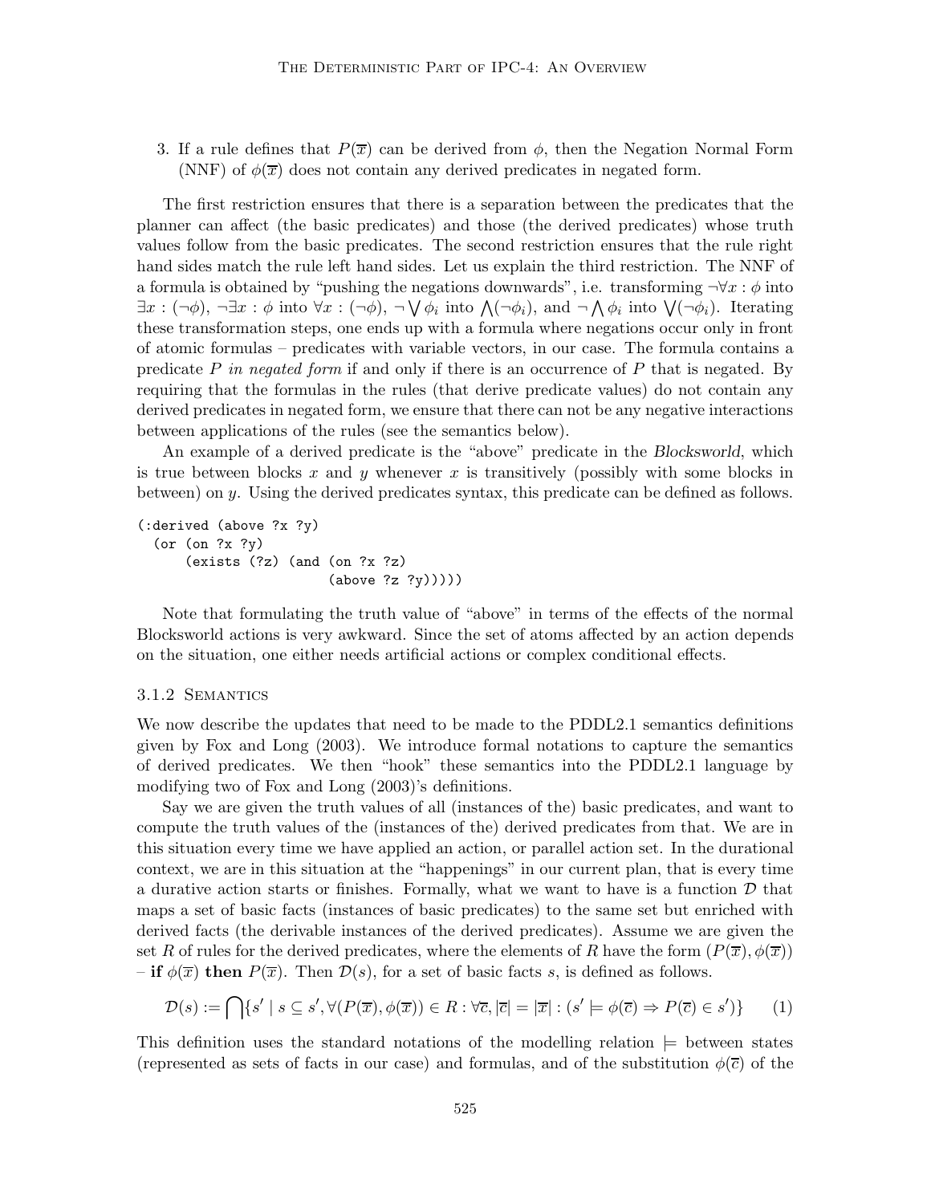3. If a rule defines that $P(\overline{x})$ can be derived from $\phi$, then the Negation Normal Form (NNF) of $\phi(\overline{x})$ does not contain any derived predicates in negated form.

The first restriction ensures that there is a separation between the predicates that the planner can affect (the basic predicates) and those (the derived predicates) whose truth values follow from the basic predicates. The second restriction ensures that the rule right hand sides match the rule left hand sides. Let us explain the third restriction. The NNF of a formula is obtained by "pushing the negations downwards", i.e. transforming $\neg\forall x : \phi$ into $\exists x : (\neg\phi)$, $\neg\exists x : \phi$ into $\forall x : (\neg\phi)$, $\neg \bigvee \phi_i$ into $\bigwedge(\neg\phi_i)$, and $\neg \bigwedge \phi_i$ into $\bigvee(\neg\phi_i)$. Iterating these transformation steps, one ends up with a formula where negations occur only in front of atomic formulas – predicates with variable vectors, in our case. The formula contains a predicate $P$ *in negated form* if and only if there is an occurrence of $P$ that is negated. By requiring that the formulas in the rules (that derive predicate values) do not contain any derived predicates in negated form, we ensure that there can not be any negative interactions between applications of the rules (see the semantics below).

An example of a derived predicate is the "above" predicate in the *Blocksworld*, which is true between blocks $x$ and $y$ whenever $x$ is transitively (possibly with some blocks in between) on $y$. Using the derived predicates syntax, this predicate can be defined as follows.

```
(:derived (above ?x ?y)
  (or (on ?x ?y)
      (exists (?z) (and (on ?x ?z)
                        (above ?z ?y)))))
```

Note that formulating the truth value of "above" in terms of the effects of the normal Blocksworld actions is very awkward. Since the set of atoms affected by an action depends on the situation, one either needs artificial actions or complex conditional effects.

### 3.1.2 Semantics

We now describe the updates that need to be made to the PDDL2.1 semantics definitions given by Fox and Long (2003). We introduce formal notations to capture the semantics of derived predicates. We then "hook" these semantics into the PDDL2.1 language by modifying two of Fox and Long (2003)'s definitions.

Say we are given the truth values of all (instances of the) basic predicates, and want to compute the truth values of the (instances of the) derived predicates from that. We are in this situation every time we have applied an action, or parallel action set. In the durational context, we are in this situation at the "happenings" in our current plan, that is every time a durative action starts or finishes. Formally, what we want to have is a function $\mathcal{D}$ that maps a set of basic facts (instances of basic predicates) to the same set but enriched with derived facts (the derivable instances of the derived predicates). Assume we are given the set $R$ of rules for the derived predicates, where the elements of $R$ have the form $(P(\overline{x}), \phi(\overline{x}))$ – **if** $\phi(\overline{x})$ **then** $P(\overline{x})$. Then $\mathcal{D}(s)$, for a set of basic facts $s$, is defined as follows.

$$\mathcal{D}(s) := \bigcap\{s' \mid s \subseteq s', \forall (P(\overline{x}), \phi(\overline{x})) \in R : \forall \overline{c}, |\overline{c}| = |\overline{x}| : (s' \models \phi(\overline{c}) \Rightarrow P(\overline{c}) \in s')\} \qquad (1)$$

This definition uses the standard notations of the modelling relation $\models$ between states (represented as sets of facts in our case) and formulas, and of the substitution $\phi(\overline{c})$ of the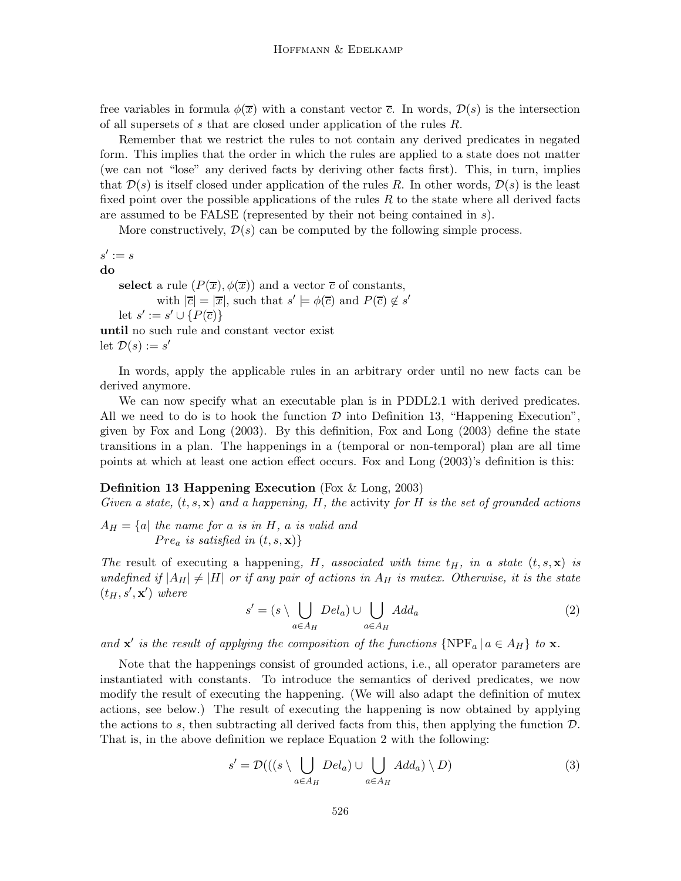free variables in formula $\phi(\overline{x})$ with a constant vector $\overline{c}$. In words, $\mathcal{D}(s)$ is the intersection of all supersets of $s$ that are closed under application of the rules $R$.

Remember that we restrict the rules to not contain any derived predicates in negated form. This implies that the order in which the rules are applied to a state does not matter (we can not "lose" any derived facts by deriving other facts first). This, in turn, implies that $\mathcal{D}(s)$ is itself closed under application of the rules $R$. In other words, $\mathcal{D}(s)$ is the least fixed point over the possible applications of the rules $R$ to the state where all derived facts are assumed to be FALSE (represented by their not being contained in $s$).

More constructively, $\mathcal{D}(s)$ can be computed by the following simple process.

$s' := s$
**do**
  **select** a rule $(P(\overline{x}), \phi(\overline{x}))$ and a vector $\overline{c}$ of constants,
    with $|\overline{c}| = |\overline{x}|$, such that $s' \models \phi(\overline{c})$ and $P(\overline{c}) \notin s'$
  let $s' := s' \cup \{P(\overline{c})\}$
**until** no such rule and constant vector exist
let $\mathcal{D}(s) := s'$

In words, apply the applicable rules in an arbitrary order until no new facts can be derived anymore.

We can now specify what an executable plan is in PDDL2.1 with derived predicates. All we need to do is to hook the function $\mathcal{D}$ into Definition 13, "Happening Execution", given by Fox and Long (2003). By this definition, Fox and Long (2003) define the state transitions in a plan. The happenings in a (temporal or non-temporal) plan are all time points at which at least one action effect occurs. Fox and Long (2003)'s definition is this:

**Definition 13 Happening Execution** (Fox & Long, 2003)
*Given a state, $(t, s, \mathbf{x})$ and a happening, $H$, the* activity *for $H$ is the set of grounded actions*

$A_H = \{a|$ *the name for $a$ is in $H$, $a$ is valid and*
  *$Pre_a$ is satisfied in $(t, s, \mathbf{x})\}$*

*The* result *of executing a happening, $H$, associated with time $t_H$, in a state $(t, s, \mathbf{x})$ is undefined if $|A_H| \neq |H|$ or if any pair of actions in $A_H$ is mutex. Otherwise, it is the state $(t_H, s', \mathbf{x}')$ where*

$$s' = (s \setminus \bigcup_{a \in A_H} Del_a) \cup \bigcup_{a \in A_H} Add_a \tag{2}$$

*and $\mathbf{x}'$ is the result of applying the composition of the functions $\{\text{NPF}_a \,|\, a \in A_H\}$ to $\mathbf{x}$.*

Note that the happenings consist of grounded actions, i.e., all operator parameters are instantiated with constants. To introduce the semantics of derived predicates, we now modify the result of executing the happening. (We will also adapt the definition of mutex actions, see below.) The result of executing the happening is now obtained by applying the actions to $s$, then subtracting all derived facts from this, then applying the function $\mathcal{D}$. That is, in the above definition we replace Equation 2 with the following:

$$s' = \mathcal{D}(((s \setminus \bigcup_{a \in A_H} Del_a) \cup \bigcup_{a \in A_H} Add_a) \setminus D) \tag{3}$$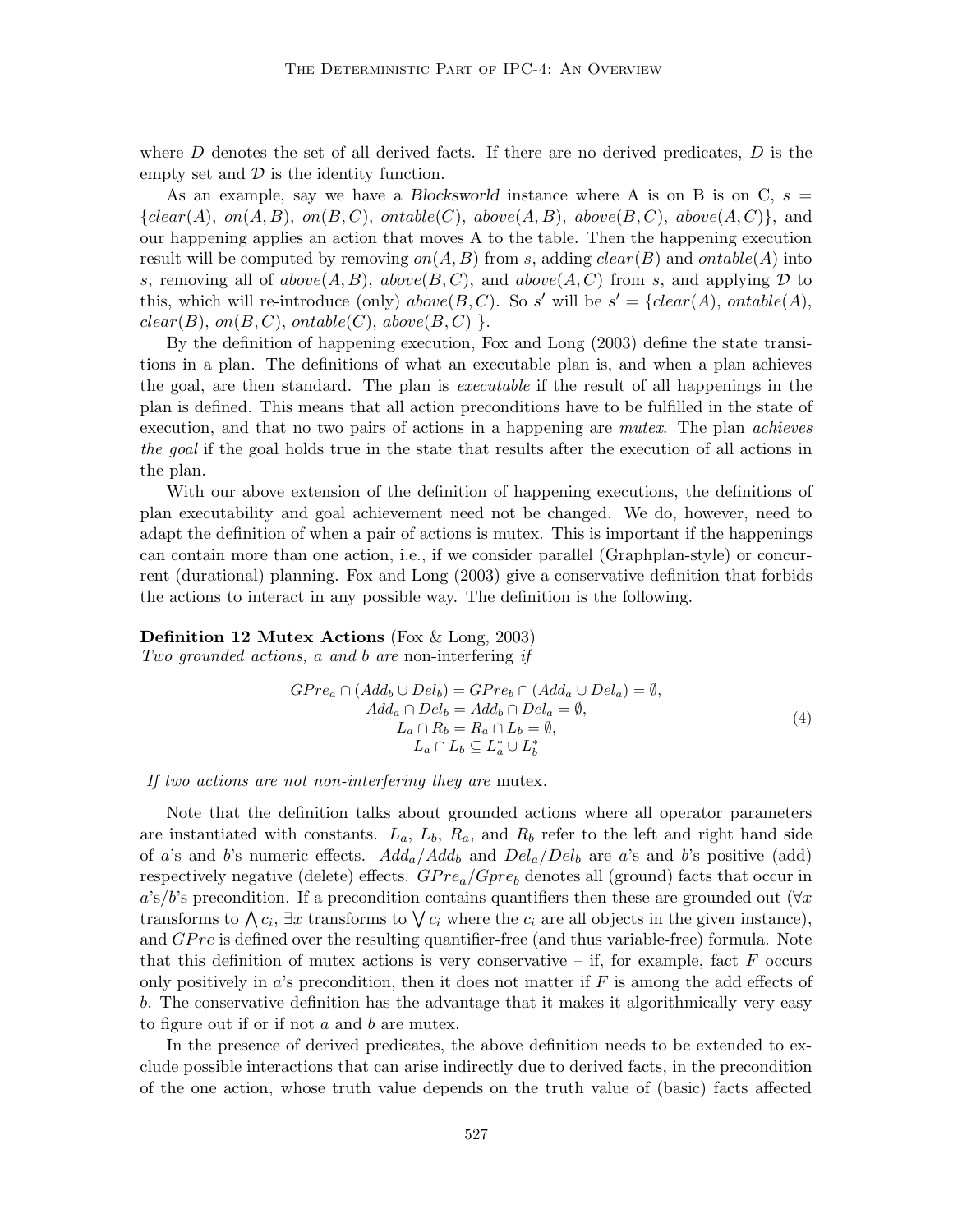where $D$ denotes the set of all derived facts. If there are no derived predicates, $D$ is the empty set and $\mathcal{D}$ is the identity function.

As an example, say we have a *Blocksworld* instance where A is on B is on C, $s = \{clear(A),\ on(A, B),\ on(B, C),\ ontable(C),\ above(A, B),\ above(B, C),\ above(A, C)\}$, and our happening applies an action that moves A to the table. Then the happening execution result will be computed by removing $on(A, B)$ from $s$, adding $clear(B)$ and $ontable(A)$ into $s$, removing all of $above(A, B)$, $above(B, C)$, and $above(A, C)$ from $s$, and applying $\mathcal{D}$ to this, which will re-introduce (only) $above(B, C)$. So $s'$ will be $s' = \{clear(A),\ ontable(A),\ clear(B),\ on(B, C),\ ontable(C),\ above(B, C)\ \}$.

By the definition of happening execution, Fox and Long (2003) define the state transitions in a plan. The definitions of what an executable plan is, and when a plan achieves the goal, are then standard. The plan is *executable* if the result of all happenings in the plan is defined. This means that all action preconditions have to be fulfilled in the state of execution, and that no two pairs of actions in a happening are *mutex*. The plan *achieves the goal* if the goal holds true in the state that results after the execution of all actions in the plan.

With our above extension of the definition of happening executions, the definitions of plan executability and goal achievement need not be changed. We do, however, need to adapt the definition of when a pair of actions is mutex. This is important if the happenings can contain more than one action, i.e., if we consider parallel (Graphplan-style) or concurrent (durational) planning. Fox and Long (2003) give a conservative definition that forbids the actions to interact in any possible way. The definition is the following.

**Definition 12 Mutex Actions** (Fox & Long, 2003)
*Two grounded actions, a and b are* non-interfering *if*

$$
\begin{gathered}
GPre_a \cap (Add_b \cup Del_b) = GPre_b \cap (Add_a \cup Del_a) = \emptyset, \\
Add_a \cap Del_b = Add_b \cap Del_a = \emptyset, \\
L_a \cap R_b = R_a \cap L_b = \emptyset, \\
L_a \cap L_b \subseteq L_a^* \cup L_b^*
\end{gathered}
\tag{4}
$$

*If two actions are not non-interfering they are* mutex.

Note that the definition talks about grounded actions where all operator parameters are instantiated with constants. $L_a$, $L_b$, $R_a$, and $R_b$ refer to the left and right hand side of $a$'s and $b$'s numeric effects. $Add_a/Add_b$ and $Del_a/Del_b$ are $a$'s and $b$'s positive (add) respectively negative (delete) effects. $GPre_a/Gpre_b$ denotes all (ground) facts that occur in $a$'s/$b$'s precondition. If a precondition contains quantifiers then these are grounded out ($\forall x$ transforms to $\bigwedge c_i$, $\exists x$ transforms to $\bigvee c_i$ where the $c_i$ are all objects in the given instance), and $GPre$ is defined over the resulting quantifier-free (and thus variable-free) formula. Note that this definition of mutex actions is very conservative – if, for example, fact $F$ occurs only positively in $a$'s precondition, then it does not matter if $F$ is among the add effects of $b$. The conservative definition has the advantage that it makes it algorithmically very easy to figure out if or if not $a$ and $b$ are mutex.

In the presence of derived predicates, the above definition needs to be extended to exclude possible interactions that can arise indirectly due to derived facts, in the precondition of the one action, whose truth value depends on the truth value of (basic) facts affected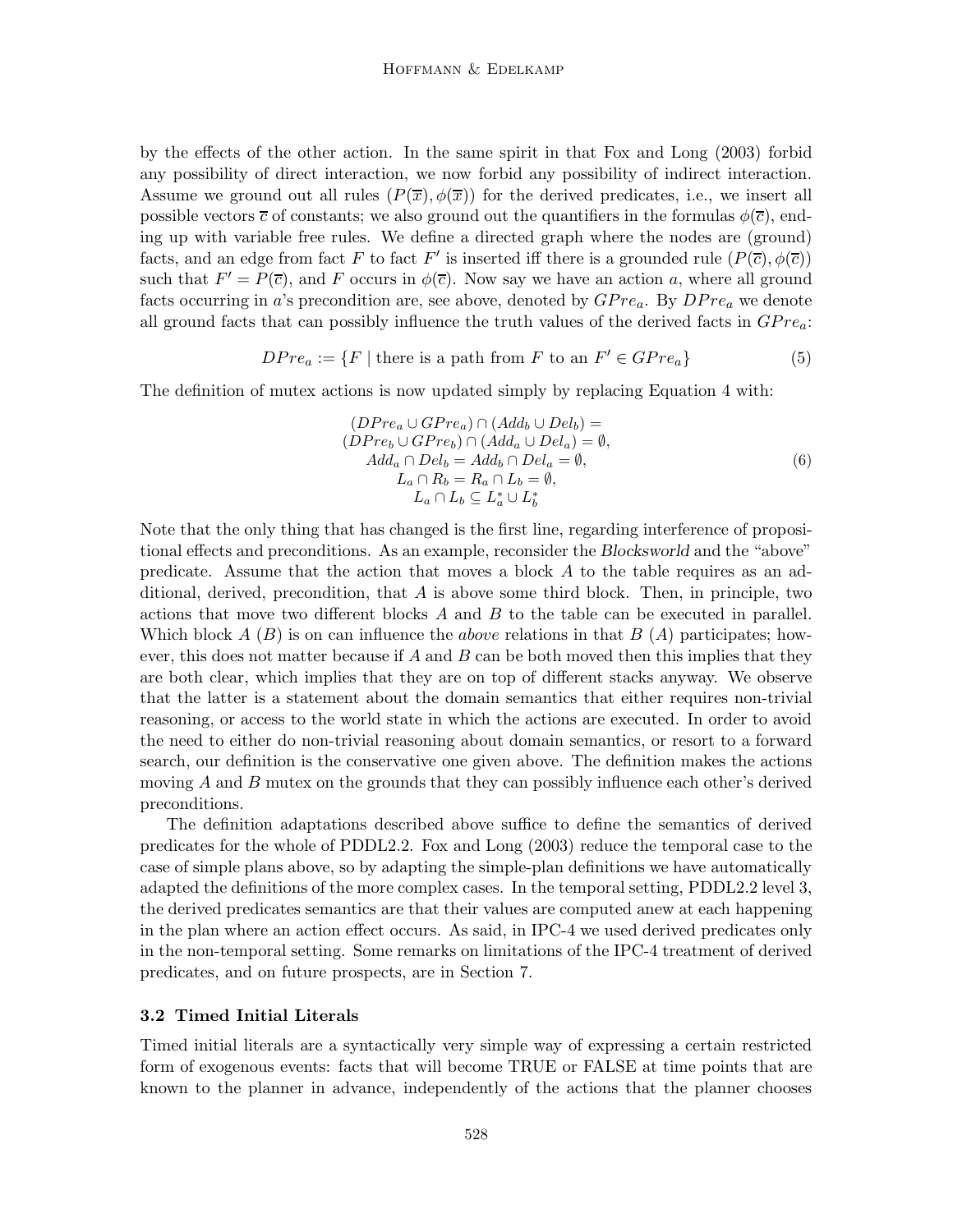by the effects of the other action. In the same spirit in that Fox and Long (2003) forbid any possibility of direct interaction, we now forbid any possibility of indirect interaction. Assume we ground out all rules $(P(\overline{x}), \phi(\overline{x}))$ for the derived predicates, i.e., we insert all possible vectors $\overline{c}$ of constants; we also ground out the quantifiers in the formulas $\phi(\overline{c})$, ending up with variable free rules. We define a directed graph where the nodes are (ground) facts, and an edge from fact $F$ to fact $F'$ is inserted iff there is a grounded rule $(P(\overline{c}), \phi(\overline{c}))$ such that $F' = P(\overline{c})$, and $F$ occurs in $\phi(\overline{c})$. Now say we have an action $a$, where all ground facts occurring in $a$'s precondition are, see above, denoted by $GPre_a$. By $DPre_a$ we denote all ground facts that can possibly influence the truth values of the derived facts in $GPre_a$:

$$DPre_a := \{F \mid \text{there is a path from } F \text{ to an } F' \in GPre_a\} \tag{5}$$

The definition of mutex actions is now updated simply by replacing Equation 4 with:

$$\begin{array}{c} (DPre_a \cup GPre_a) \cap (Add_b \cup Del_b) = \\ (DPre_b \cup GPre_b) \cap (Add_a \cup Del_a) = \emptyset, \\ Add_a \cap Del_b = Add_b \cap Del_a = \emptyset, \\ L_a \cap R_b = R_a \cap L_b = \emptyset, \\ L_a \cap L_b \subseteq L_a^* \cup L_b^* \end{array} \tag{6}$$

Note that the only thing that has changed is the first line, regarding interference of propositional effects and preconditions. As an example, reconsider the *Blocksworld* and the "above" predicate. Assume that the action that moves a block $A$ to the table requires as an additional, derived, precondition, that $A$ is above some third block. Then, in principle, two actions that move two different blocks $A$ and $B$ to the table can be executed in parallel. Which block $A$ ($B$) is on can influence the *above* relations in that $B$ ($A$) participates; however, this does not matter because if $A$ and $B$ can be both moved then this implies that they are both clear, which implies that they are on top of different stacks anyway. We observe that the latter is a statement about the domain semantics that either requires non-trivial reasoning, or access to the world state in which the actions are executed. In order to avoid the need to either do non-trivial reasoning about domain semantics, or resort to a forward search, our definition is the conservative one given above. The definition makes the actions moving $A$ and $B$ mutex on the grounds that they can possibly influence each other's derived preconditions.

The definition adaptations described above suffice to define the semantics of derived predicates for the whole of PDDL2.2. Fox and Long (2003) reduce the temporal case to the case of simple plans above, so by adapting the simple-plan definitions we have automatically adapted the definitions of the more complex cases. In the temporal setting, PDDL2.2 level 3, the derived predicates semantics are that their values are computed anew at each happening in the plan where an action effect occurs. As said, in IPC-4 we used derived predicates only in the non-temporal setting. Some remarks on limitations of the IPC-4 treatment of derived predicates, and on future prospects, are in Section 7.

### 3.2 Timed Initial Literals

Timed initial literals are a syntactically very simple way of expressing a certain restricted form of exogenous events: facts that will become TRUE or FALSE at time points that are known to the planner in advance, independently of the actions that the planner chooses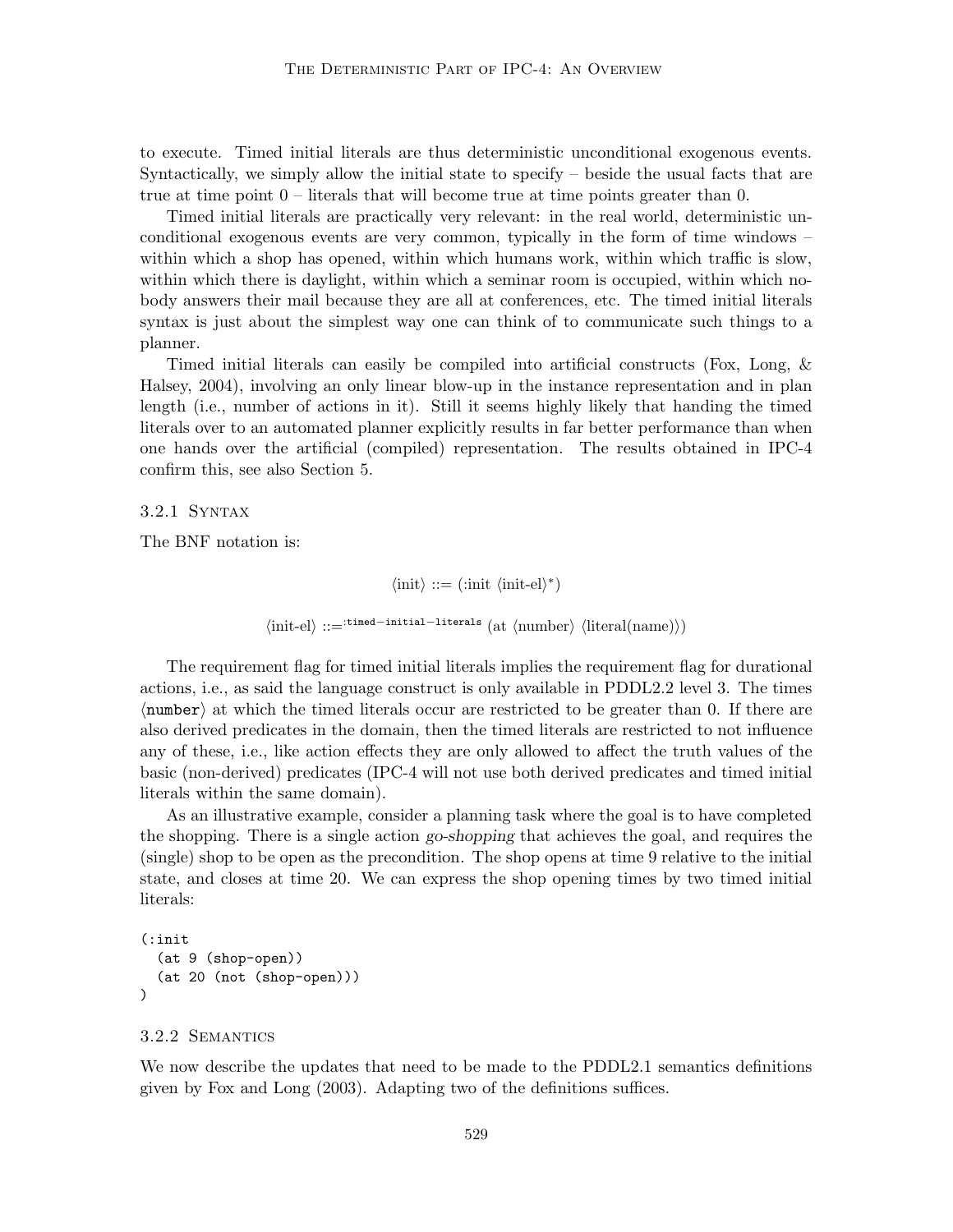to execute. Timed initial literals are thus deterministic unconditional exogenous events. Syntactically, we simply allow the initial state to specify – beside the usual facts that are true at time point 0 – literals that will become true at time points greater than 0.

Timed initial literals are practically very relevant: in the real world, deterministic unconditional exogenous events are very common, typically in the form of time windows – within which a shop has opened, within which humans work, within which traffic is slow, within which there is daylight, within which a seminar room is occupied, within which nobody answers their mail because they are all at conferences, etc. The timed initial literals syntax is just about the simplest way one can think of to communicate such things to a planner.

Timed initial literals can easily be compiled into artificial constructs (Fox, Long, & Halsey, 2004), involving an only linear blow-up in the instance representation and in plan length (i.e., number of actions in it). Still it seems highly likely that handing the timed literals over to an automated planner explicitly results in far better performance than when one hands over the artificial (compiled) representation. The results obtained in IPC-4 confirm this, see also Section 5.

#### 3.2.1 Syntax

The BNF notation is:

$$\langle \text{init} \rangle ::= (\text{:init } \langle \text{init-el} \rangle^*)$$

$$\langle \text{init-el} \rangle ::=^{\texttt{:timed-initial-literals}} (\text{at } \langle \text{number} \rangle \ \langle \text{literal(name)} \rangle)$$

The requirement flag for timed initial literals implies the requirement flag for durational actions, i.e., as said the language construct is only available in PDDL2.2 level 3. The times ⟨`number`⟩ at which the timed literals occur are restricted to be greater than 0. If there are also derived predicates in the domain, then the timed literals are restricted to not influence any of these, i.e., like action effects they are only allowed to affect the truth values of the basic (non-derived) predicates (IPC-4 will not use both derived predicates and timed initial literals within the same domain).

As an illustrative example, consider a planning task where the goal is to have completed the shopping. There is a single action *go-shopping* that achieves the goal, and requires the (single) shop to be open as the precondition. The shop opens at time 9 relative to the initial state, and closes at time 20. We can express the shop opening times by two timed initial literals:

```
(:init
  (at 9 (shop-open))
  (at 20 (not (shop-open)))
)
```

#### 3.2.2 Semantics

We now describe the updates that need to be made to the PDDL2.1 semantics definitions given by Fox and Long (2003). Adapting two of the definitions suffices.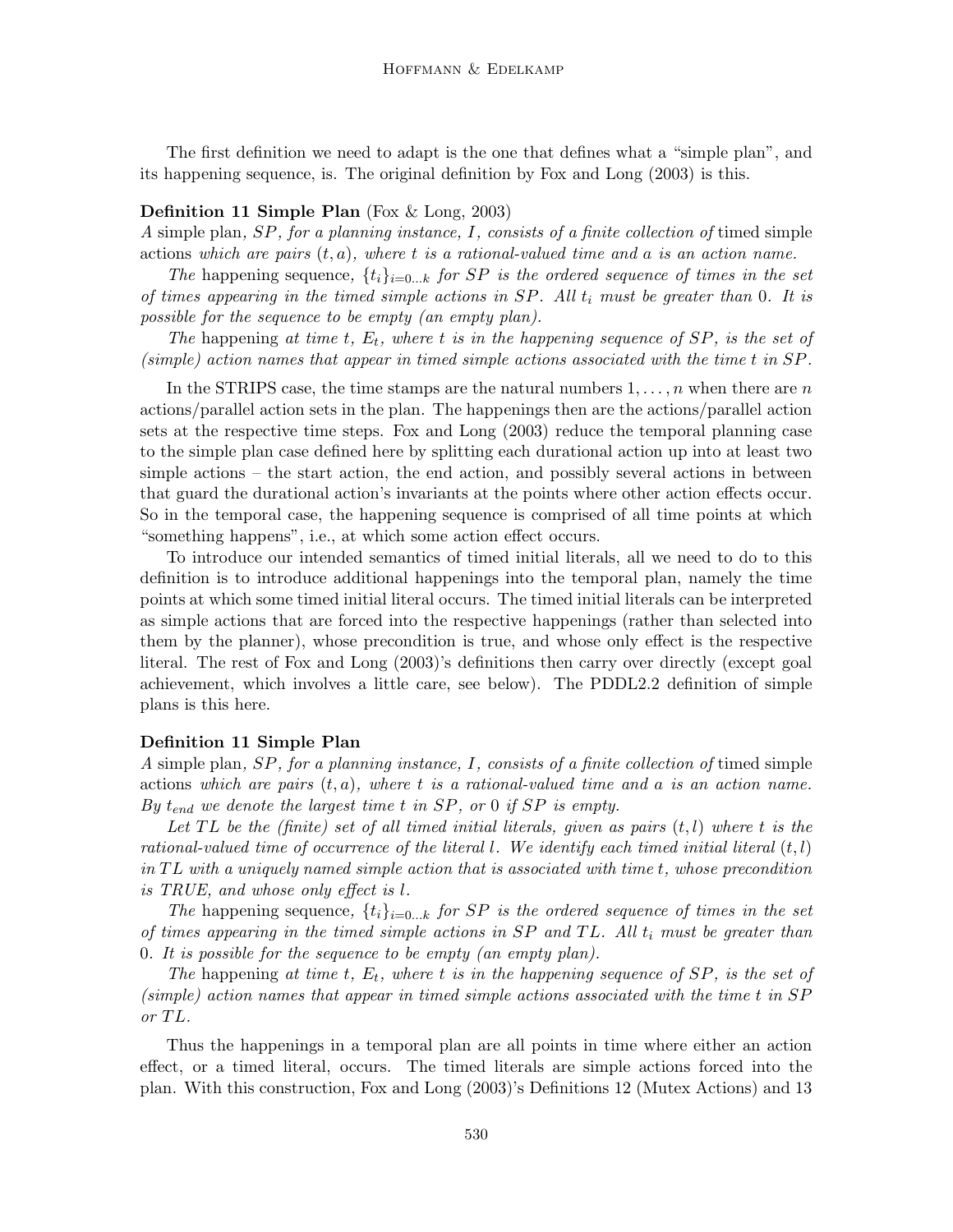The first definition we need to adapt is the one that defines what a "simple plan", and its happening sequence, is. The original definition by Fox and Long (2003) is this.

**Definition 11 Simple Plan** (Fox & Long, 2003)
*A* simple plan*, $SP$, for a planning instance, $I$, consists of a finite collection of* timed simple actions *which are pairs $(t, a)$, where $t$ is a rational-valued time and $a$ is an action name.*

*The* happening sequence*, $\{t_i\}_{i=0...k}$ for $SP$ is the ordered sequence of times in the set of times appearing in the timed simple actions in $SP$. All $t_i$ must be greater than 0. It is possible for the sequence to be empty (an empty plan).*

*The* happening *at time $t$, $E_t$, where $t$ is in the happening sequence of $SP$, is the set of (simple) action names that appear in timed simple actions associated with the time $t$ in $SP$.*

In the STRIPS case, the time stamps are the natural numbers $1, \ldots, n$ when there are $n$ actions/parallel action sets in the plan. The happenings then are the actions/parallel action sets at the respective time steps. Fox and Long (2003) reduce the temporal planning case to the simple plan case defined here by splitting each durational action up into at least two simple actions – the start action, the end action, and possibly several actions in between that guard the durational action's invariants at the points where other action effects occur. So in the temporal case, the happening sequence is comprised of all time points at which "something happens", i.e., at which some action effect occurs.

To introduce our intended semantics of timed initial literals, all we need to do to this definition is to introduce additional happenings into the temporal plan, namely the time points at which some timed initial literal occurs. The timed initial literals can be interpreted as simple actions that are forced into the respective happenings (rather than selected into them by the planner), whose precondition is true, and whose only effect is the respective literal. The rest of Fox and Long (2003)'s definitions then carry over directly (except goal achievement, which involves a little care, see below). The PDDL2.2 definition of simple plans is this here.

**Definition 11 Simple Plan**
*A* simple plan*, $SP$, for a planning instance, $I$, consists of a finite collection of* timed simple actions *which are pairs $(t, a)$, where $t$ is a rational-valued time and $a$ is an action name. By $t_{end}$ we denote the largest time $t$ in $SP$, or 0 if $SP$ is empty.*

*Let $TL$ be the (finite) set of all timed initial literals, given as pairs $(t, l)$ where $t$ is the rational-valued time of occurrence of the literal $l$. We identify each timed initial literal $(t, l)$ in $TL$ with a uniquely named simple action that is associated with time $t$, whose precondition is TRUE, and whose only effect is $l$.*

*The* happening sequence*, $\{t_i\}_{i=0...k}$ for $SP$ is the ordered sequence of times in the set of times appearing in the timed simple actions in $SP$ and $TL$. All $t_i$ must be greater than 0. It is possible for the sequence to be empty (an empty plan).*

*The* happening *at time $t$, $E_t$, where $t$ is in the happening sequence of $SP$, is the set of (simple) action names that appear in timed simple actions associated with the time $t$ in $SP$ or $TL$.*

Thus the happenings in a temporal plan are all points in time where either an action effect, or a timed literal, occurs. The timed literals are simple actions forced into the plan. With this construction, Fox and Long (2003)'s Definitions 12 (Mutex Actions) and 13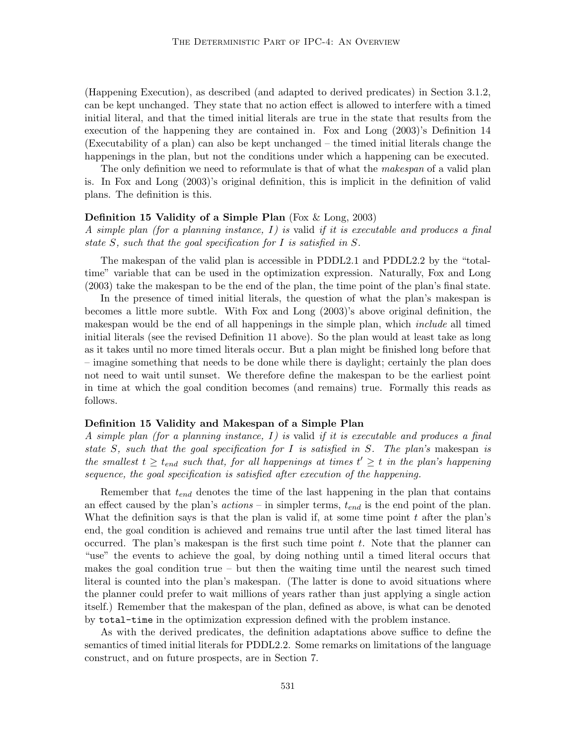(Happening Execution), as described (and adapted to derived predicates) in Section 3.1.2, can be kept unchanged. They state that no action effect is allowed to interfere with a timed initial literal, and that the timed initial literals are true in the state that results from the execution of the happening they are contained in. Fox and Long (2003)'s Definition 14 (Executability of a plan) can also be kept unchanged – the timed initial literals change the happenings in the plan, but not the conditions under which a happening can be executed.

The only definition we need to reformulate is that of what the *makespan* of a valid plan is. In Fox and Long (2003)'s original definition, this is implicit in the definition of valid plans. The definition is this.

**Definition 15 Validity of a Simple Plan** (Fox & Long, 2003)
*A simple plan (for a planning instance, I) is* valid *if it is executable and produces a final state S, such that the goal specification for I is satisfied in S.*

The makespan of the valid plan is accessible in PDDL2.1 and PDDL2.2 by the "total-time" variable that can be used in the optimization expression. Naturally, Fox and Long (2003) take the makespan to be the end of the plan, the time point of the plan's final state.

In the presence of timed initial literals, the question of what the plan's makespan is becomes a little more subtle. With Fox and Long (2003)'s above original definition, the makespan would be the end of all happenings in the simple plan, which *include* all timed initial literals (see the revised Definition 11 above). So the plan would at least take as long as it takes until no more timed literals occur. But a plan might be finished long before that – imagine something that needs to be done while there is daylight; certainly the plan does not need to wait until sunset. We therefore define the makespan to be the earliest point in time at which the goal condition becomes (and remains) true. Formally this reads as follows.

**Definition 15 Validity and Makespan of a Simple Plan**
*A simple plan (for a planning instance, I) is* valid *if it is executable and produces a final state S, such that the goal specification for I is satisfied in S. The plan's* makespan *is the smallest $t \geq t_{end}$ such that, for all happenings at times $t' \geq t$ in the plan's happening sequence, the goal specification is satisfied after execution of the happening.*

Remember that $t_{end}$ denotes the time of the last happening in the plan that contains an effect caused by the plan's *actions* – in simpler terms, $t_{end}$ is the end point of the plan. What the definition says is that the plan is valid if, at some time point $t$ after the plan's end, the goal condition is achieved and remains true until after the last timed literal has occurred. The plan's makespan is the first such time point $t$. Note that the planner can "use" the events to achieve the goal, by doing nothing until a timed literal occurs that makes the goal condition true – but then the waiting time until the nearest such timed literal is counted into the plan's makespan. (The latter is done to avoid situations where the planner could prefer to wait millions of years rather than just applying a single action itself.) Remember that the makespan of the plan, defined as above, is what can be denoted by `total-time` in the optimization expression defined with the problem instance.

As with the derived predicates, the definition adaptations above suffice to define the semantics of timed initial literals for PDDL2.2. Some remarks on limitations of the language construct, and on future prospects, are in Section 7.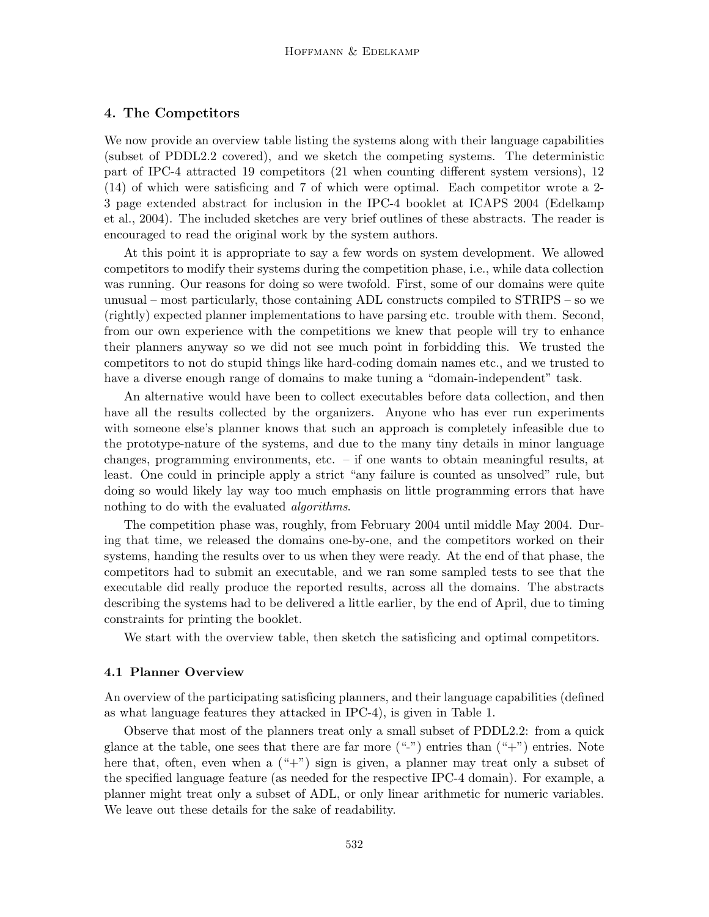## 4. The Competitors

We now provide an overview table listing the systems along with their language capabilities (subset of PDDL2.2 covered), and we sketch the competing systems. The deterministic part of IPC-4 attracted 19 competitors (21 when counting different system versions), 12 (14) of which were satisficing and 7 of which were optimal. Each competitor wrote a 2-3 page extended abstract for inclusion in the IPC-4 booklet at ICAPS 2004 (Edelkamp et al., 2004). The included sketches are very brief outlines of these abstracts. The reader is encouraged to read the original work by the system authors.

At this point it is appropriate to say a few words on system development. We allowed competitors to modify their systems during the competition phase, i.e., while data collection was running. Our reasons for doing so were twofold. First, some of our domains were quite unusual – most particularly, those containing ADL constructs compiled to STRIPS – so we (rightly) expected planner implementations to have parsing etc. trouble with them. Second, from our own experience with the competitions we knew that people will try to enhance their planners anyway so we did not see much point in forbidding this. We trusted the competitors to not do stupid things like hard-coding domain names etc., and we trusted to have a diverse enough range of domains to make tuning a "domain-independent" task.

An alternative would have been to collect executables before data collection, and then have all the results collected by the organizers. Anyone who has ever run experiments with someone else's planner knows that such an approach is completely infeasible due to the prototype-nature of the systems, and due to the many tiny details in minor language changes, programming environments, etc. – if one wants to obtain meaningful results, at least. One could in principle apply a strict "any failure is counted as unsolved" rule, but doing so would likely lay way too much emphasis on little programming errors that have nothing to do with the evaluated *algorithms*.

The competition phase was, roughly, from February 2004 until middle May 2004. During that time, we released the domains one-by-one, and the competitors worked on their systems, handing the results over to us when they were ready. At the end of that phase, the competitors had to submit an executable, and we ran some sampled tests to see that the executable did really produce the reported results, across all the domains. The abstracts describing the systems had to be delivered a little earlier, by the end of April, due to timing constraints for printing the booklet.

We start with the overview table, then sketch the satisficing and optimal competitors.

### 4.1 Planner Overview

An overview of the participating satisficing planners, and their language capabilities (defined as what language features they attacked in IPC-4), is given in Table 1.

Observe that most of the planners treat only a small subset of PDDL2.2: from a quick glance at the table, one sees that there are far more ("-") entries than ("+") entries. Note here that, often, even when a ("+") sign is given, a planner may treat only a subset of the specified language feature (as needed for the respective IPC-4 domain). For example, a planner might treat only a subset of ADL, or only linear arithmetic for numeric variables. We leave out these details for the sake of readability.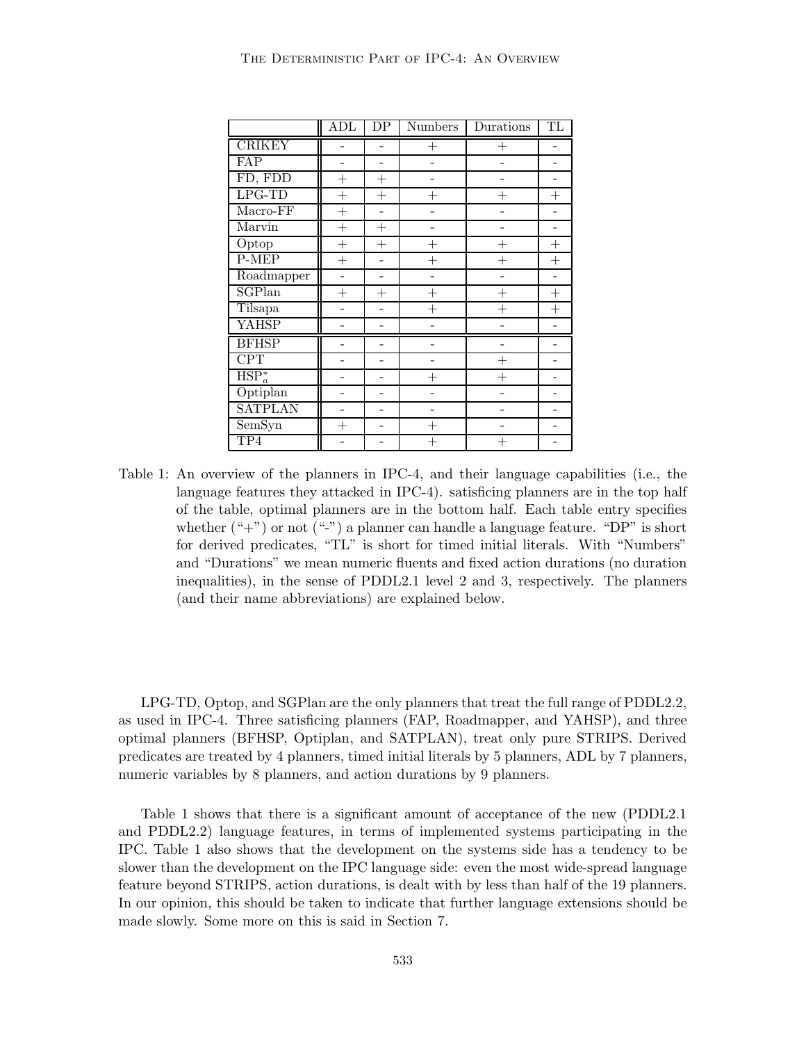| | ADL | DP | Numbers | Durations | TL |
|---|---|---|---|---|---|
| CRIKEY | - | - | + | + | - |
| FAP | - | - | - | - | - |
| FD, FDD | + | + | - | - | - |
| LPG-TD | + | + | + | + | + |
| Macro-FF | + | - | - | - | - |
| Marvin | + | + | - | - | - |
| Optop | + | + | + | + | + |
| P-MEP | + | - | + | + | + |
| Roadmapper | - | - | - | - | - |
| SGPlan | + | + | + | + | + |
| Tilsapa | - | - | + | + | + |
| YAHSP | - | - | - | - | - |
| BFHSP | - | - | - | - | - |
| CPT | - | - | - | + | - |
| $HSP_a^*$ | - | - | + | + | - |
| Optiplan | - | - | - | - | - |
| SATPLAN | - | - | - | - | - |
| SemSyn | + | - | + | - | - |
| TP4 | - | - | + | + | - |

Table 1: An overview of the planners in IPC-4, and their language capabilities (i.e., the language features they attacked in IPC-4). satisficing planners are in the top half of the table, optimal planners are in the bottom half. Each table entry specifies whether ("+") or not ("-") a planner can handle a language feature. "DP" is short for derived predicates, "TL" is short for timed initial literals. With "Numbers" and "Durations" we mean numeric fluents and fixed action durations (no duration inequalities), in the sense of PDDL2.1 level 2 and 3, respectively. The planners (and their name abbreviations) are explained below.

LPG-TD, Optop, and SGPlan are the only planners that treat the full range of PDDL2.2, as used in IPC-4. Three satisficing planners (FAP, Roadmapper, and YAHSP), and three optimal planners (BFHSP, Optiplan, and SATPLAN), treat only pure STRIPS. Derived predicates are treated by 4 planners, timed initial literals by 5 planners, ADL by 7 planners, numeric variables by 8 planners, and action durations by 9 planners.

Table 1 shows that there is a significant amount of acceptance of the new (PDDL2.1 and PDDL2.2) language features, in terms of implemented systems participating in the IPC. Table 1 also shows that the development on the systems side has a tendency to be slower than the development on the IPC language side: even the most wide-spread language feature beyond STRIPS, action durations, is dealt with by less than half of the 19 planners. In our opinion, this should be taken to indicate that further language extensions should be made slowly. Some more on this is said in Section 7.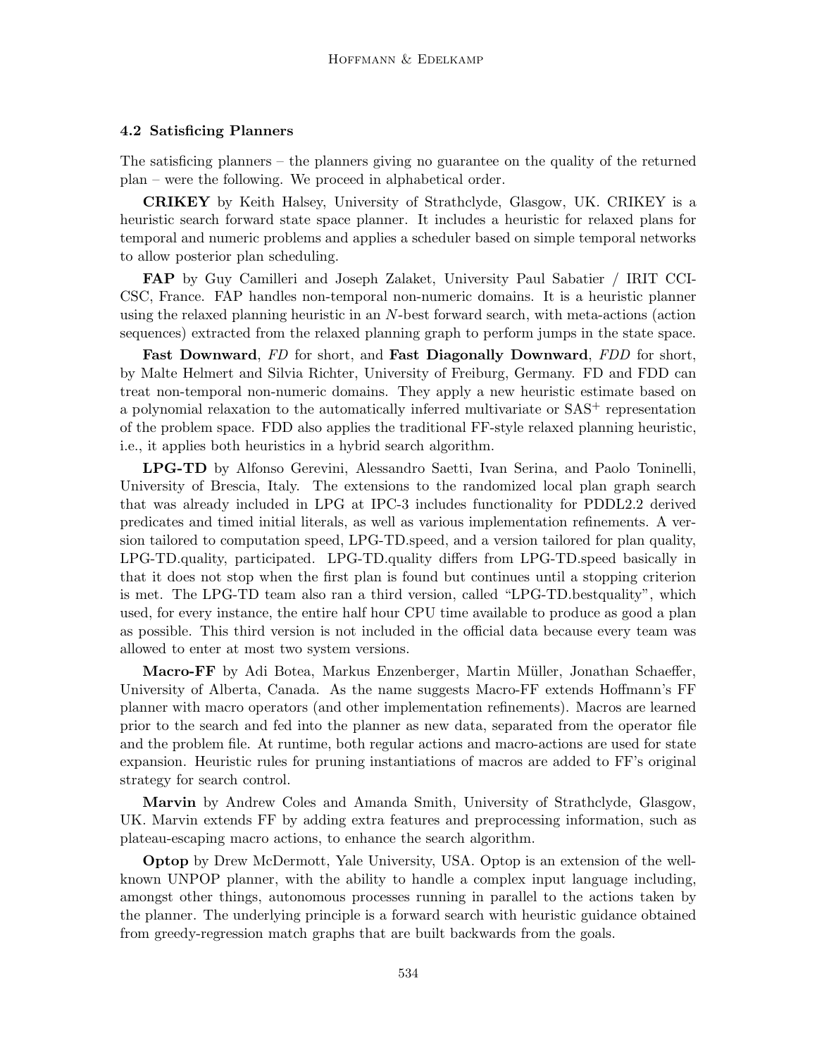### 4.2 Satisficing Planners

The satisficing planners – the planners giving no guarantee on the quality of the returned plan – were the following. We proceed in alphabetical order.

**CRIKEY** by Keith Halsey, University of Strathclyde, Glasgow, UK. CRIKEY is a heuristic search forward state space planner. It includes a heuristic for relaxed plans for temporal and numeric problems and applies a scheduler based on simple temporal networks to allow posterior plan scheduling.

**FAP** by Guy Camilleri and Joseph Zalaket, University Paul Sabatier / IRIT CCI-CSC, France. FAP handles non-temporal non-numeric domains. It is a heuristic planner using the relaxed planning heuristic in an $N$-best forward search, with meta-actions (action sequences) extracted from the relaxed planning graph to perform jumps in the state space.

**Fast Downward**, *FD* for short, and **Fast Diagonally Downward**, *FDD* for short, by Malte Helmert and Silvia Richter, University of Freiburg, Germany. FD and FDD can treat non-temporal non-numeric domains. They apply a new heuristic estimate based on a polynomial relaxation to the automatically inferred multivariate or $\text{SAS}^+$ representation of the problem space. FDD also applies the traditional FF-style relaxed planning heuristic, i.e., it applies both heuristics in a hybrid search algorithm.

**LPG-TD** by Alfonso Gerevini, Alessandro Saetti, Ivan Serina, and Paolo Toninelli, University of Brescia, Italy. The extensions to the randomized local plan graph search that was already included in LPG at IPC-3 includes functionality for PDDL2.2 derived predicates and timed initial literals, as well as various implementation refinements. A version tailored to computation speed, LPG-TD.speed, and a version tailored for plan quality, LPG-TD.quality, participated. LPG-TD.quality differs from LPG-TD.speed basically in that it does not stop when the first plan is found but continues until a stopping criterion is met. The LPG-TD team also ran a third version, called "LPG-TD.bestquality", which used, for every instance, the entire half hour CPU time available to produce as good a plan as possible. This third version is not included in the official data because every team was allowed to enter at most two system versions.

**Macro-FF** by Adi Botea, Markus Enzenberger, Martin Müller, Jonathan Schaeffer, University of Alberta, Canada. As the name suggests Macro-FF extends Hoffmann's FF planner with macro operators (and other implementation refinements). Macros are learned prior to the search and fed into the planner as new data, separated from the operator file and the problem file. At runtime, both regular actions and macro-actions are used for state expansion. Heuristic rules for pruning instantiations of macros are added to FF's original strategy for search control.

**Marvin** by Andrew Coles and Amanda Smith, University of Strathclyde, Glasgow, UK. Marvin extends FF by adding extra features and preprocessing information, such as plateau-escaping macro actions, to enhance the search algorithm.

**Optop** by Drew McDermott, Yale University, USA. Optop is an extension of the well-known UNPOP planner, with the ability to handle a complex input language including, amongst other things, autonomous processes running in parallel to the actions taken by the planner. The underlying principle is a forward search with heuristic guidance obtained from greedy-regression match graphs that are built backwards from the goals.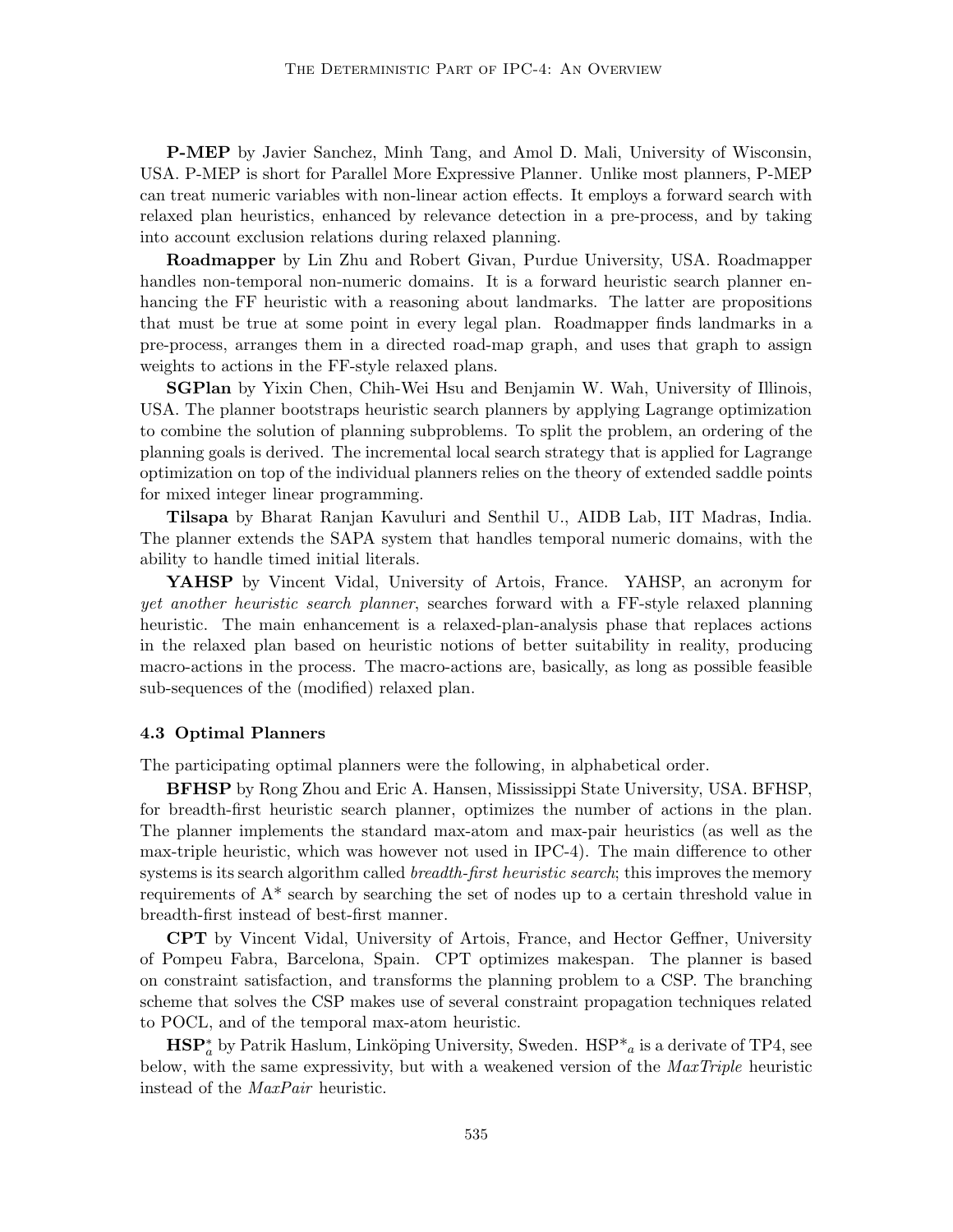**P-MEP** by Javier Sanchez, Minh Tang, and Amol D. Mali, University of Wisconsin, USA. P-MEP is short for Parallel More Expressive Planner. Unlike most planners, P-MEP can treat numeric variables with non-linear action effects. It employs a forward search with relaxed plan heuristics, enhanced by relevance detection in a pre-process, and by taking into account exclusion relations during relaxed planning.

**Roadmapper** by Lin Zhu and Robert Givan, Purdue University, USA. Roadmapper handles non-temporal non-numeric domains. It is a forward heuristic search planner enhancing the FF heuristic with a reasoning about landmarks. The latter are propositions that must be true at some point in every legal plan. Roadmapper finds landmarks in a pre-process, arranges them in a directed road-map graph, and uses that graph to assign weights to actions in the FF-style relaxed plans.

**SGPlan** by Yixin Chen, Chih-Wei Hsu and Benjamin W. Wah, University of Illinois, USA. The planner bootstraps heuristic search planners by applying Lagrange optimization to combine the solution of planning subproblems. To split the problem, an ordering of the planning goals is derived. The incremental local search strategy that is applied for Lagrange optimization on top of the individual planners relies on the theory of extended saddle points for mixed integer linear programming.

**Tilsapa** by Bharat Ranjan Kavuluri and Senthil U., AIDB Lab, IIT Madras, India. The planner extends the SAPA system that handles temporal numeric domains, with the ability to handle timed initial literals.

**YAHSP** by Vincent Vidal, University of Artois, France. YAHSP, an acronym for *yet another heuristic search planner*, searches forward with a FF-style relaxed planning heuristic. The main enhancement is a relaxed-plan-analysis phase that replaces actions in the relaxed plan based on heuristic notions of better suitability in reality, producing macro-actions in the process. The macro-actions are, basically, as long as possible feasible sub-sequences of the (modified) relaxed plan.

### 4.3 Optimal Planners

The participating optimal planners were the following, in alphabetical order.

**BFHSP** by Rong Zhou and Eric A. Hansen, Mississippi State University, USA. BFHSP, for breadth-first heuristic search planner, optimizes the number of actions in the plan. The planner implements the standard max-atom and max-pair heuristics (as well as the max-triple heuristic, which was however not used in IPC-4). The main difference to other systems is its search algorithm called *breadth-first heuristic search*; this improves the memory requirements of A* search by searching the set of nodes up to a certain threshold value in breadth-first instead of best-first manner.

**CPT** by Vincent Vidal, University of Artois, France, and Hector Geffner, University of Pompeu Fabra, Barcelona, Spain. CPT optimizes makespan. The planner is based on constraint satisfaction, and transforms the planning problem to a CSP. The branching scheme that solves the CSP makes use of several constraint propagation techniques related to POCL, and of the temporal max-atom heuristic.

**$\mathbf{HSP}^*_a$** by Patrik Haslum, Linköping University, Sweden. $\mathrm{HSP}^*_a$ is a derivate of TP4, see below, with the same expressivity, but with a weakened version of the *MaxTriple* heuristic instead of the *MaxPair* heuristic.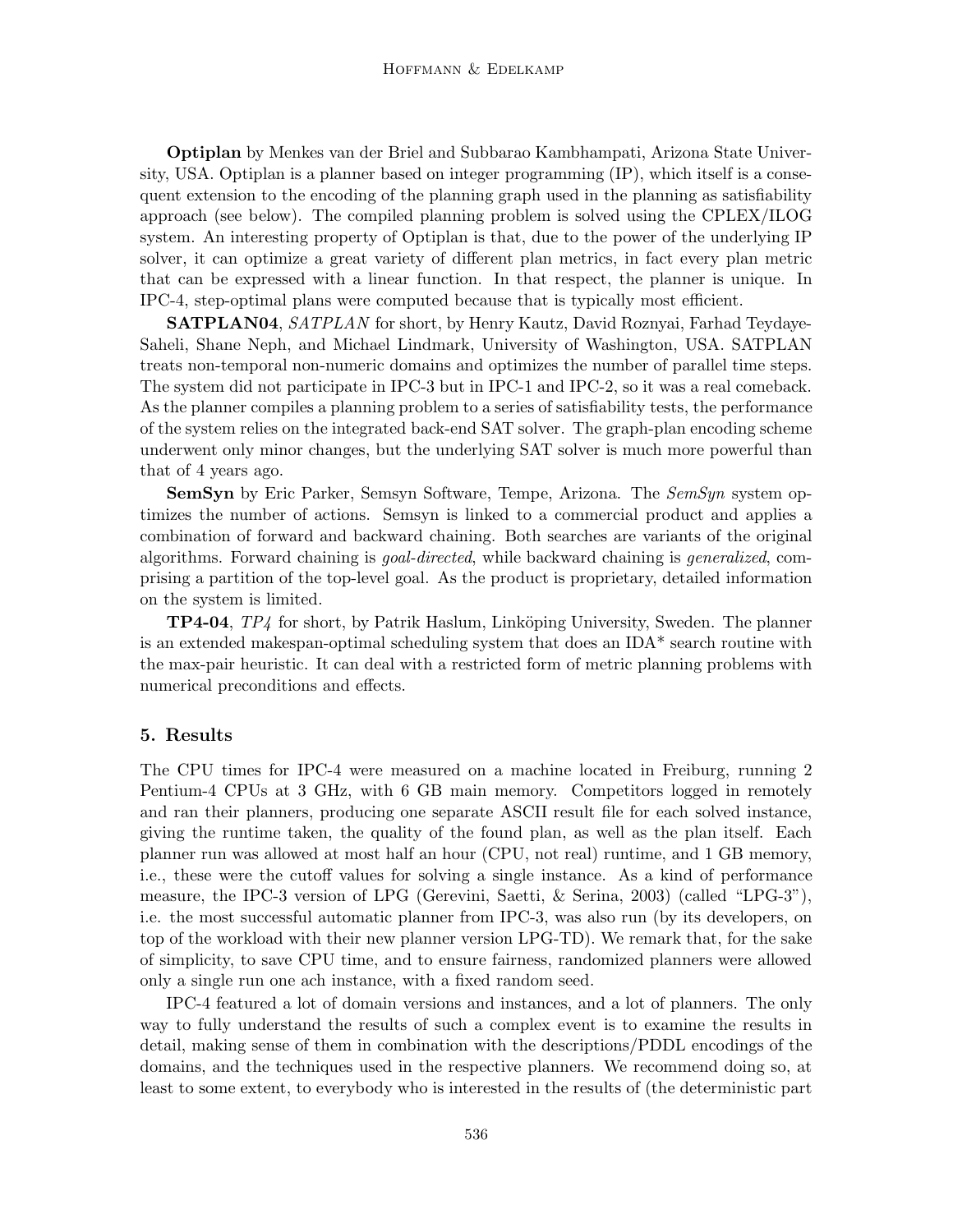**Optiplan** by Menkes van der Briel and Subbarao Kambhampati, Arizona State University, USA. Optiplan is a planner based on integer programming (IP), which itself is a consequent extension to the encoding of the planning graph used in the planning as satisfiability approach (see below). The compiled planning problem is solved using the CPLEX/ILOG system. An interesting property of Optiplan is that, due to the power of the underlying IP solver, it can optimize a great variety of different plan metrics, in fact every plan metric that can be expressed with a linear function. In that respect, the planner is unique. In IPC-4, step-optimal plans were computed because that is typically most efficient.

**SATPLAN04**, *SATPLAN* for short, by Henry Kautz, David Roznyai, Farhad Teydaye-Saheli, Shane Neph, and Michael Lindmark, University of Washington, USA. SATPLAN treats non-temporal non-numeric domains and optimizes the number of parallel time steps. The system did not participate in IPC-3 but in IPC-1 and IPC-2, so it was a real comeback. As the planner compiles a planning problem to a series of satisfiability tests, the performance of the system relies on the integrated back-end SAT solver. The graph-plan encoding scheme underwent only minor changes, but the underlying SAT solver is much more powerful than that of 4 years ago.

**SemSyn** by Eric Parker, Semsyn Software, Tempe, Arizona. The *SemSyn* system optimizes the number of actions. Semsyn is linked to a commercial product and applies a combination of forward and backward chaining. Both searches are variants of the original algorithms. Forward chaining is *goal-directed*, while backward chaining is *generalized*, comprising a partition of the top-level goal. As the product is proprietary, detailed information on the system is limited.

**TP4-04**, *TP4* for short, by Patrik Haslum, Linköping University, Sweden. The planner is an extended makespan-optimal scheduling system that does an IDA* search routine with the max-pair heuristic. It can deal with a restricted form of metric planning problems with numerical preconditions and effects.

## 5. Results

The CPU times for IPC-4 were measured on a machine located in Freiburg, running 2 Pentium-4 CPUs at 3 GHz, with 6 GB main memory. Competitors logged in remotely and ran their planners, producing one separate ASCII result file for each solved instance, giving the runtime taken, the quality of the found plan, as well as the plan itself. Each planner run was allowed at most half an hour (CPU, not real) runtime, and 1 GB memory, i.e., these were the cutoff values for solving a single instance. As a kind of performance measure, the IPC-3 version of LPG (Gerevini, Saetti, & Serina, 2003) (called "LPG-3"), i.e. the most successful automatic planner from IPC-3, was also run (by its developers, on top of the workload with their new planner version LPG-TD). We remark that, for the sake of simplicity, to save CPU time, and to ensure fairness, randomized planners were allowed only a single run one ach instance, with a fixed random seed.

IPC-4 featured a lot of domain versions and instances, and a lot of planners. The only way to fully understand the results of such a complex event is to examine the results in detail, making sense of them in combination with the descriptions/PDDL encodings of the domains, and the techniques used in the respective planners. We recommend doing so, at least to some extent, to everybody who is interested in the results of (the deterministic part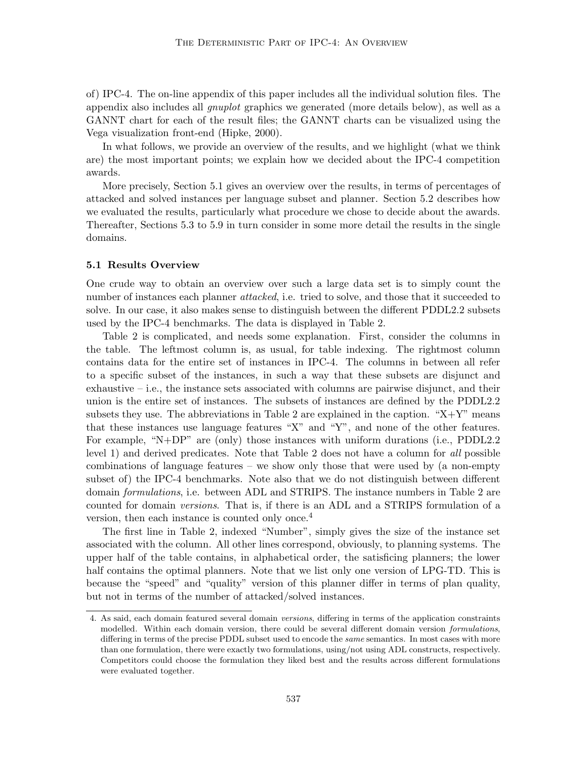of) IPC-4. The on-line appendix of this paper includes all the individual solution files. The appendix also includes all *gnuplot* graphics we generated (more details below), as well as a GANNT chart for each of the result files; the GANNT charts can be visualized using the Vega visualization front-end (Hipke, 2000).

In what follows, we provide an overview of the results, and we highlight (what we think are) the most important points; we explain how we decided about the IPC-4 competition awards.

More precisely, Section 5.1 gives an overview over the results, in terms of percentages of attacked and solved instances per language subset and planner. Section 5.2 describes how we evaluated the results, particularly what procedure we chose to decide about the awards. Thereafter, Sections 5.3 to 5.9 in turn consider in some more detail the results in the single domains.

### 5.1 Results Overview

One crude way to obtain an overview over such a large data set is to simply count the number of instances each planner *attacked*, i.e. tried to solve, and those that it succeeded to solve. In our case, it also makes sense to distinguish between the different PDDL2.2 subsets used by the IPC-4 benchmarks. The data is displayed in Table 2.

Table 2 is complicated, and needs some explanation. First, consider the columns in the table. The leftmost column is, as usual, for table indexing. The rightmost column contains data for the entire set of instances in IPC-4. The columns in between all refer to a specific subset of the instances, in such a way that these subsets are disjunct and exhaustive – i.e., the instance sets associated with columns are pairwise disjunct, and their union is the entire set of instances. The subsets of instances are defined by the PDDL2.2 subsets they use. The abbreviations in Table 2 are explained in the caption. "X+Y" means that these instances use language features "X" and "Y", and none of the other features. For example, "N+DP" are (only) those instances with uniform durations (i.e., PDDL2.2 level 1) and derived predicates. Note that Table 2 does not have a column for *all* possible combinations of language features – we show only those that were used by (a non-empty subset of) the IPC-4 benchmarks. Note also that we do not distinguish between different domain *formulations*, i.e. between ADL and STRIPS. The instance numbers in Table 2 are counted for domain *versions*. That is, if there is an ADL and a STRIPS formulation of a version, then each instance is counted only once.[4]

The first line in Table 2, indexed "Number", simply gives the size of the instance set associated with the column. All other lines correspond, obviously, to planning systems. The upper half of the table contains, in alphabetical order, the satisficing planners; the lower half contains the optimal planners. Note that we list only one version of LPG-TD. This is because the "speed" and "quality" version of this planner differ in terms of plan quality, but not in terms of the number of attacked/solved instances.

4. As said, each domain featured several domain *versions*, differing in terms of the application constraints modelled. Within each domain version, there could be several different domain version *formulations*, differing in terms of the precise PDDL subset used to encode the *same* semantics. In most cases with more than one formulation, there were exactly two formulations, using/not using ADL constructs, respectively. Competitors could choose the formulation they liked best and the results across different formulations were evaluated together.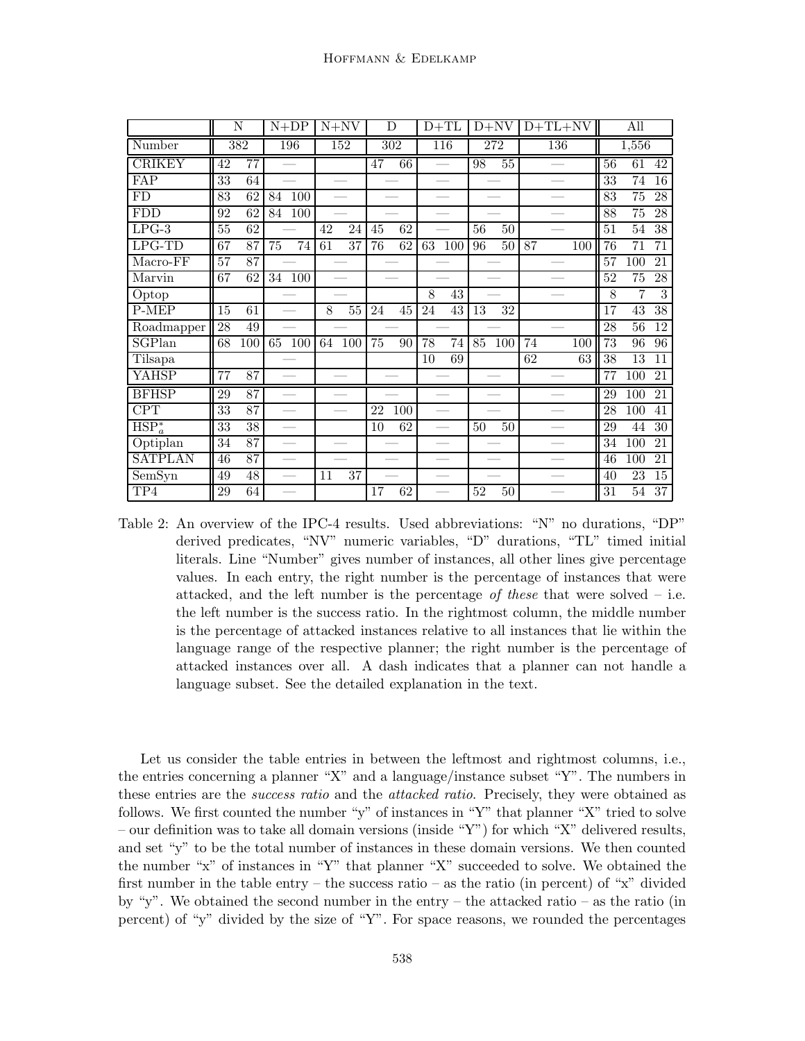| | N | | N+DP | | N+NV | | D | | D+TL | | D+NV | | D+TL+NV | | All | | |
|---|---|---|---|---|---|---|---|---|---|---|---|---|---|---|---|---|---|
| Number | 382 | | 196 | | 152 | | 302 | | 116 | | 272 | | 136 | | 1,556 | | |
| CRIKEY | 42 | 77 | — | | | | 47 | 66 | — | | 98 | 55 | — | | 56 | 61 | 42 |
| FAP | 33 | 64 | — | | — | | — | | — | | — | | — | | 33 | 74 | 16 |
| FD | 83 | 62 | 84 | 100 | — | | — | | — | | — | | — | | 83 | 75 | 28 |
| FDD | 92 | 62 | 84 | 100 | — | | — | | — | | — | | — | | 88 | 75 | 28 |
| LPG-3 | 55 | 62 | — | | 42 | 24 | 45 | 62 | — | | 56 | 50 | — | | 51 | 54 | 38 |
| LPG-TD | 67 | 87 | 75 | 74 | 61 | 37 | 76 | 62 | 63 | 100 | 96 | 50 | 87 | 100 | 76 | 71 | 71 |
| Macro-FF | 57 | 87 | — | | — | | — | | — | | — | | — | | 57 | 100 | 21 |
| Marvin | 67 | 62 | 34 | 100 | — | | — | | — | | — | | — | | 52 | 75 | 28 |
| Optop | | | — | | — | | | | 8 | 43 | — | | — | | 8 | 7 | 3 |
| P-MEP | 15 | 61 | — | | 8 | 55 | 24 | 45 | 24 | 43 | 13 | 32 | | | 17 | 43 | 38 |
| Roadmapper | 28 | 49 | — | | — | | — | | — | | — | | — | | 28 | 56 | 12 |
| SGPlan | 68 | 100 | 65 | 100 | 64 | 100 | 75 | 90 | 78 | 74 | 85 | 100 | 74 | 100 | 73 | 96 | 96 |
| Tilsapa | | | — | | | | | | 10 | 69 | | | 62 | 63 | 38 | 13 | 11 |
| YAHSP | 77 | 87 | — | | — | | — | | — | | — | | — | | 77 | 100 | 21 |
| BFHSP | 29 | 87 | — | | — | | — | | — | | — | | — | | 29 | 100 | 21 |
| CPT | 33 | 87 | — | | — | | 22 | 100 | — | | — | | — | | 28 | 100 | 41 |
| $HSP^*_a$ | 33 | 38 | — | | | | 10 | 62 | — | | 50 | 50 | — | | 29 | 44 | 30 |
| Optiplan | 34 | 87 | — | | — | | — | | — | | — | | — | | 34 | 100 | 21 |
| SATPLAN | 46 | 87 | — | | — | | — | | — | | — | | — | | 46 | 100 | 21 |
| SemSyn | 49 | 48 | — | | 11 | 37 | — | | — | | — | | — | | 40 | 23 | 15 |
| TP4 | 29 | 64 | — | | | | 17 | 62 | — | | 52 | 50 | — | | 31 | 54 | 37 |

Table 2: An overview of the IPC-4 results. Used abbreviations: "N" no durations, "DP" derived predicates, "NV" numeric variables, "D" durations, "TL" timed initial literals. Line "Number" gives number of instances, all other lines give percentage values. In each entry, the right number is the percentage of instances that were attacked, and the left number is the percentage *of these* that were solved – i.e. the left number is the success ratio. In the rightmost column, the middle number is the percentage of attacked instances relative to all instances that lie within the language range of the respective planner; the right number is the percentage of attacked instances over all. A dash indicates that a planner can not handle a language subset. See the detailed explanation in the text.

Let us consider the table entries in between the leftmost and rightmost columns, i.e., the entries concerning a planner "X" and a language/instance subset "Y". The numbers in these entries are the *success ratio* and the *attacked ratio*. Precisely, they were obtained as follows. We first counted the number "y" of instances in "Y" that planner "X" tried to solve – our definition was to take all domain versions (inside "Y") for which "X" delivered results, and set "y" to be the total number of instances in these domain versions. We then counted the number "x" of instances in "Y" that planner "X" succeeded to solve. We obtained the first number in the table entry – the success ratio – as the ratio (in percent) of "x" divided by "y". We obtained the second number in the entry – the attacked ratio – as the ratio (in percent) of "y" divided by the size of "Y". For space reasons, we rounded the percentages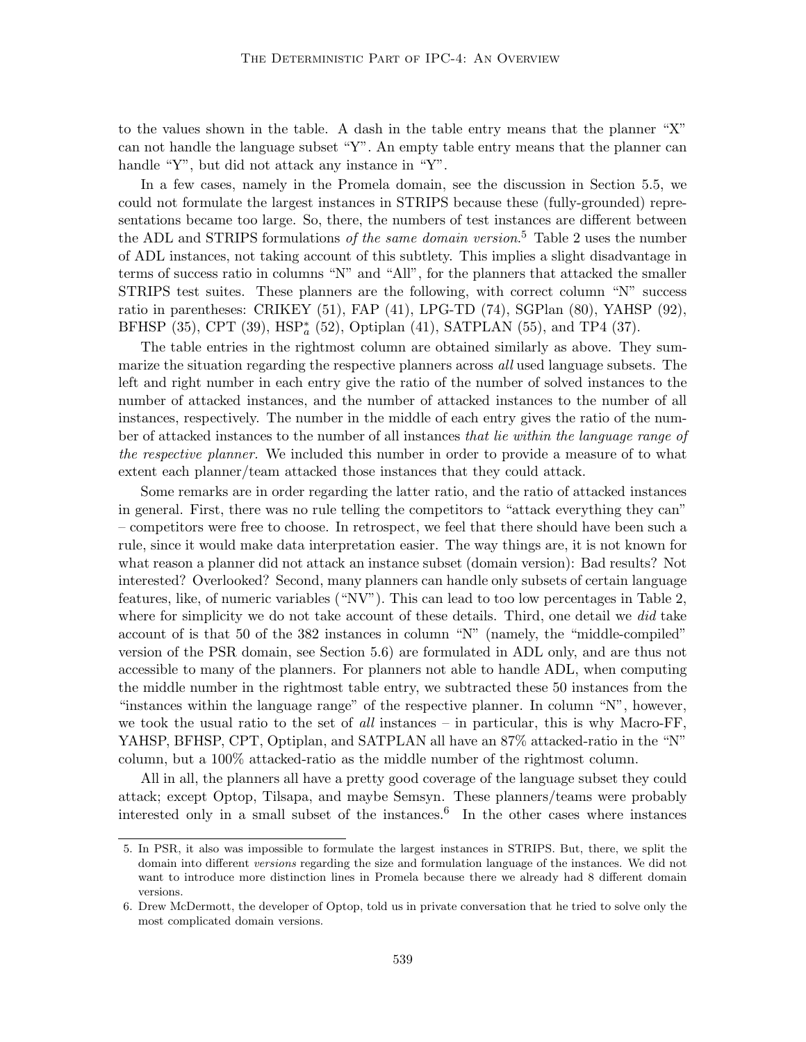to the values shown in the table. A dash in the table entry means that the planner "X" can not handle the language subset "Y". An empty table entry means that the planner can handle "Y", but did not attack any instance in "Y".

In a few cases, namely in the Promela domain, see the discussion in Section 5.5, we could not formulate the largest instances in STRIPS because these (fully-grounded) representations became too large. So, there, the numbers of test instances are different between the ADL and STRIPS formulations *of the same domain version*.[5] Table 2 uses the number of ADL instances, not taking account of this subtlety. This implies a slight disadvantage in terms of success ratio in columns "N" and "All", for the planners that attacked the smaller STRIPS test suites. These planners are the following, with correct column "N" success ratio in parentheses: CRIKEY (51), FAP (41), LPG-TD (74), SGPlan (80), YAHSP (92), BFHSP (35), CPT (39), $\text{HSP}_a^*$ (52), Optiplan (41), SATPLAN (55), and TP4 (37).

The table entries in the rightmost column are obtained similarly as above. They summarize the situation regarding the respective planners across *all* used language subsets. The left and right number in each entry give the ratio of the number of solved instances to the number of attacked instances, and the number of attacked instances to the number of all instances, respectively. The number in the middle of each entry gives the ratio of the number of attacked instances to the number of all instances *that lie within the language range of the respective planner*. We included this number in order to provide a measure of to what extent each planner/team attacked those instances that they could attack.

Some remarks are in order regarding the latter ratio, and the ratio of attacked instances in general. First, there was no rule telling the competitors to "attack everything they can" – competitors were free to choose. In retrospect, we feel that there should have been such a rule, since it would make data interpretation easier. The way things are, it is not known for what reason a planner did not attack an instance subset (domain version): Bad results? Not interested? Overlooked? Second, many planners can handle only subsets of certain language features, like, of numeric variables ("NV"). This can lead to too low percentages in Table 2, where for simplicity we do not take account of these details. Third, one detail we *did* take account of is that 50 of the 382 instances in column "N" (namely, the "middle-compiled" version of the PSR domain, see Section 5.6) are formulated in ADL only, and are thus not accessible to many of the planners. For planners not able to handle ADL, when computing the middle number in the rightmost table entry, we subtracted these 50 instances from the "instances within the language range" of the respective planner. In column "N", however, we took the usual ratio to the set of *all* instances – in particular, this is why Macro-FF, YAHSP, BFHSP, CPT, Optiplan, and SATPLAN all have an 87% attacked-ratio in the "N" column, but a 100% attacked-ratio as the middle number of the rightmost column.

All in all, the planners all have a pretty good coverage of the language subset they could attack; except Optop, Tilsapa, and maybe Semsyn. These planners/teams were probably interested only in a small subset of the instances.[6] In the other cases where instances

---

5. In PSR, it also was impossible to formulate the largest instances in STRIPS. But, there, we split the domain into different *versions* regarding the size and formulation language of the instances. We did not want to introduce more distinction lines in Promela because there we already had 8 different domain versions.

6. Drew McDermott, the developer of Optop, told us in private conversation that he tried to solve only the most complicated domain versions.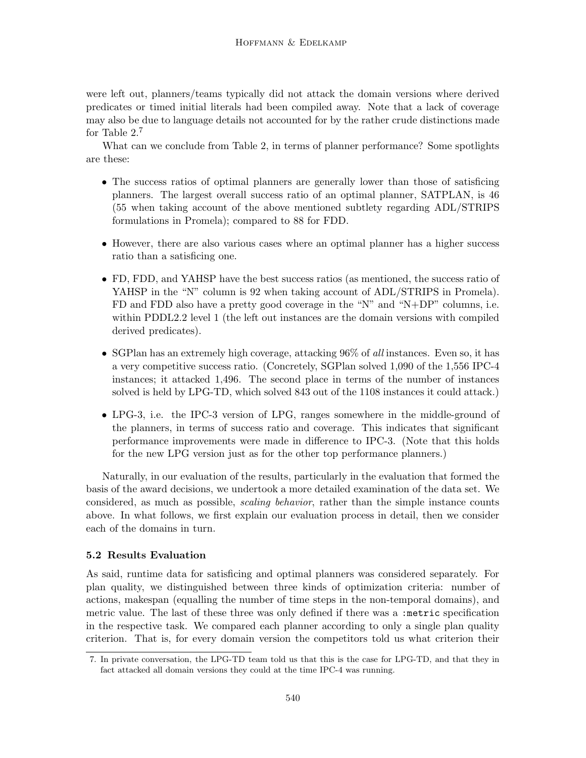were left out, planners/teams typically did not attack the domain versions where derived predicates or timed initial literals had been compiled away. Note that a lack of coverage may also be due to language details not accounted for by the rather crude distinctions made for Table 2.[7]

What can we conclude from Table 2, in terms of planner performance? Some spotlights are these:

- The success ratios of optimal planners are generally lower than those of satisficing planners. The largest overall success ratio of an optimal planner, SATPLAN, is 46 (55 when taking account of the above mentioned subtlety regarding ADL/STRIPS formulations in Promela); compared to 88 for FDD.
- However, there are also various cases where an optimal planner has a higher success ratio than a satisficing one.
- FD, FDD, and YAHSP have the best success ratios (as mentioned, the success ratio of YAHSP in the "N" column is 92 when taking account of ADL/STRIPS in Promela). FD and FDD also have a pretty good coverage in the "N" and "N+DP" columns, i.e. within PDDL2.2 level 1 (the left out instances are the domain versions with compiled derived predicates).
- SGPlan has an extremely high coverage, attacking 96% of *all* instances. Even so, it has a very competitive success ratio. (Concretely, SGPlan solved 1,090 of the 1,556 IPC-4 instances; it attacked 1,496. The second place in terms of the number of instances solved is held by LPG-TD, which solved 843 out of the 1108 instances it could attack.)
- LPG-3, i.e. the IPC-3 version of LPG, ranges somewhere in the middle-ground of the planners, in terms of success ratio and coverage. This indicates that significant performance improvements were made in difference to IPC-3. (Note that this holds for the new LPG version just as for the other top performance planners.)

Naturally, in our evaluation of the results, particularly in the evaluation that formed the basis of the award decisions, we undertook a more detailed examination of the data set. We considered, as much as possible, *scaling behavior*, rather than the simple instance counts above. In what follows, we first explain our evaluation process in detail, then we consider each of the domains in turn.

### 5.2 Results Evaluation

As said, runtime data for satisficing and optimal planners was considered separately. For plan quality, we distinguished between three kinds of optimization criteria: number of actions, makespan (equalling the number of time steps in the non-temporal domains), and metric value. The last of these three was only defined if there was a `:metric` specification in the respective task. We compared each planner according to only a single plan quality criterion. That is, for every domain version the competitors told us what criterion their

7. In private conversation, the LPG-TD team told us that this is the case for LPG-TD, and that they in fact attacked all domain versions they could at the time IPC-4 was running.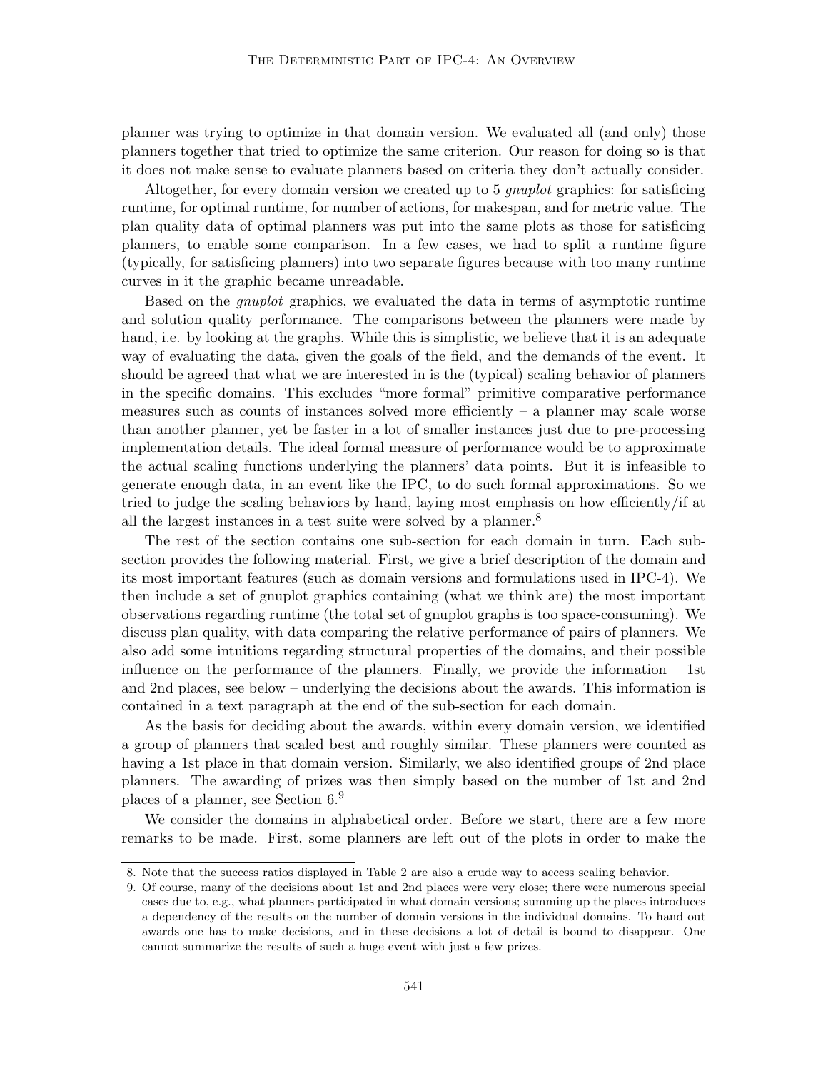planner was trying to optimize in that domain version. We evaluated all (and only) those planners together that tried to optimize the same criterion. Our reason for doing so is that it does not make sense to evaluate planners based on criteria they don't actually consider.

Altogether, for every domain version we created up to 5 *gnuplot* graphics: for satisficing runtime, for optimal runtime, for number of actions, for makespan, and for metric value. The plan quality data of optimal planners was put into the same plots as those for satisficing planners, to enable some comparison. In a few cases, we had to split a runtime figure (typically, for satisficing planners) into two separate figures because with too many runtime curves in it the graphic became unreadable.

Based on the *gnuplot* graphics, we evaluated the data in terms of asymptotic runtime and solution quality performance. The comparisons between the planners were made by hand, i.e. by looking at the graphs. While this is simplistic, we believe that it is an adequate way of evaluating the data, given the goals of the field, and the demands of the event. It should be agreed that what we are interested in is the (typical) scaling behavior of planners in the specific domains. This excludes "more formal" primitive comparative performance measures such as counts of instances solved more efficiently – a planner may scale worse than another planner, yet be faster in a lot of smaller instances just due to pre-processing implementation details. The ideal formal measure of performance would be to approximate the actual scaling functions underlying the planners' data points. But it is infeasible to generate enough data, in an event like the IPC, to do such formal approximations. So we tried to judge the scaling behaviors by hand, laying most emphasis on how efficiently/if at all the largest instances in a test suite were solved by a planner.[8]

The rest of the section contains one sub-section for each domain in turn. Each sub-section provides the following material. First, we give a brief description of the domain and its most important features (such as domain versions and formulations used in IPC-4). We then include a set of gnuplot graphics containing (what we think are) the most important observations regarding runtime (the total set of gnuplot graphs is too space-consuming). We discuss plan quality, with data comparing the relative performance of pairs of planners. We also add some intuitions regarding structural properties of the domains, and their possible influence on the performance of the planners. Finally, we provide the information – 1st and 2nd places, see below – underlying the decisions about the awards. This information is contained in a text paragraph at the end of the sub-section for each domain.

As the basis for deciding about the awards, within every domain version, we identified a group of planners that scaled best and roughly similar. These planners were counted as having a 1st place in that domain version. Similarly, we also identified groups of 2nd place planners. The awarding of prizes was then simply based on the number of 1st and 2nd places of a planner, see Section 6.[9]

We consider the domains in alphabetical order. Before we start, there are a few more remarks to be made. First, some planners are left out of the plots in order to make the

---

8. Note that the success ratios displayed in Table 2 are also a crude way to access scaling behavior.

9. Of course, many of the decisions about 1st and 2nd places were very close; there were numerous special cases due to, e.g., what planners participated in what domain versions; summing up the places introduces a dependency of the results on the number of domain versions in the individual domains. To hand out awards one has to make decisions, and in these decisions a lot of detail is bound to disappear. One cannot summarize the results of such a huge event with just a few prizes.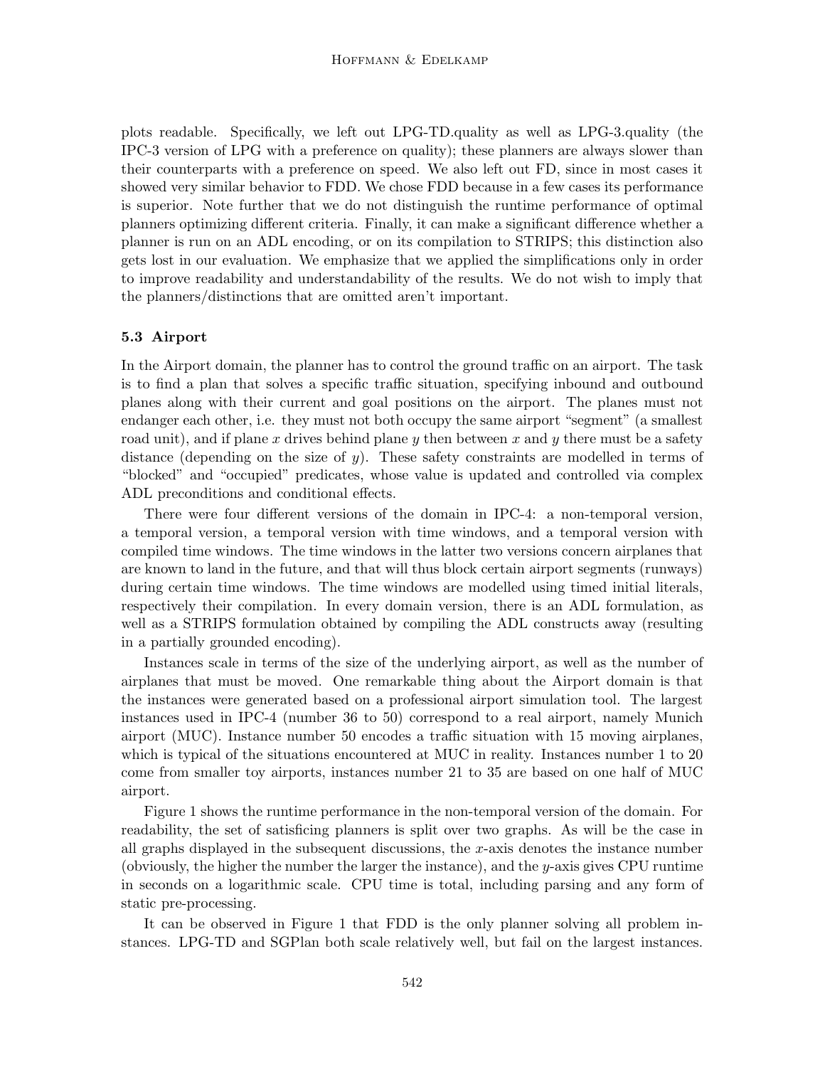plots readable. Specifically, we left out LPG-TD.quality as well as LPG-3.quality (the IPC-3 version of LPG with a preference on quality); these planners are always slower than their counterparts with a preference on speed. We also left out FD, since in most cases it showed very similar behavior to FDD. We chose FDD because in a few cases its performance is superior. Note further that we do not distinguish the runtime performance of optimal planners optimizing different criteria. Finally, it can make a significant difference whether a planner is run on an ADL encoding, or on its compilation to STRIPS; this distinction also gets lost in our evaluation. We emphasize that we applied the simplifications only in order to improve readability and understandability of the results. We do not wish to imply that the planners/distinctions that are omitted aren't important.

### 5.3 Airport

In the Airport domain, the planner has to control the ground traffic on an airport. The task is to find a plan that solves a specific traffic situation, specifying inbound and outbound planes along with their current and goal positions on the airport. The planes must not endanger each other, i.e. they must not both occupy the same airport "segment" (a smallest road unit), and if plane $x$ drives behind plane $y$ then between $x$ and $y$ there must be a safety distance (depending on the size of $y$). These safety constraints are modelled in terms of "blocked" and "occupied" predicates, whose value is updated and controlled via complex ADL preconditions and conditional effects.

There were four different versions of the domain in IPC-4: a non-temporal version, a temporal version, a temporal version with time windows, and a temporal version with compiled time windows. The time windows in the latter two versions concern airplanes that are known to land in the future, and that will thus block certain airport segments (runways) during certain time windows. The time windows are modelled using timed initial literals, respectively their compilation. In every domain version, there is an ADL formulation, as well as a STRIPS formulation obtained by compiling the ADL constructs away (resulting in a partially grounded encoding).

Instances scale in terms of the size of the underlying airport, as well as the number of airplanes that must be moved. One remarkable thing about the Airport domain is that the instances were generated based on a professional airport simulation tool. The largest instances used in IPC-4 (number 36 to 50) correspond to a real airport, namely Munich airport (MUC). Instance number 50 encodes a traffic situation with 15 moving airplanes, which is typical of the situations encountered at MUC in reality. Instances number 1 to 20 come from smaller toy airports, instances number 21 to 35 are based on one half of MUC airport.

Figure 1 shows the runtime performance in the non-temporal version of the domain. For readability, the set of satisficing planners is split over two graphs. As will be the case in all graphs displayed in the subsequent discussions, the $x$-axis denotes the instance number (obviously, the higher the number the larger the instance), and the $y$-axis gives CPU runtime in seconds on a logarithmic scale. CPU time is total, including parsing and any form of static pre-processing.

It can be observed in Figure 1 that FDD is the only planner solving all problem instances. LPG-TD and SGPlan both scale relatively well, but fail on the largest instances.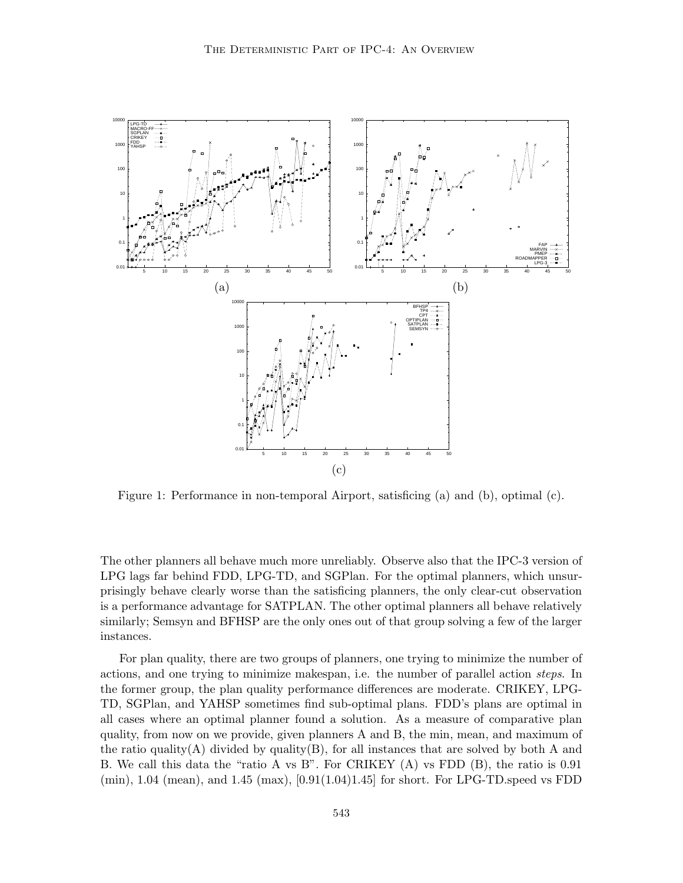Figure 1: Performance in non-temporal Airport, satisficing (a) and (b), optimal (c).

The other planners all behave much more unreliably. Observe also that the IPC-3 version of LPG lags far behind FDD, LPG-TD, and SGPlan. For the optimal planners, which unsurprisingly behave clearly worse than the satisficing planners, the only clear-cut observation is a performance advantage for SATPLAN. The other optimal planners all behave relatively similarly; Semsyn and BFHSP are the only ones out of that group solving a few of the larger instances.

For plan quality, there are two groups of planners, one trying to minimize the number of actions, and one trying to minimize makespan, i.e. the number of parallel action *steps*. In the former group, the plan quality performance differences are moderate. CRIKEY, LPG-TD, SGPlan, and YAHSP sometimes find sub-optimal plans. FDD's plans are optimal in all cases where an optimal planner found a solution. As a measure of comparative plan quality, from now on we provide, given planners A and B, the min, mean, and maximum of the ratio quality(A) divided by quality(B), for all instances that are solved by both A and B. We call this data the "ratio A vs B". For CRIKEY (A) vs FDD (B), the ratio is 0.91 (min), 1.04 (mean), and 1.45 (max), [0.91(1.04)1.45] for short. For LPG-TD.speed vs FDD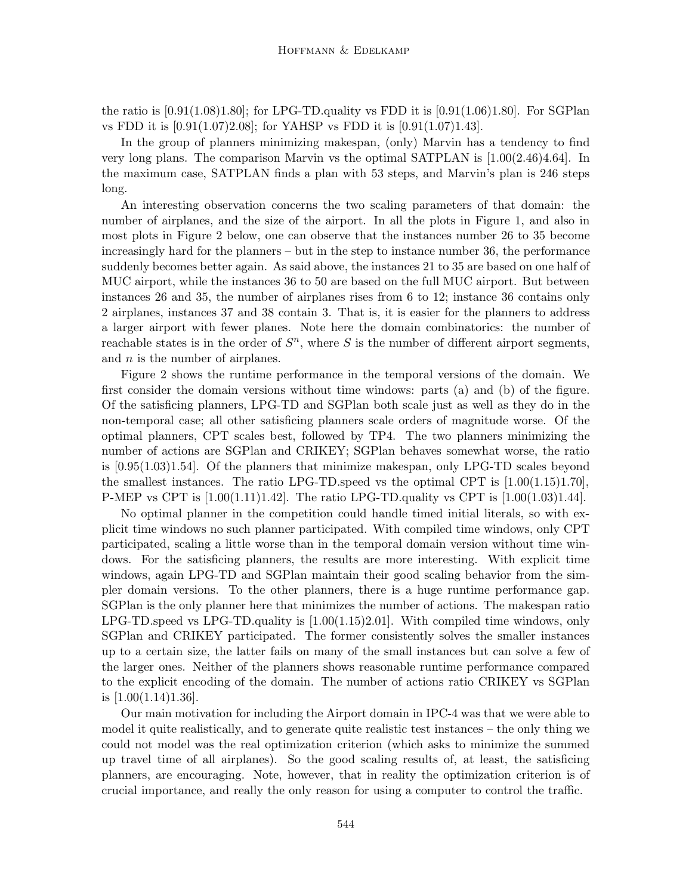the ratio is [0.91(1.08)1.80]; for LPG-TD.quality vs FDD it is [0.91(1.06)1.80]. For SGPlan vs FDD it is [0.91(1.07)2.08]; for YAHSP vs FDD it is [0.91(1.07)1.43].

In the group of planners minimizing makespan, (only) Marvin has a tendency to find very long plans. The comparison Marvin vs the optimal SATPLAN is [1.00(2.46)4.64]. In the maximum case, SATPLAN finds a plan with 53 steps, and Marvin's plan is 246 steps long.

An interesting observation concerns the two scaling parameters of that domain: the number of airplanes, and the size of the airport. In all the plots in Figure 1, and also in most plots in Figure 2 below, one can observe that the instances number 26 to 35 become increasingly hard for the planners – but in the step to instance number 36, the performance suddenly becomes better again. As said above, the instances 21 to 35 are based on one half of MUC airport, while the instances 36 to 50 are based on the full MUC airport. But between instances 26 and 35, the number of airplanes rises from 6 to 12; instance 36 contains only 2 airplanes, instances 37 and 38 contain 3. That is, it is easier for the planners to address a larger airport with fewer planes. Note here the domain combinatorics: the number of reachable states is in the order of $S^n$, where $S$ is the number of different airport segments, and $n$ is the number of airplanes.

Figure 2 shows the runtime performance in the temporal versions of the domain. We first consider the domain versions without time windows: parts (a) and (b) of the figure. Of the satisficing planners, LPG-TD and SGPlan both scale just as well as they do in the non-temporal case; all other satisficing planners scale orders of magnitude worse. Of the optimal planners, CPT scales best, followed by TP4. The two planners minimizing the number of actions are SGPlan and CRIKEY; SGPlan behaves somewhat worse, the ratio is [0.95(1.03)1.54]. Of the planners that minimize makespan, only LPG-TD scales beyond the smallest instances. The ratio LPG-TD.speed vs the optimal CPT is [1.00(1.15)1.70], P-MEP vs CPT is [1.00(1.11)1.42]. The ratio LPG-TD.quality vs CPT is [1.00(1.03)1.44].

No optimal planner in the competition could handle timed initial literals, so with explicit time windows no such planner participated. With compiled time windows, only CPT participated, scaling a little worse than in the temporal domain version without time windows. For the satisficing planners, the results are more interesting. With explicit time windows, again LPG-TD and SGPlan maintain their good scaling behavior from the simpler domain versions. To the other planners, there is a huge runtime performance gap. SGPlan is the only planner here that minimizes the number of actions. The makespan ratio LPG-TD.speed vs LPG-TD.quality is [1.00(1.15)2.01]. With compiled time windows, only SGPlan and CRIKEY participated. The former consistently solves the smaller instances up to a certain size, the latter fails on many of the small instances but can solve a few of the larger ones. Neither of the planners shows reasonable runtime performance compared to the explicit encoding of the domain. The number of actions ratio CRIKEY vs SGPlan is [1.00(1.14)1.36].

Our main motivation for including the Airport domain in IPC-4 was that we were able to model it quite realistically, and to generate quite realistic test instances – the only thing we could not model was the real optimization criterion (which asks to minimize the summed up travel time of all airplanes). So the good scaling results of, at least, the satisficing planners, are encouraging. Note, however, that in reality the optimization criterion is of crucial importance, and really the only reason for using a computer to control the traffic.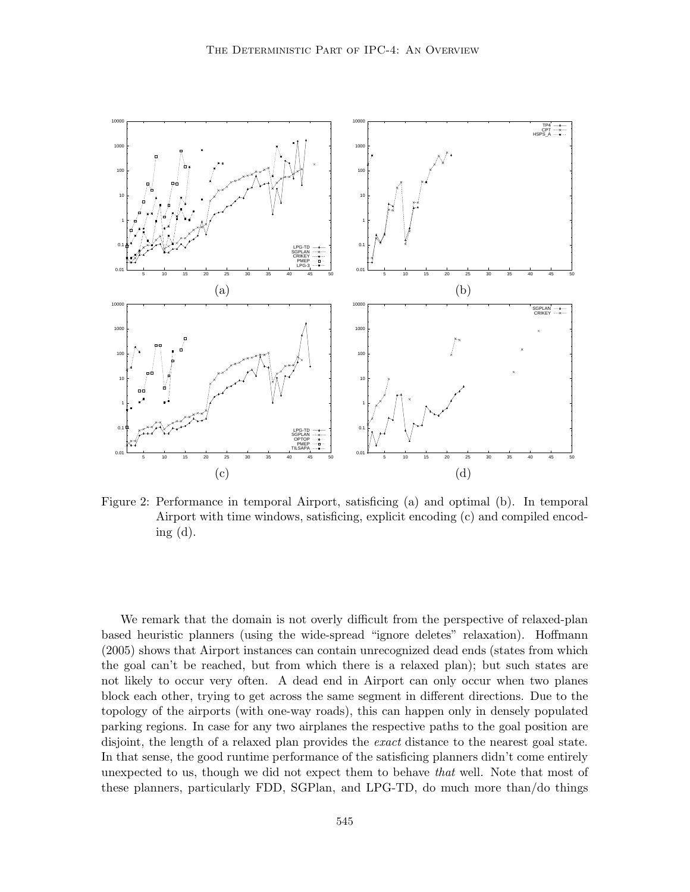Figure 2: Performance in temporal Airport, satisficing (a) and optimal (b). In temporal Airport with time windows, satisficing, explicit encoding (c) and compiled encoding (d).

We remark that the domain is not overly difficult from the perspective of relaxed-plan based heuristic planners (using the wide-spread "ignore deletes" relaxation). Hoffmann (2005) shows that Airport instances can contain unrecognized dead ends (states from which the goal can't be reached, but from which there is a relaxed plan); but such states are not likely to occur very often. A dead end in Airport can only occur when two planes block each other, trying to get across the same segment in different directions. Due to the topology of the airports (with one-way roads), this can happen only in densely populated parking regions. In case for any two airplanes the respective paths to the goal position are disjoint, the length of a relaxed plan provides the *exact* distance to the nearest goal state. In that sense, the good runtime performance of the satisficing planners didn't come entirely unexpected to us, though we did not expect them to behave *that* well. Note that most of these planners, particularly FDD, SGPlan, and LPG-TD, do much more than/do things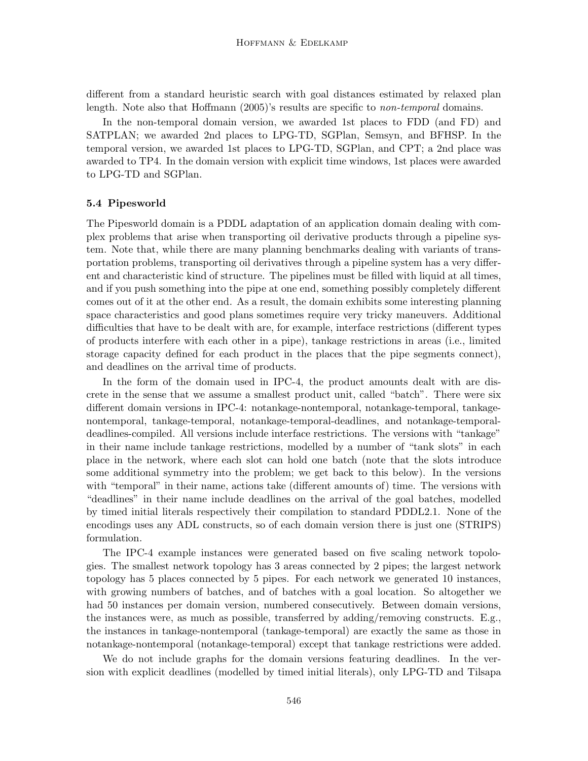different from a standard heuristic search with goal distances estimated by relaxed plan length. Note also that Hoffmann (2005)'s results are specific to *non-temporal* domains.

In the non-temporal domain version, we awarded 1st places to FDD (and FD) and SATPLAN; we awarded 2nd places to LPG-TD, SGPlan, Semsyn, and BFHSP. In the temporal version, we awarded 1st places to LPG-TD, SGPlan, and CPT; a 2nd place was awarded to TP4. In the domain version with explicit time windows, 1st places were awarded to LPG-TD and SGPlan.

### 5.4 Pipesworld

The Pipesworld domain is a PDDL adaptation of an application domain dealing with complex problems that arise when transporting oil derivative products through a pipeline system. Note that, while there are many planning benchmarks dealing with variants of transportation problems, transporting oil derivatives through a pipeline system has a very different and characteristic kind of structure. The pipelines must be filled with liquid at all times, and if you push something into the pipe at one end, something possibly completely different comes out of it at the other end. As a result, the domain exhibits some interesting planning space characteristics and good plans sometimes require very tricky maneuvers. Additional difficulties that have to be dealt with are, for example, interface restrictions (different types of products interfere with each other in a pipe), tankage restrictions in areas (i.e., limited storage capacity defined for each product in the places that the pipe segments connect), and deadlines on the arrival time of products.

In the form of the domain used in IPC-4, the product amounts dealt with are discrete in the sense that we assume a smallest product unit, called "batch". There were six different domain versions in IPC-4: notankage-nontemporal, notankage-temporal, tankage-nontemporal, tankage-temporal, notankage-temporal-deadlines, and notankage-temporal-deadlines-compiled. All versions include interface restrictions. The versions with "tankage" in their name include tankage restrictions, modelled by a number of "tank slots" in each place in the network, where each slot can hold one batch (note that the slots introduce some additional symmetry into the problem; we get back to this below). In the versions with "temporal" in their name, actions take (different amounts of) time. The versions with "deadlines" in their name include deadlines on the arrival of the goal batches, modelled by timed initial literals respectively their compilation to standard PDDL2.1. None of the encodings uses any ADL constructs, so of each domain version there is just one (STRIPS) formulation.

The IPC-4 example instances were generated based on five scaling network topologies. The smallest network topology has 3 areas connected by 2 pipes; the largest network topology has 5 places connected by 5 pipes. For each network we generated 10 instances, with growing numbers of batches, and of batches with a goal location. So altogether we had 50 instances per domain version, numbered consecutively. Between domain versions, the instances were, as much as possible, transferred by adding/removing constructs. E.g., the instances in tankage-nontemporal (tankage-temporal) are exactly the same as those in notankage-nontemporal (notankage-temporal) except that tankage restrictions were added.

We do not include graphs for the domain versions featuring deadlines. In the version with explicit deadlines (modelled by timed initial literals), only LPG-TD and Tilsapa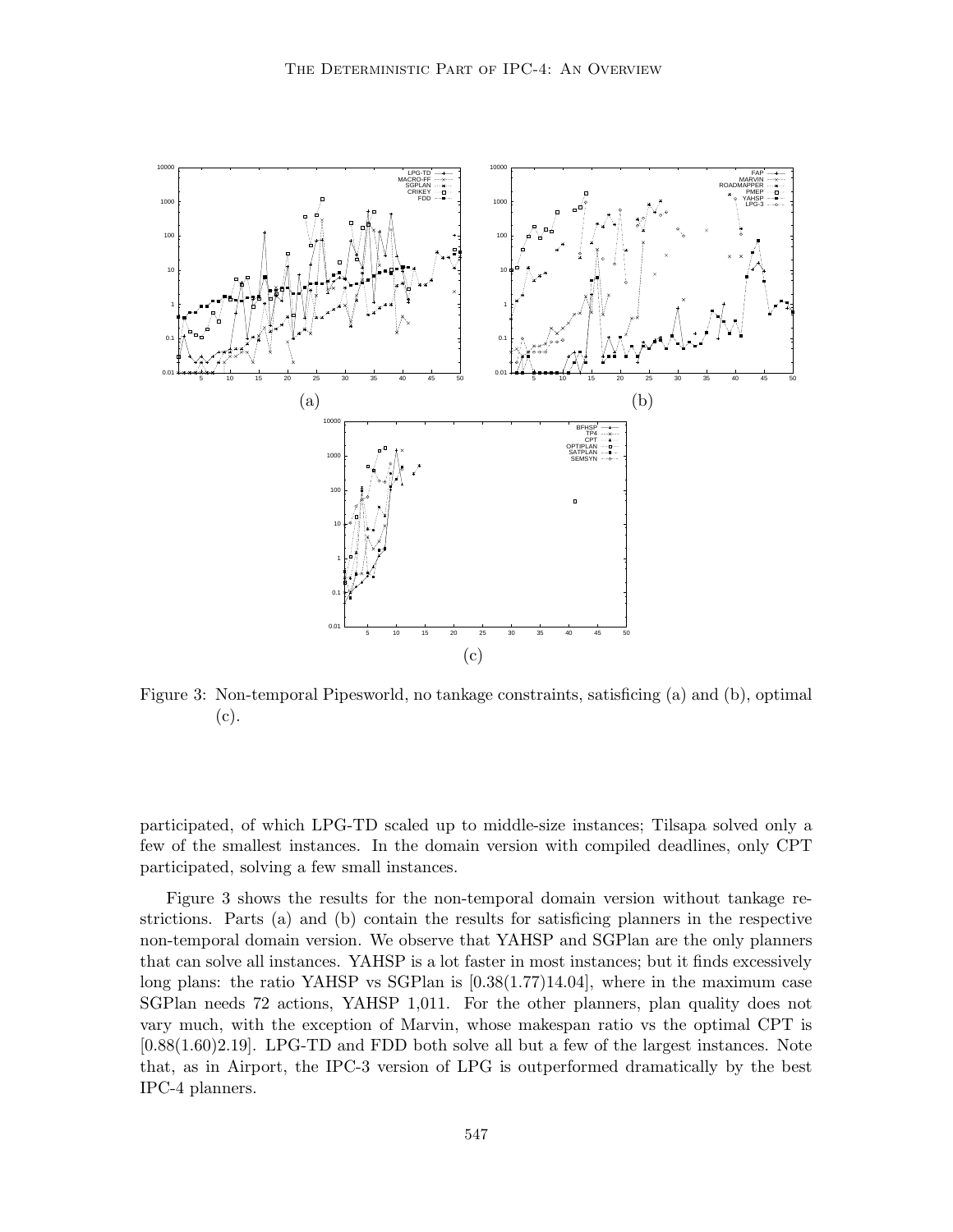Figure 3: Non-temporal Pipesworld, no tankage constraints, satisficing (a) and (b), optimal (c).

participated, of which LPG-TD scaled up to middle-size instances; Tilsapa solved only a few of the smallest instances. In the domain version with compiled deadlines, only CPT participated, solving a few small instances.

Figure 3 shows the results for the non-temporal domain version without tankage restrictions. Parts (a) and (b) contain the results for satisficing planners in the respective non-temporal domain version. We observe that YAHSP and SGPlan are the only planners that can solve all instances. YAHSP is a lot faster in most instances; but it finds excessively long plans: the ratio YAHSP vs SGPlan is [0.38(1.77)14.04], where in the maximum case SGPlan needs 72 actions, YAHSP 1,011. For the other planners, plan quality does not vary much, with the exception of Marvin, whose makespan ratio vs the optimal CPT is [0.88(1.60)2.19]. LPG-TD and FDD both solve all but a few of the largest instances. Note that, as in Airport, the IPC-3 version of LPG is outperformed dramatically by the best IPC-4 planners.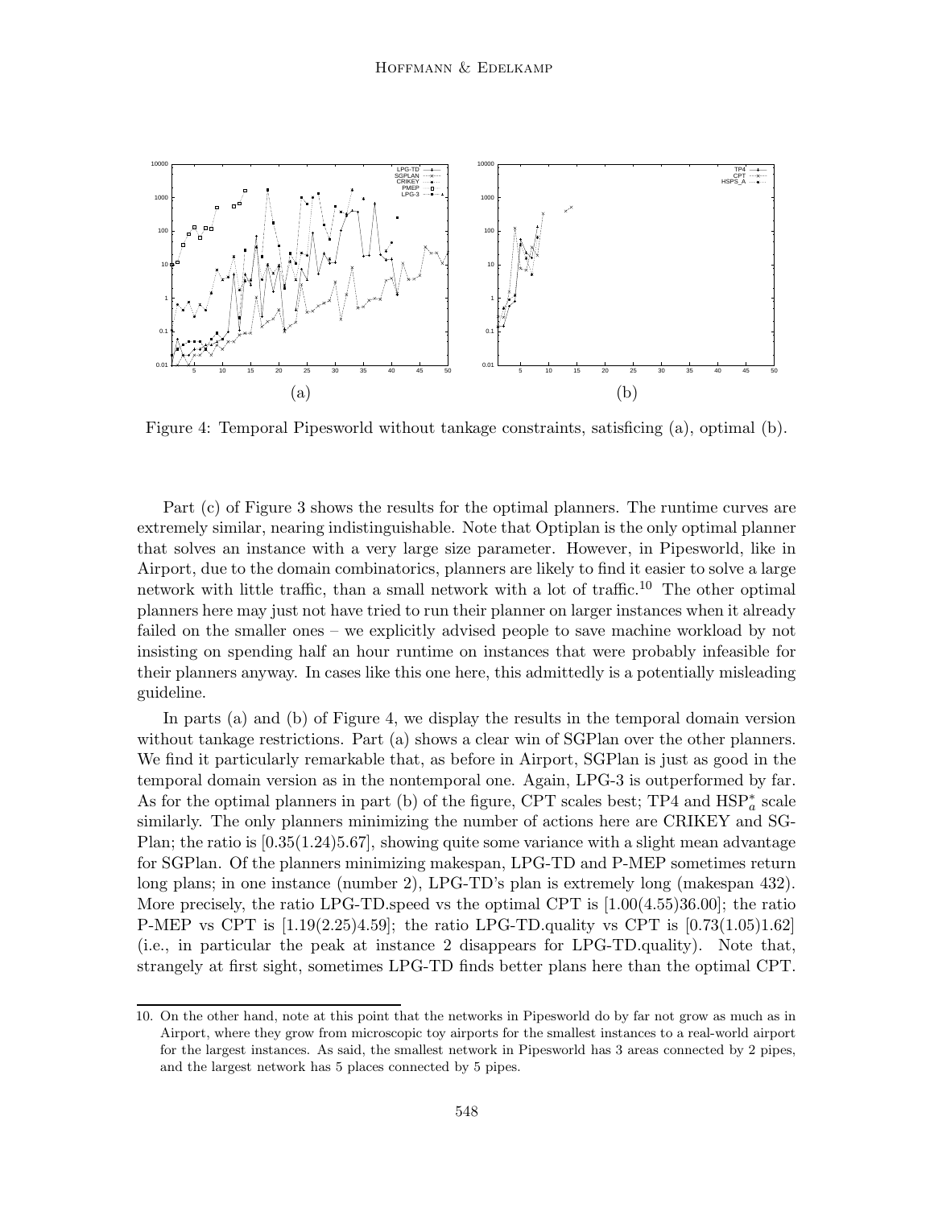Figure 4: Temporal Pipesworld without tankage constraints, satisficing (a), optimal (b).

Part (c) of Figure 3 shows the results for the optimal planners. The runtime curves are extremely similar, nearing indistinguishable. Note that Optiplan is the only optimal planner that solves an instance with a very large size parameter. However, in Pipesworld, like in Airport, due to the domain combinatorics, planners are likely to find it easier to solve a large network with little traffic, than a small network with a lot of traffic.[10] The other optimal planners here may just not have tried to run their planner on larger instances when it already failed on the smaller ones – we explicitly advised people to save machine workload by not insisting on spending half an hour runtime on instances that were probably infeasible for their planners anyway. In cases like this one here, this admittedly is a potentially misleading guideline.

In parts (a) and (b) of Figure 4, we display the results in the temporal domain version without tankage restrictions. Part (a) shows a clear win of SGPlan over the other planners. We find it particularly remarkable that, as before in Airport, SGPlan is just as good in the temporal domain version as in the nontemporal one. Again, LPG-3 is outperformed by far. As for the optimal planners in part (b) of the figure, CPT scales best; TP4 and $\text{HSP}_a^*$ scale similarly. The only planners minimizing the number of actions here are CRIKEY and SGPlan; the ratio is [0.35(1.24)5.67], showing quite some variance with a slight mean advantage for SGPlan. Of the planners minimizing makespan, LPG-TD and P-MEP sometimes return long plans; in one instance (number 2), LPG-TD's plan is extremely long (makespan 432). More precisely, the ratio LPG-TD.speed vs the optimal CPT is [1.00(4.55)36.00]; the ratio P-MEP vs CPT is [1.19(2.25)4.59]; the ratio LPG-TD.quality vs CPT is [0.73(1.05)1.62] (i.e., in particular the peak at instance 2 disappears for LPG-TD.quality). Note that, strangely at first sight, sometimes LPG-TD finds better plans here than the optimal CPT.

10. On the other hand, note at this point that the networks in Pipesworld do by far not grow as much as in Airport, where they grow from microscopic toy airports for the smallest instances to a real-world airport for the largest instances. As said, the smallest network in Pipesworld has 3 areas connected by 2 pipes, and the largest network has 5 places connected by 5 pipes.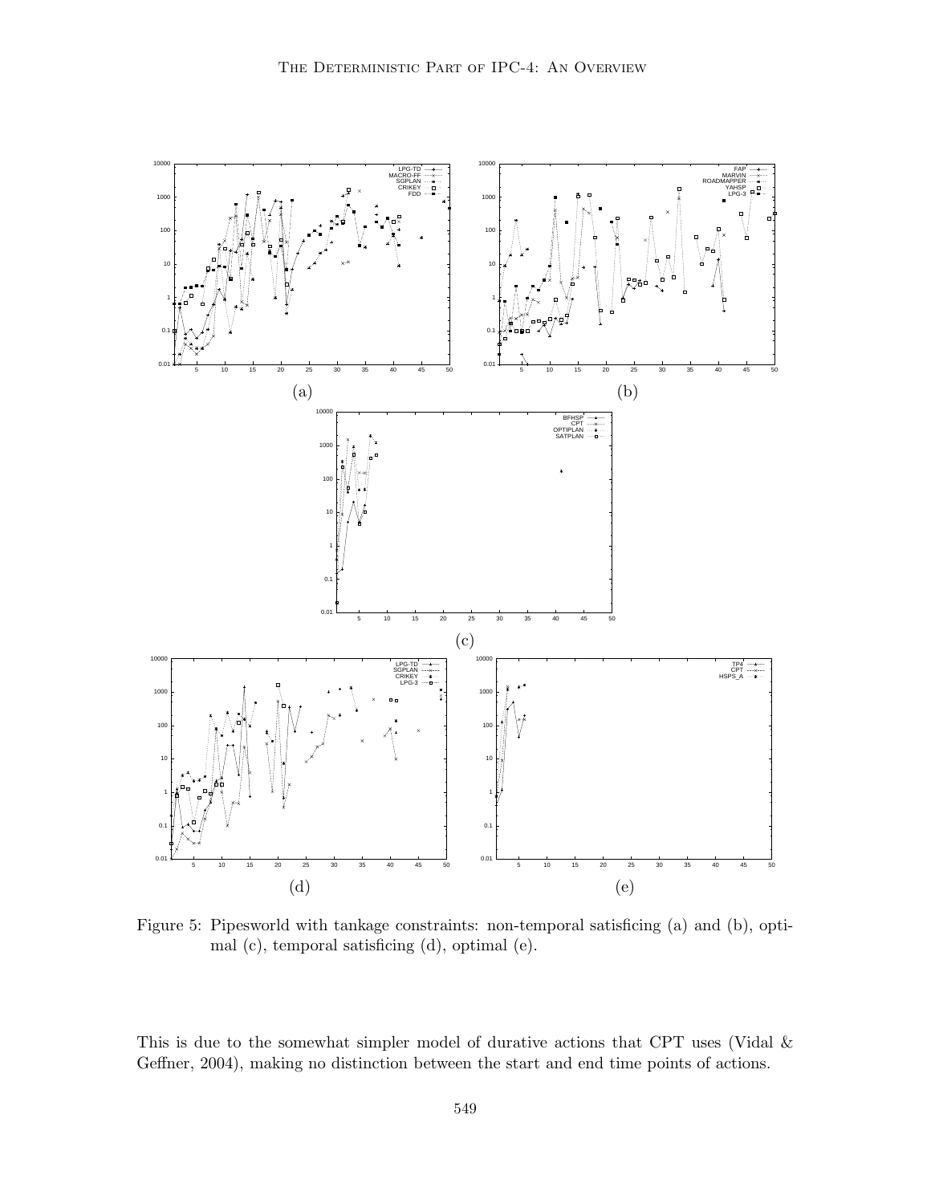(a)

(b)

(c)

(d)

(e)

Figure 5: Pipesworld with tankage constraints: non-temporal satisficing (a) and (b), optimal (c), temporal satisficing (d), optimal (e).

This is due to the somewhat simpler model of durative actions that CPT uses (Vidal & Geffner, 2004), making no distinction between the start and end time points of actions.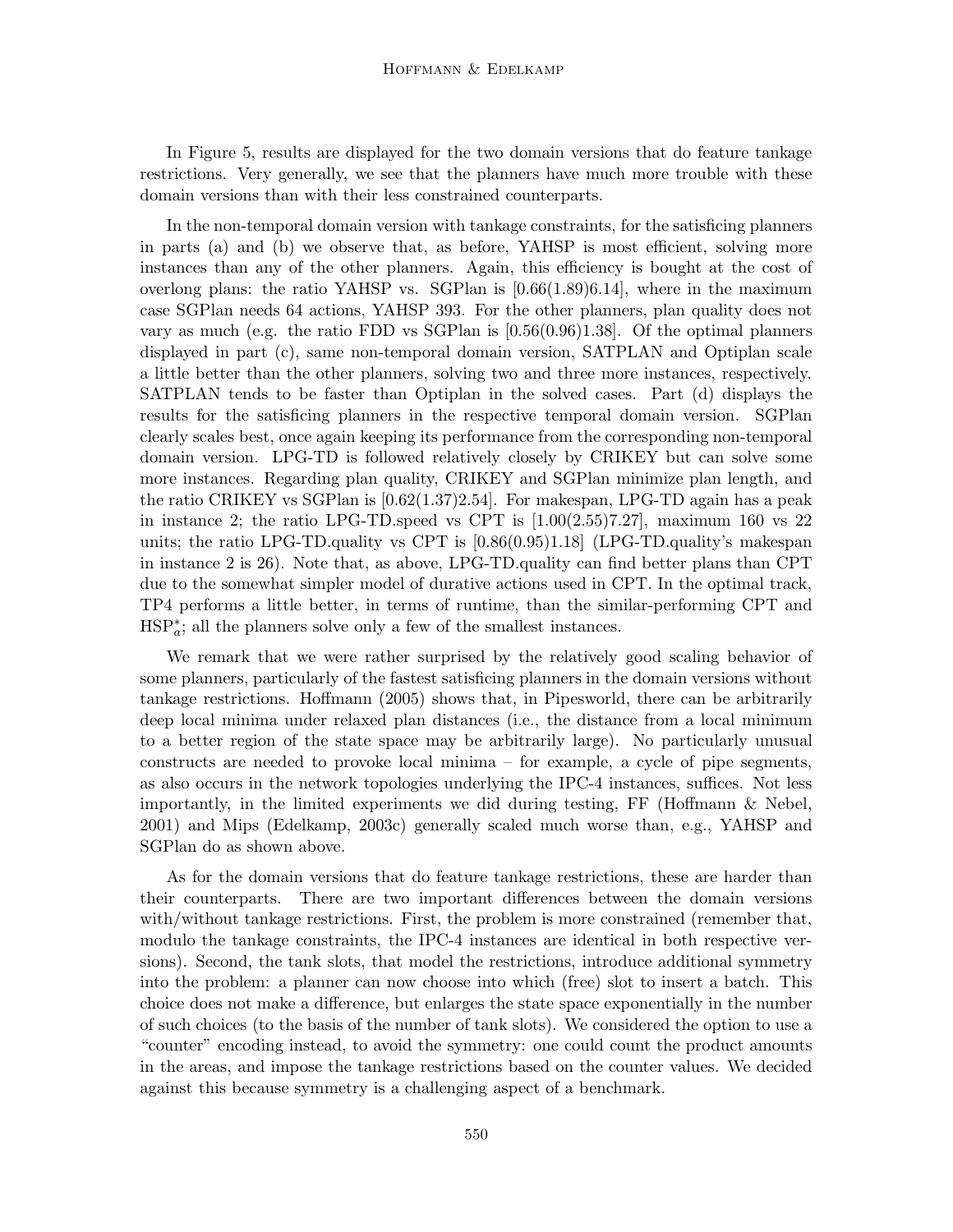In Figure 5, results are displayed for the two domain versions that do feature tankage restrictions. Very generally, we see that the planners have much more trouble with these domain versions than with their less constrained counterparts.

In the non-temporal domain version with tankage constraints, for the satisficing planners in parts (a) and (b) we observe that, as before, YAHSP is most efficient, solving more instances than any of the other planners. Again, this efficiency is bought at the cost of overlong plans: the ratio YAHSP vs. SGPlan is [0.66(1.89)6.14], where in the maximum case SGPlan needs 64 actions, YAHSP 393. For the other planners, plan quality does not vary as much (e.g. the ratio FDD vs SGPlan is [0.56(0.96)1.38]. Of the optimal planners displayed in part (c), same non-temporal domain version, SATPLAN and Optiplan scale a little better than the other planners, solving two and three more instances, respectively. SATPLAN tends to be faster than Optiplan in the solved cases. Part (d) displays the results for the satisficing planners in the respective temporal domain version. SGPlan clearly scales best, once again keeping its performance from the corresponding non-temporal domain version. LPG-TD is followed relatively closely by CRIKEY but can solve some more instances. Regarding plan quality, CRIKEY and SGPlan minimize plan length, and the ratio CRIKEY vs SGPlan is [0.62(1.37)2.54]. For makespan, LPG-TD again has a peak in instance 2; the ratio LPG-TD.speed vs CPT is [1.00(2.55)7.27], maximum 160 vs 22 units; the ratio LPG-TD.quality vs CPT is [0.86(0.95)1.18] (LPG-TD.quality's makespan in instance 2 is 26). Note that, as above, LPG-TD.quality can find better plans than CPT due to the somewhat simpler model of durative actions used in CPT. In the optimal track, TP4 performs a little better, in terms of runtime, than the similar-performing CPT and $\text{HSP}_a^*$; all the planners solve only a few of the smallest instances.

We remark that we were rather surprised by the relatively good scaling behavior of some planners, particularly of the fastest satisficing planners in the domain versions without tankage restrictions. Hoffmann (2005) shows that, in Pipesworld, there can be arbitrarily deep local minima under relaxed plan distances (i.e., the distance from a local minimum to a better region of the state space may be arbitrarily large). No particularly unusual constructs are needed to provoke local minima – for example, a cycle of pipe segments, as also occurs in the network topologies underlying the IPC-4 instances, suffices. Not less importantly, in the limited experiments we did during testing, FF (Hoffmann & Nebel, 2001) and Mips (Edelkamp, 2003c) generally scaled much worse than, e.g., YAHSP and SGPlan do as shown above.

As for the domain versions that do feature tankage restrictions, these are harder than their counterparts. There are two important differences between the domain versions with/without tankage restrictions. First, the problem is more constrained (remember that, modulo the tankage constraints, the IPC-4 instances are identical in both respective versions). Second, the tank slots, that model the restrictions, introduce additional symmetry into the problem: a planner can now choose into which (free) slot to insert a batch. This choice does not make a difference, but enlarges the state space exponentially in the number of such choices (to the basis of the number of tank slots). We considered the option to use a "counter" encoding instead, to avoid the symmetry: one could count the product amounts in the areas, and impose the tankage restrictions based on the counter values. We decided against this because symmetry is a challenging aspect of a benchmark.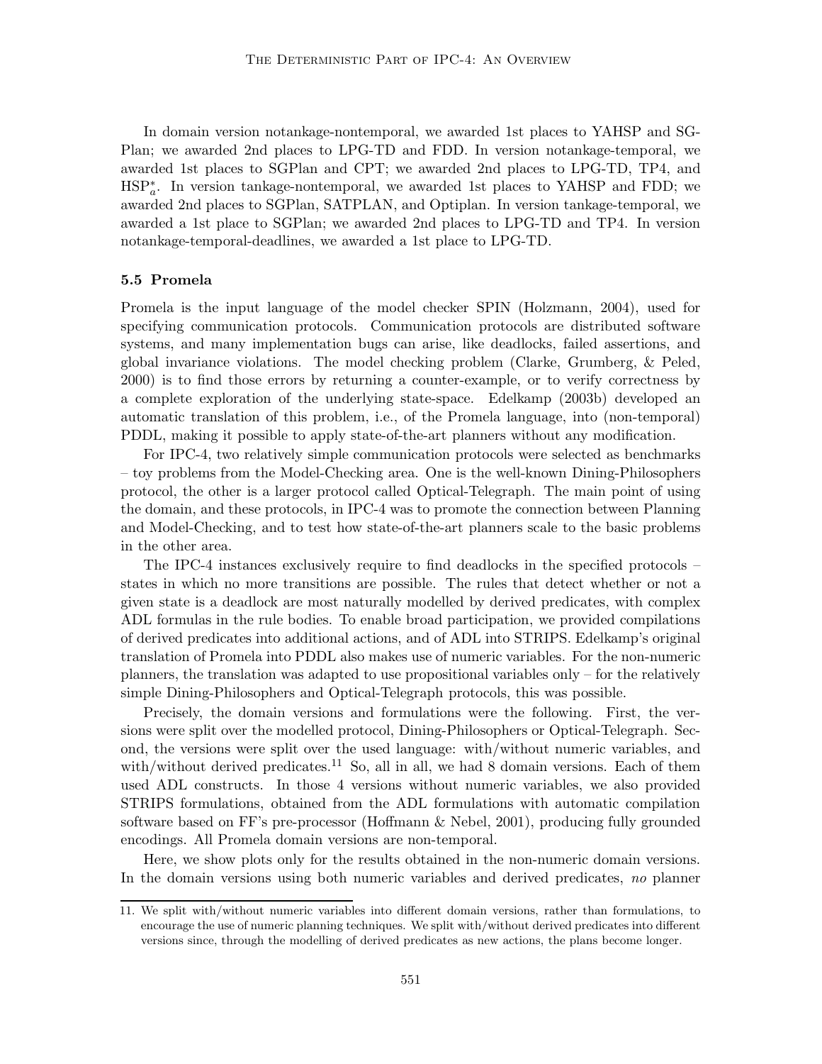In domain version notankage-nontemporal, we awarded 1st places to YAHSP and SGPlan; we awarded 2nd places to LPG-TD and FDD. In version notankage-temporal, we awarded 1st places to SGPlan and CPT; we awarded 2nd places to LPG-TD, TP4, and $HSP^*_a$. In version tankage-nontemporal, we awarded 1st places to YAHSP and FDD; we awarded 2nd places to SGPlan, SATPLAN, and Optiplan. In version tankage-temporal, we awarded a 1st place to SGPlan; we awarded 2nd places to LPG-TD and TP4. In version notankage-temporal-deadlines, we awarded a 1st place to LPG-TD.

### 5.5 Promela

Promela is the input language of the model checker SPIN (Holzmann, 2004), used for specifying communication protocols. Communication protocols are distributed software systems, and many implementation bugs can arise, like deadlocks, failed assertions, and global invariance violations. The model checking problem (Clarke, Grumberg, & Peled, 2000) is to find those errors by returning a counter-example, or to verify correctness by a complete exploration of the underlying state-space. Edelkamp (2003b) developed an automatic translation of this problem, i.e., of the Promela language, into (non-temporal) PDDL, making it possible to apply state-of-the-art planners without any modification.

For IPC-4, two relatively simple communication protocols were selected as benchmarks – toy problems from the Model-Checking area. One is the well-known Dining-Philosophers protocol, the other is a larger protocol called Optical-Telegraph. The main point of using the domain, and these protocols, in IPC-4 was to promote the connection between Planning and Model-Checking, and to test how state-of-the-art planners scale to the basic problems in the other area.

The IPC-4 instances exclusively require to find deadlocks in the specified protocols – states in which no more transitions are possible. The rules that detect whether or not a given state is a deadlock are most naturally modelled by derived predicates, with complex ADL formulas in the rule bodies. To enable broad participation, we provided compilations of derived predicates into additional actions, and of ADL into STRIPS. Edelkamp's original translation of Promela into PDDL also makes use of numeric variables. For the non-numeric planners, the translation was adapted to use propositional variables only – for the relatively simple Dining-Philosophers and Optical-Telegraph protocols, this was possible.

Precisely, the domain versions and formulations were the following. First, the versions were split over the modelled protocol, Dining-Philosophers or Optical-Telegraph. Second, the versions were split over the used language: with/without numeric variables, and with/without derived predicates.[11] So, all in all, we had 8 domain versions. Each of them used ADL constructs. In those 4 versions without numeric variables, we also provided STRIPS formulations, obtained from the ADL formulations with automatic compilation software based on FF's pre-processor (Hoffmann & Nebel, 2001), producing fully grounded encodings. All Promela domain versions are non-temporal.

Here, we show plots only for the results obtained in the non-numeric domain versions. In the domain versions using both numeric variables and derived predicates, *no* planner

---

11. We split with/without numeric variables into different domain versions, rather than formulations, to encourage the use of numeric planning techniques. We split with/without derived predicates into different versions since, through the modelling of derived predicates as new actions, the plans become longer.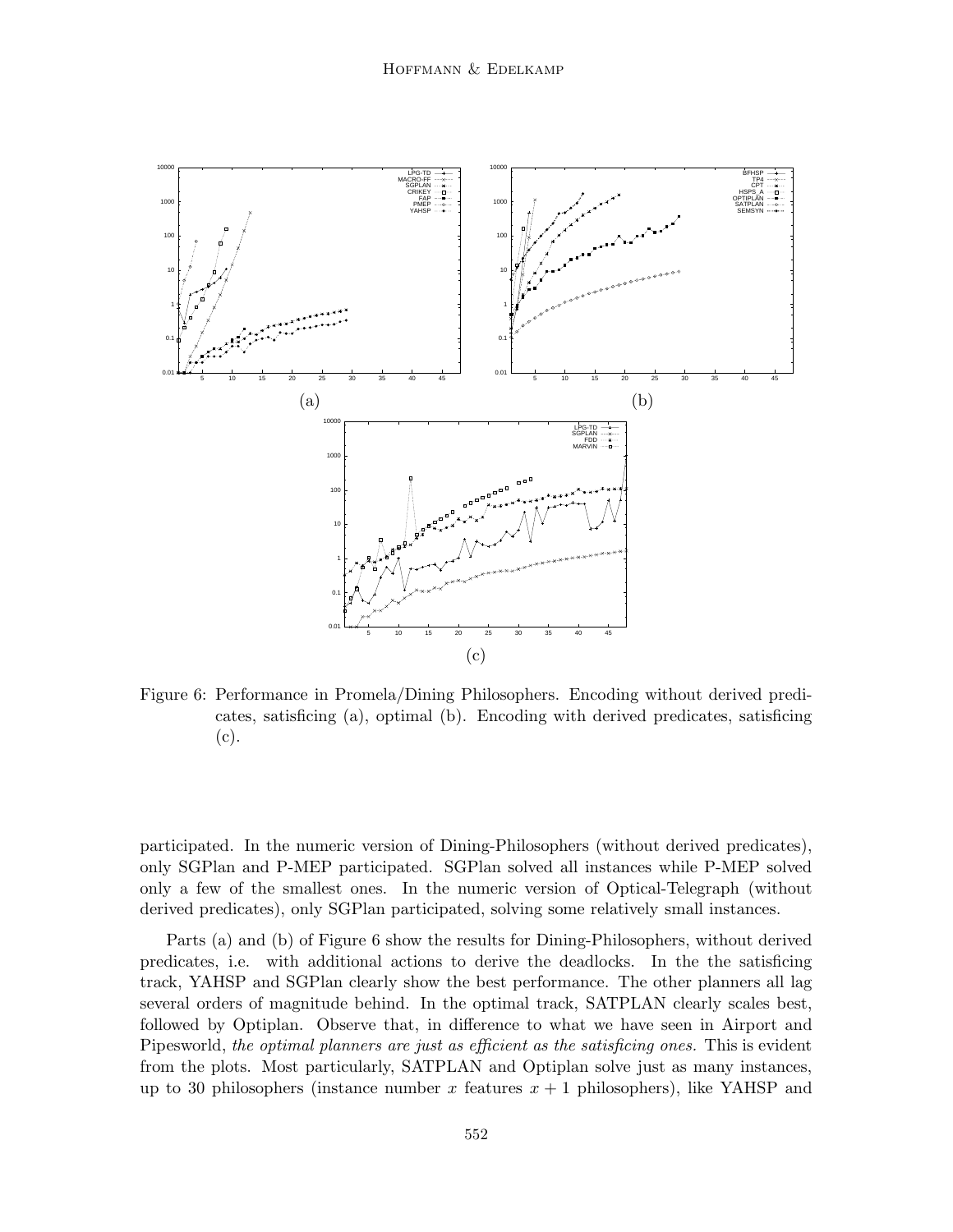Figure 6: Performance in Promela/Dining Philosophers. Encoding without derived predicates, satisficing (a), optimal (b). Encoding with derived predicates, satisficing (c).

participated. In the numeric version of Dining-Philosophers (without derived predicates), only SGPlan and P-MEP participated. SGPlan solved all instances while P-MEP solved only a few of the smallest ones. In the numeric version of Optical-Telegraph (without derived predicates), only SGPlan participated, solving some relatively small instances.

Parts (a) and (b) of Figure 6 show the results for Dining-Philosophers, without derived predicates, i.e. with additional actions to derive the deadlocks. In the the satisficing track, YAHSP and SGPlan clearly show the best performance. The other planners all lag several orders of magnitude behind. In the optimal track, SATPLAN clearly scales best, followed by Optiplan. Observe that, in difference to what we have seen in Airport and Pipesworld, *the optimal planners are just as efficient as the satisficing ones.* This is evident from the plots. Most particularly, SATPLAN and Optiplan solve just as many instances, up to 30 philosophers (instance number $x$ features $x + 1$ philosophers), like YAHSP and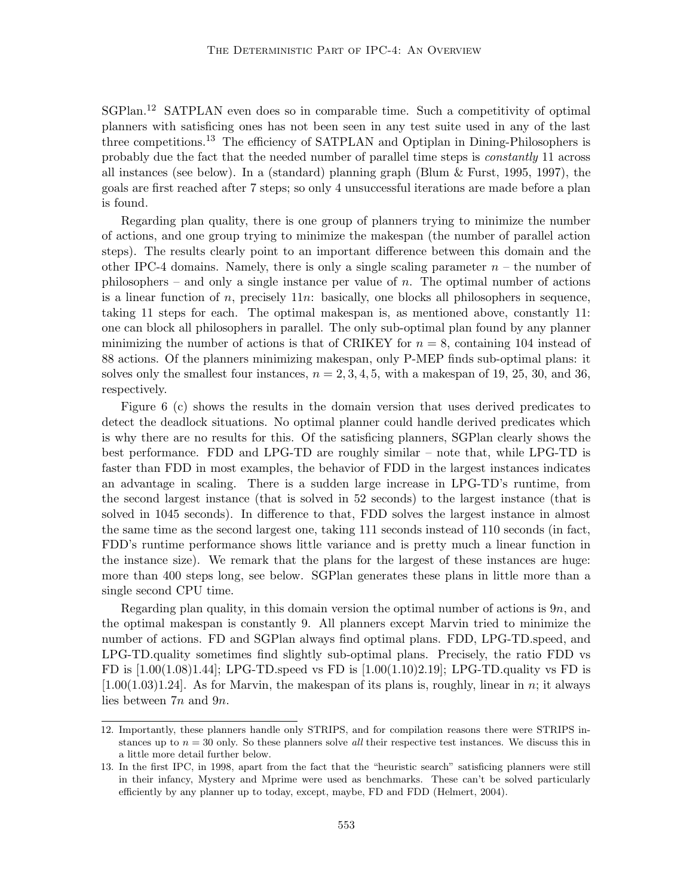SGPlan.[12] SATPLAN even does so in comparable time. Such a competitivity of optimal planners with satisficing ones has not been seen in any test suite used in any of the last three competitions.[13] The efficiency of SATPLAN and Optiplan in Dining-Philosophers is probably due the fact that the needed number of parallel time steps is *constantly* 11 across all instances (see below). In a (standard) planning graph (Blum & Furst, 1995, 1997), the goals are first reached after 7 steps; so only 4 unsuccessful iterations are made before a plan is found.

Regarding plan quality, there is one group of planners trying to minimize the number of actions, and one group trying to minimize the makespan (the number of parallel action steps). The results clearly point to an important difference between this domain and the other IPC-4 domains. Namely, there is only a single scaling parameter $n$ – the number of philosophers – and only a single instance per value of $n$. The optimal number of actions is a linear function of $n$, precisely $11n$: basically, one blocks all philosophers in sequence, taking 11 steps for each. The optimal makespan is, as mentioned above, constantly 11: one can block all philosophers in parallel. The only sub-optimal plan found by any planner minimizing the number of actions is that of CRIKEY for $n = 8$, containing 104 instead of 88 actions. Of the planners minimizing makespan, only P-MEP finds sub-optimal plans: it solves only the smallest four instances, $n = 2, 3, 4, 5$, with a makespan of 19, 25, 30, and 36, respectively.

Figure 6 (c) shows the results in the domain version that uses derived predicates to detect the deadlock situations. No optimal planner could handle derived predicates which is why there are no results for this. Of the satisficing planners, SGPlan clearly shows the best performance. FDD and LPG-TD are roughly similar – note that, while LPG-TD is faster than FDD in most examples, the behavior of FDD in the largest instances indicates an advantage in scaling. There is a sudden large increase in LPG-TD's runtime, from the second largest instance (that is solved in 52 seconds) to the largest instance (that is solved in 1045 seconds). In difference to that, FDD solves the largest instance in almost the same time as the second largest one, taking 111 seconds instead of 110 seconds (in fact, FDD's runtime performance shows little variance and is pretty much a linear function in the instance size). We remark that the plans for the largest of these instances are huge: more than 400 steps long, see below. SGPlan generates these plans in little more than a single second CPU time.

Regarding plan quality, in this domain version the optimal number of actions is $9n$, and the optimal makespan is constantly 9. All planners except Marvin tried to minimize the number of actions. FD and SGPlan always find optimal plans. FDD, LPG-TD.speed, and LPG-TD.quality sometimes find slightly sub-optimal plans. Precisely, the ratio FDD vs FD is [1.00(1.08)1.44]; LPG-TD.speed vs FD is [1.00(1.10)2.19]; LPG-TD.quality vs FD is [1.00(1.03)1.24]. As for Marvin, the makespan of its plans is, roughly, linear in $n$; it always lies between $7n$ and $9n$.

---

12. Importantly, these planners handle only STRIPS, and for compilation reasons there were STRIPS instances up to $n = 30$ only. So these planners solve *all* their respective test instances. We discuss this in a little more detail further below.

13. In the first IPC, in 1998, apart from the fact that the "heuristic search" satisficing planners were still in their infancy, Mystery and Mprime were used as benchmarks. These can't be solved particularly efficiently by any planner up to today, except, maybe, FD and FDD (Helmert, 2004).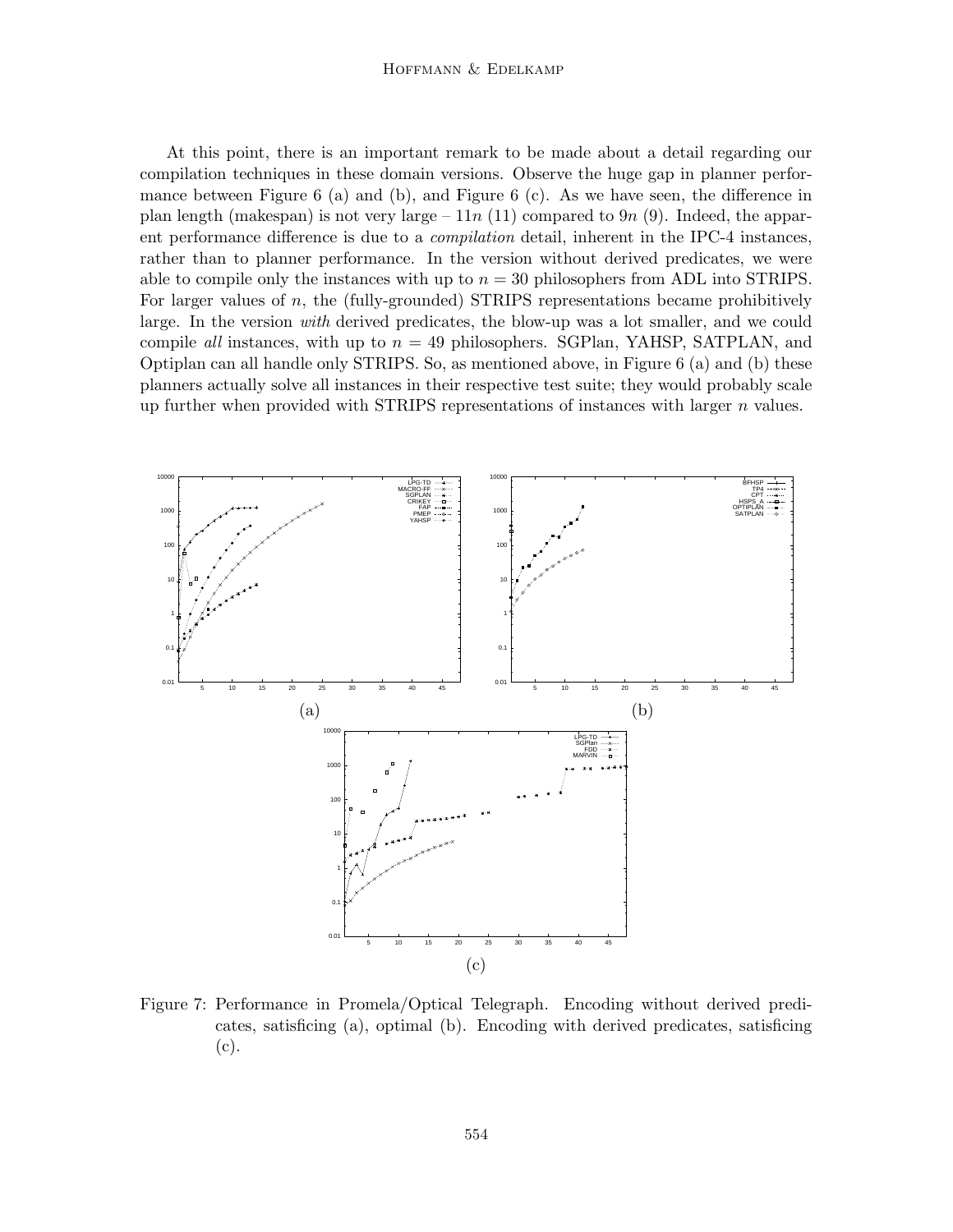At this point, there is an important remark to be made about a detail regarding our compilation techniques in these domain versions. Observe the huge gap in planner performance between Figure 6 (a) and (b), and Figure 6 (c). As we have seen, the difference in plan length (makespan) is not very large – $11n$ (11) compared to $9n$ (9). Indeed, the apparent performance difference is due to a *compilation* detail, inherent in the IPC-4 instances, rather than to planner performance. In the version without derived predicates, we were able to compile only the instances with up to $n = 30$ philosophers from ADL into STRIPS. For larger values of $n$, the (fully-grounded) STRIPS representations became prohibitively large. In the version *with* derived predicates, the blow-up was a lot smaller, and we could compile *all* instances, with up to $n = 49$ philosophers. SGPlan, YAHSP, SATPLAN, and Optiplan can all handle only STRIPS. So, as mentioned above, in Figure 6 (a) and (b) these planners actually solve all instances in their respective test suite; they would probably scale up further when provided with STRIPS representations of instances with larger $n$ values.

Figure 7: Performance in Promela/Optical Telegraph. Encoding without derived predicates, satisficing (a), optimal (b). Encoding with derived predicates, satisficing (c).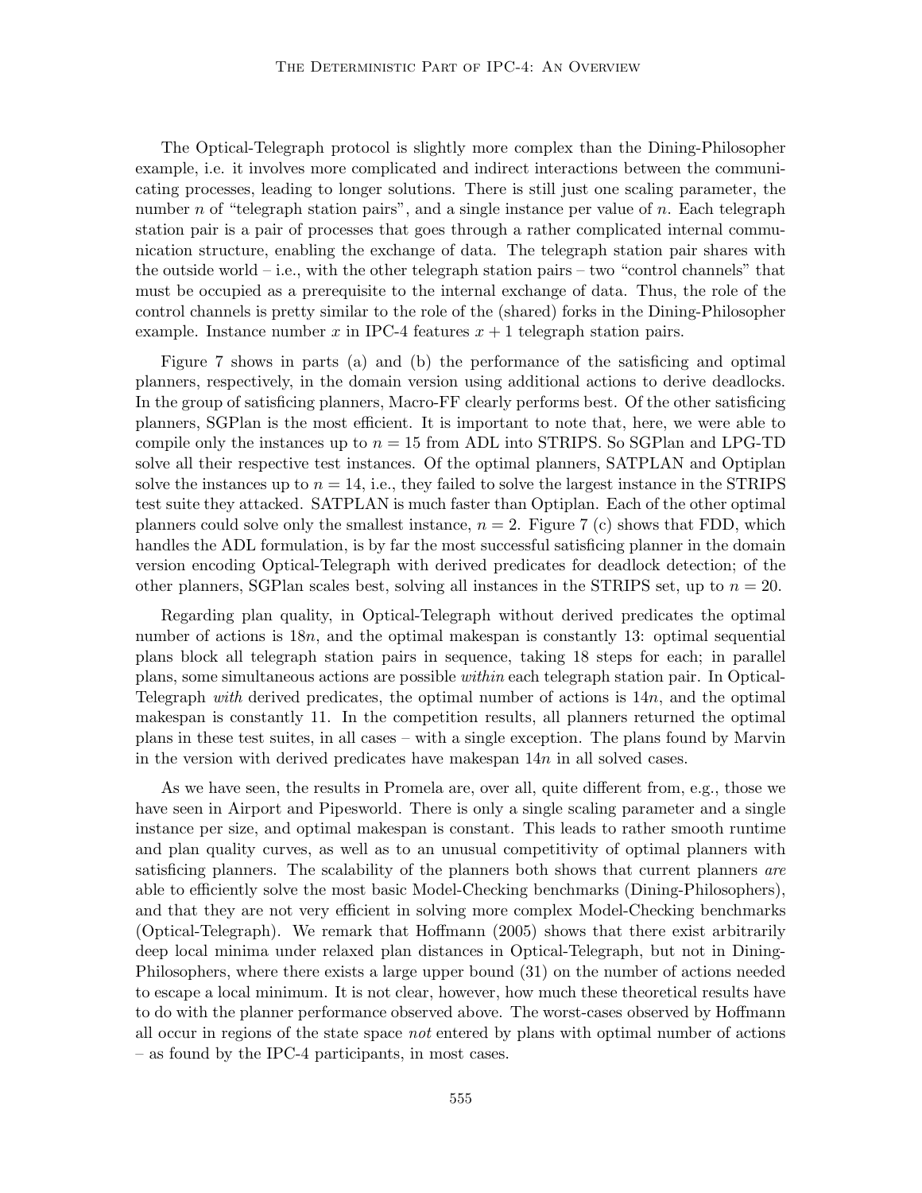The Optical-Telegraph protocol is slightly more complex than the Dining-Philosopher example, i.e. it involves more complicated and indirect interactions between the communicating processes, leading to longer solutions. There is still just one scaling parameter, the number $n$ of "telegraph station pairs", and a single instance per value of $n$. Each telegraph station pair is a pair of processes that goes through a rather complicated internal communication structure, enabling the exchange of data. The telegraph station pair shares with the outside world – i.e., with the other telegraph station pairs – two "control channels" that must be occupied as a prerequisite to the internal exchange of data. Thus, the role of the control channels is pretty similar to the role of the (shared) forks in the Dining-Philosopher example. Instance number $x$ in IPC-4 features $x + 1$ telegraph station pairs.

Figure 7 shows in parts (a) and (b) the performance of the satisficing and optimal planners, respectively, in the domain version using additional actions to derive deadlocks. In the group of satisficing planners, Macro-FF clearly performs best. Of the other satisficing planners, SGPlan is the most efficient. It is important to note that, here, we were able to compile only the instances up to $n = 15$ from ADL into STRIPS. So SGPlan and LPG-TD solve all their respective test instances. Of the optimal planners, SATPLAN and Optiplan solve the instances up to $n = 14$, i.e., they failed to solve the largest instance in the STRIPS test suite they attacked. SATPLAN is much faster than Optiplan. Each of the other optimal planners could solve only the smallest instance, $n = 2$. Figure 7 (c) shows that FDD, which handles the ADL formulation, is by far the most successful satisficing planner in the domain version encoding Optical-Telegraph with derived predicates for deadlock detection; of the other planners, SGPlan scales best, solving all instances in the STRIPS set, up to $n = 20$.

Regarding plan quality, in Optical-Telegraph without derived predicates the optimal number of actions is $18n$, and the optimal makespan is constantly 13: optimal sequential plans block all telegraph station pairs in sequence, taking 18 steps for each; in parallel plans, some simultaneous actions are possible *within* each telegraph station pair. In Optical-Telegraph *with* derived predicates, the optimal number of actions is $14n$, and the optimal makespan is constantly 11. In the competition results, all planners returned the optimal plans in these test suites, in all cases – with a single exception. The plans found by Marvin in the version with derived predicates have makespan $14n$ in all solved cases.

As we have seen, the results in Promela are, over all, quite different from, e.g., those we have seen in Airport and Pipesworld. There is only a single scaling parameter and a single instance per size, and optimal makespan is constant. This leads to rather smooth runtime and plan quality curves, as well as to an unusual competitivity of optimal planners with satisficing planners. The scalability of the planners both shows that current planners *are* able to efficiently solve the most basic Model-Checking benchmarks (Dining-Philosophers), and that they are not very efficient in solving more complex Model-Checking benchmarks (Optical-Telegraph). We remark that Hoffmann (2005) shows that there exist arbitrarily deep local minima under relaxed plan distances in Optical-Telegraph, but not in Dining-Philosophers, where there exists a large upper bound (31) on the number of actions needed to escape a local minimum. It is not clear, however, how much these theoretical results have to do with the planner performance observed above. The worst-cases observed by Hoffmann all occur in regions of the state space *not* entered by plans with optimal number of actions – as found by the IPC-4 participants, in most cases.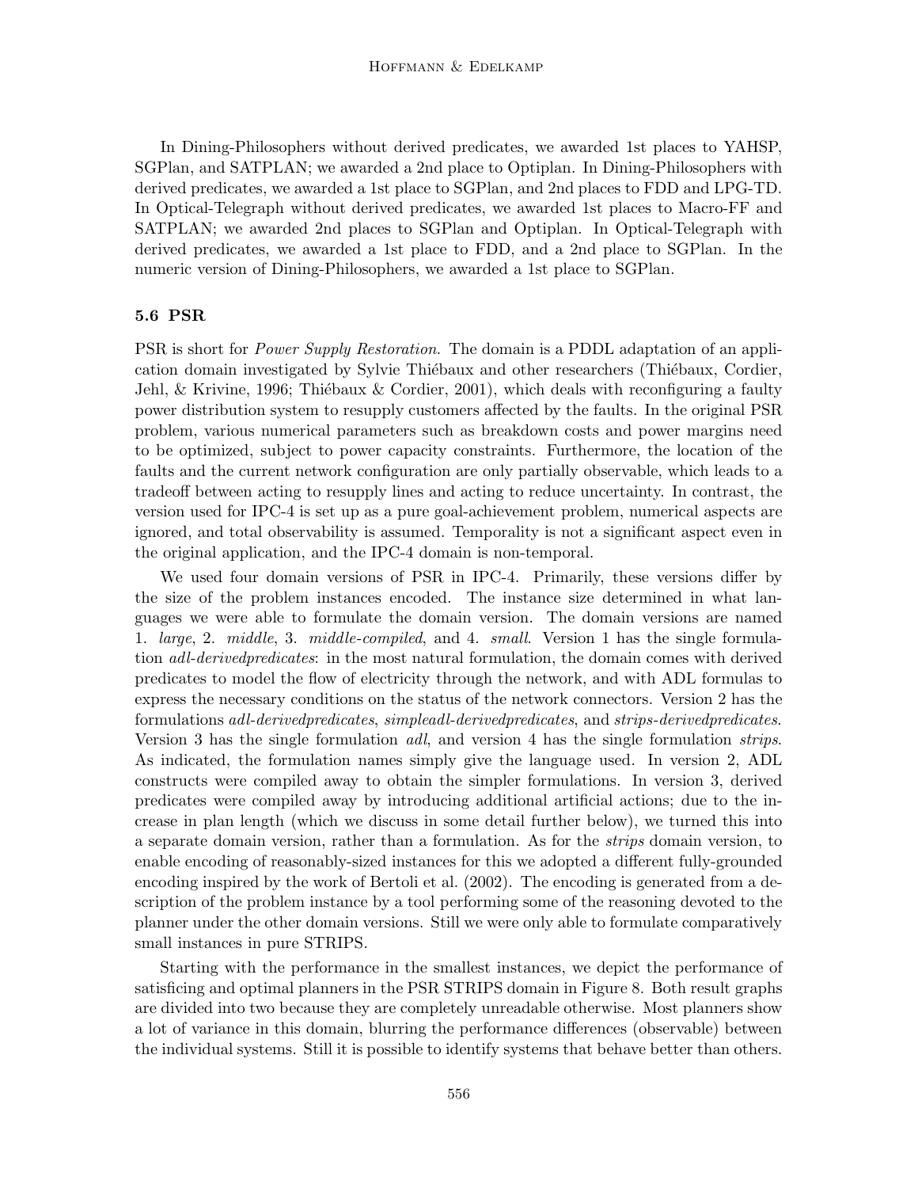In Dining-Philosophers without derived predicates, we awarded 1st places to YAHSP, SGPlan, and SATPLAN; we awarded a 2nd place to Optiplan. In Dining-Philosophers with derived predicates, we awarded a 1st place to SGPlan, and 2nd places to FDD and LPG-TD. In Optical-Telegraph without derived predicates, we awarded 1st places to Macro-FF and SATPLAN; we awarded 2nd places to SGPlan and Optiplan. In Optical-Telegraph with derived predicates, we awarded a 1st place to FDD, and a 2nd place to SGPlan. In the numeric version of Dining-Philosophers, we awarded a 1st place to SGPlan.

### 5.6 PSR

PSR is short for *Power Supply Restoration*. The domain is a PDDL adaptation of an application domain investigated by Sylvie Thiébaux and other researchers (Thiébaux, Cordier, Jehl, & Krivine, 1996; Thiébaux & Cordier, 2001), which deals with reconfiguring a faulty power distribution system to resupply customers affected by the faults. In the original PSR problem, various numerical parameters such as breakdown costs and power margins need to be optimized, subject to power capacity constraints. Furthermore, the location of the faults and the current network configuration are only partially observable, which leads to a tradeoff between acting to resupply lines and acting to reduce uncertainty. In contrast, the version used for IPC-4 is set up as a pure goal-achievement problem, numerical aspects are ignored, and total observability is assumed. Temporality is not a significant aspect even in the original application, and the IPC-4 domain is non-temporal.

We used four domain versions of PSR in IPC-4. Primarily, these versions differ by the size of the problem instances encoded. The instance size determined in what languages we were able to formulate the domain version. The domain versions are named 1. *large*, 2. *middle*, 3. *middle-compiled*, and 4. *small*. Version 1 has the single formulation *adl-derivedpredicates*: in the most natural formulation, the domain comes with derived predicates to model the flow of electricity through the network, and with ADL formulas to express the necessary conditions on the status of the network connectors. Version 2 has the formulations *adl-derivedpredicates*, *simpleadl-derivedpredicates*, and *strips-derivedpredicates*. Version 3 has the single formulation *adl*, and version 4 has the single formulation *strips*. As indicated, the formulation names simply give the language used. In version 2, ADL constructs were compiled away to obtain the simpler formulations. In version 3, derived predicates were compiled away by introducing additional artificial actions; due to the increase in plan length (which we discuss in some detail further below), we turned this into a separate domain version, rather than a formulation. As for the *strips* domain version, to enable encoding of reasonably-sized instances for this we adopted a different fully-grounded encoding inspired by the work of Bertoli et al. (2002). The encoding is generated from a description of the problem instance by a tool performing some of the reasoning devoted to the planner under the other domain versions. Still we were only able to formulate comparatively small instances in pure STRIPS.

Starting with the performance in the smallest instances, we depict the performance of satisficing and optimal planners in the PSR STRIPS domain in Figure 8. Both result graphs are divided into two because they are completely unreadable otherwise. Most planners show a lot of variance in this domain, blurring the performance differences (observable) between the individual systems. Still it is possible to identify systems that behave better than others.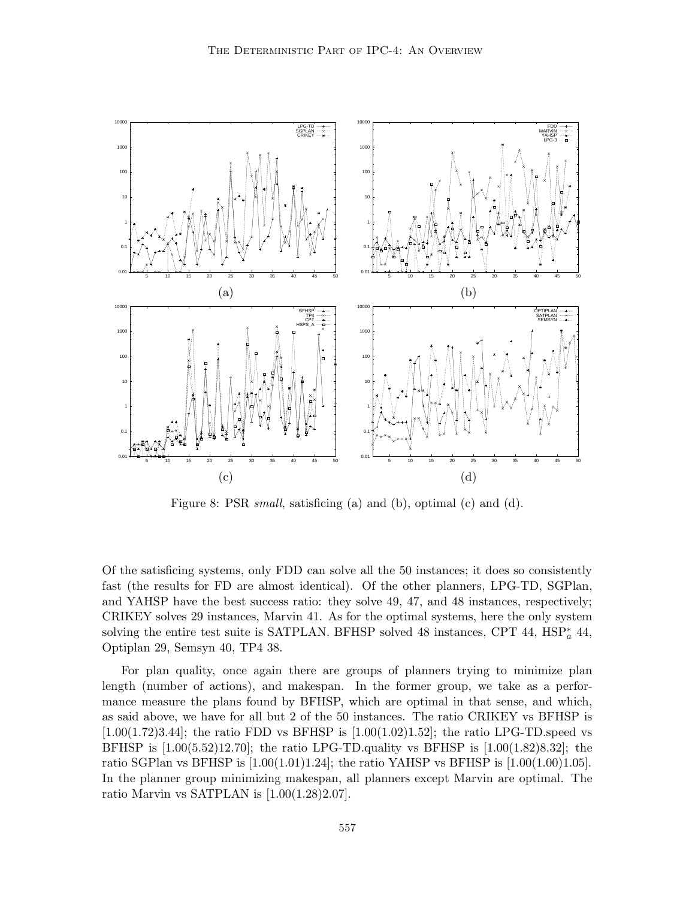Figure 8: PSR *small*, satisficing (a) and (b), optimal (c) and (d).

Of the satisficing systems, only FDD can solve all the 50 instances; it does so consistently fast (the results for FD are almost identical). Of the other planners, LPG-TD, SGPlan, and YAHSP have the best success ratio: they solve 49, 47, and 48 instances, respectively; CRIKEY solves 29 instances, Marvin 41. As for the optimal systems, here the only system solving the entire test suite is SATPLAN. BFHSP solved 48 instances, CPT 44, $HSP_a^*$ 44, Optiplan 29, Semsyn 40, TP4 38.

For plan quality, once again there are groups of planners trying to minimize plan length (number of actions), and makespan. In the former group, we take as a performance measure the plans found by BFHSP, which are optimal in that sense, and which, as said above, we have for all but 2 of the 50 instances. The ratio CRIKEY vs BFHSP is [1.00(1.72)3.44]; the ratio FDD vs BFHSP is [1.00(1.02)1.52]; the ratio LPG-TD.speed vs BFHSP is [1.00(5.52)12.70]; the ratio LPG-TD.quality vs BFHSP is [1.00(1.82)8.32]; the ratio SGPlan vs BFHSP is [1.00(1.01)1.24]; the ratio YAHSP vs BFHSP is [1.00(1.00)1.05]. In the planner group minimizing makespan, all planners except Marvin are optimal. The ratio Marvin vs SATPLAN is [1.00(1.28)2.07].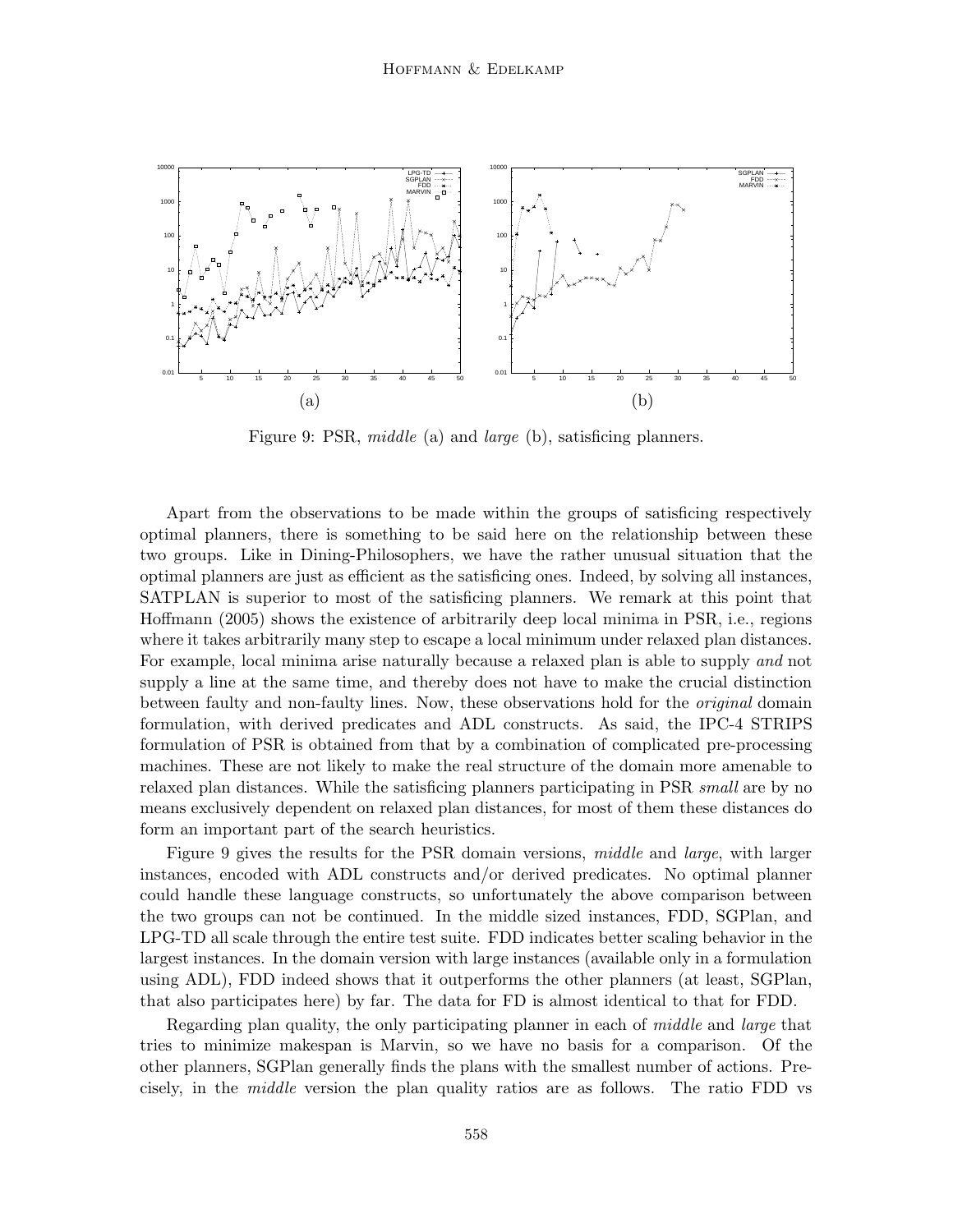Figure 9: PSR, *middle* (a) and *large* (b), satisficing planners.

Apart from the observations to be made within the groups of satisficing respectively optimal planners, there is something to be said here on the relationship between these two groups. Like in Dining-Philosophers, we have the rather unusual situation that the optimal planners are just as efficient as the satisficing ones. Indeed, by solving all instances, SATPLAN is superior to most of the satisficing planners. We remark at this point that Hoffmann (2005) shows the existence of arbitrarily deep local minima in PSR, i.e., regions where it takes arbitrarily many step to escape a local minimum under relaxed plan distances. For example, local minima arise naturally because a relaxed plan is able to supply *and* not supply a line at the same time, and thereby does not have to make the crucial distinction between faulty and non-faulty lines. Now, these observations hold for the *original* domain formulation, with derived predicates and ADL constructs. As said, the IPC-4 STRIPS formulation of PSR is obtained from that by a combination of complicated pre-processing machines. These are not likely to make the real structure of the domain more amenable to relaxed plan distances. While the satisficing planners participating in PSR *small* are by no means exclusively dependent on relaxed plan distances, for most of them these distances do form an important part of the search heuristics.

Figure 9 gives the results for the PSR domain versions, *middle* and *large*, with larger instances, encoded with ADL constructs and/or derived predicates. No optimal planner could handle these language constructs, so unfortunately the above comparison between the two groups can not be continued. In the middle sized instances, FDD, SGPlan, and LPG-TD all scale through the entire test suite. FDD indicates better scaling behavior in the largest instances. In the domain version with large instances (available only in a formulation using ADL), FDD indeed shows that it outperforms the other planners (at least, SGPlan, that also participates here) by far. The data for FD is almost identical to that for FDD.

Regarding plan quality, the only participating planner in each of *middle* and *large* that tries to minimize makespan is Marvin, so we have no basis for a comparison. Of the other planners, SGPlan generally finds the plans with the smallest number of actions. Precisely, in the *middle* version the plan quality ratios are as follows. The ratio FDD vs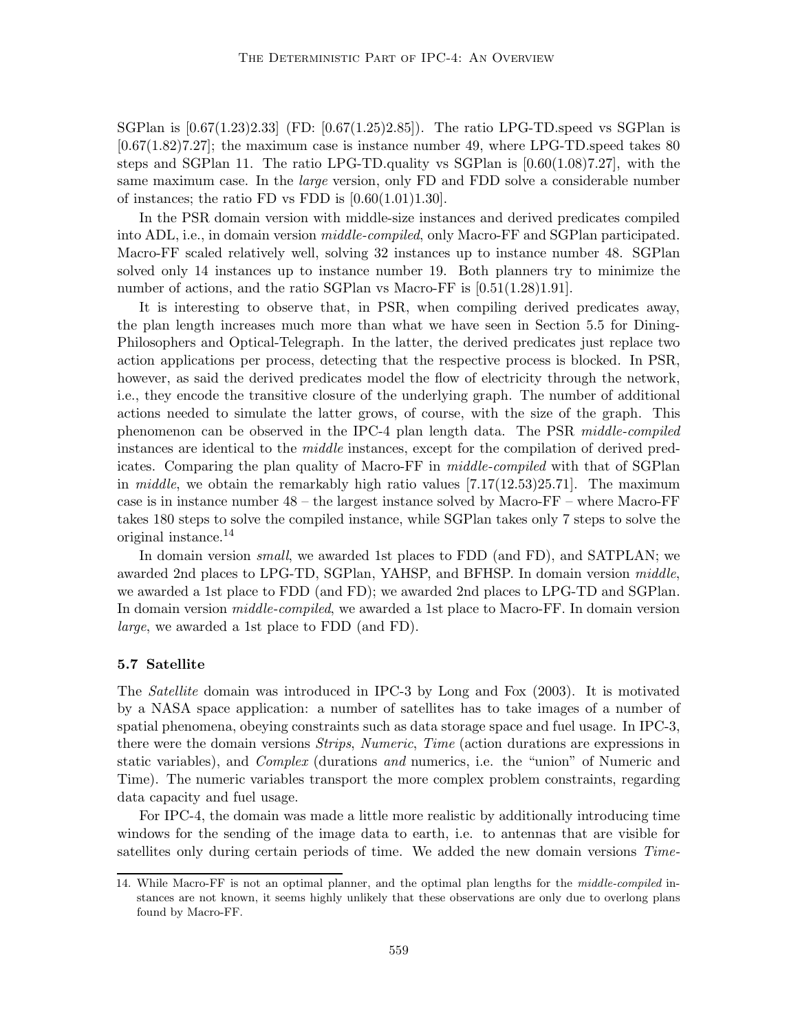SGPlan is [0.67(1.23)2.33] (FD: [0.67(1.25)2.85]). The ratio LPG-TD.speed vs SGPlan is [0.67(1.82)7.27]; the maximum case is instance number 49, where LPG-TD.speed takes 80 steps and SGPlan 11. The ratio LPG-TD.quality vs SGPlan is [0.60(1.08)7.27], with the same maximum case. In the *large* version, only FD and FDD solve a considerable number of instances; the ratio FD vs FDD is [0.60(1.01)1.30].

In the PSR domain version with middle-size instances and derived predicates compiled into ADL, i.e., in domain version *middle-compiled*, only Macro-FF and SGPlan participated. Macro-FF scaled relatively well, solving 32 instances up to instance number 48. SGPlan solved only 14 instances up to instance number 19. Both planners try to minimize the number of actions, and the ratio SGPlan vs Macro-FF is [0.51(1.28)1.91].

It is interesting to observe that, in PSR, when compiling derived predicates away, the plan length increases much more than what we have seen in Section 5.5 for Dining-Philosophers and Optical-Telegraph. In the latter, the derived predicates just replace two action applications per process, detecting that the respective process is blocked. In PSR, however, as said the derived predicates model the flow of electricity through the network, i.e., they encode the transitive closure of the underlying graph. The number of additional actions needed to simulate the latter grows, of course, with the size of the graph. This phenomenon can be observed in the IPC-4 plan length data. The PSR *middle-compiled* instances are identical to the *middle* instances, except for the compilation of derived predicates. Comparing the plan quality of Macro-FF in *middle-compiled* with that of SGPlan in *middle*, we obtain the remarkably high ratio values [7.17(12.53)25.71]. The maximum case is in instance number 48 – the largest instance solved by Macro-FF – where Macro-FF takes 180 steps to solve the compiled instance, while SGPlan takes only 7 steps to solve the original instance.[14]

In domain version *small*, we awarded 1st places to FDD (and FD), and SATPLAN; we awarded 2nd places to LPG-TD, SGPlan, YAHSP, and BFHSP. In domain version *middle*, we awarded a 1st place to FDD (and FD); we awarded 2nd places to LPG-TD and SGPlan. In domain version *middle-compiled*, we awarded a 1st place to Macro-FF. In domain version *large*, we awarded a 1st place to FDD (and FD).

### 5.7 Satellite

The *Satellite* domain was introduced in IPC-3 by Long and Fox (2003). It is motivated by a NASA space application: a number of satellites has to take images of a number of spatial phenomena, obeying constraints such as data storage space and fuel usage. In IPC-3, there were the domain versions *Strips*, *Numeric*, *Time* (action durations are expressions in static variables), and *Complex* (durations *and* numerics, i.e. the "union" of Numeric and Time). The numeric variables transport the more complex problem constraints, regarding data capacity and fuel usage.

For IPC-4, the domain was made a little more realistic by additionally introducing time windows for the sending of the image data to earth, i.e. to antennas that are visible for satellites only during certain periods of time. We added the new domain versions *Time-*

14. While Macro-FF is not an optimal planner, and the optimal plan lengths for the *middle-compiled* instances are not known, it seems highly unlikely that these observations are only due to overlong plans found by Macro-FF.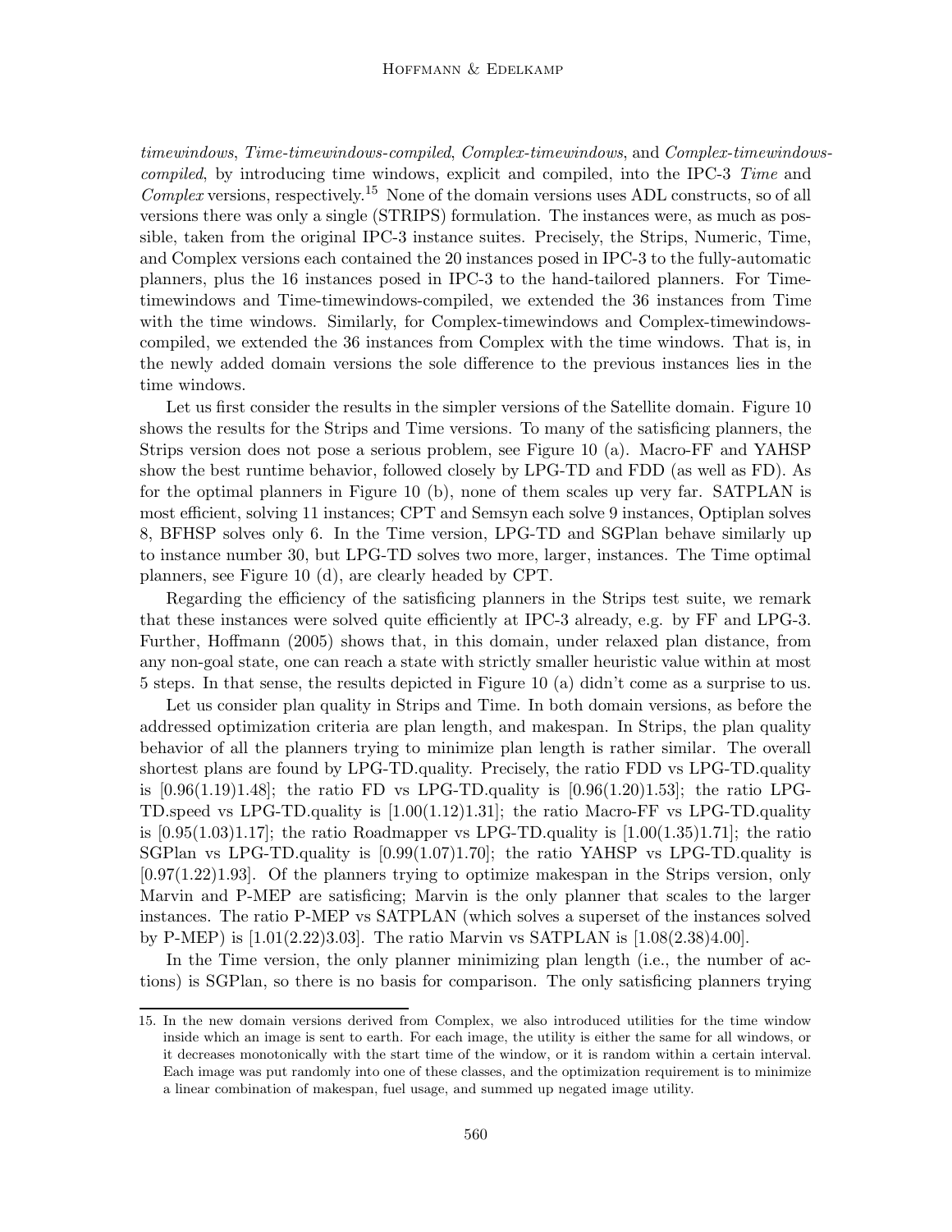*timewindows*, *Time-timewindows-compiled*, *Complex-timewindows*, and *Complex-timewindows-compiled*, by introducing time windows, explicit and compiled, into the IPC-3 *Time* and *Complex* versions, respectively.[15] None of the domain versions uses ADL constructs, so of all versions there was only a single (STRIPS) formulation. The instances were, as much as possible, taken from the original IPC-3 instance suites. Precisely, the Strips, Numeric, Time, and Complex versions each contained the 20 instances posed in IPC-3 to the fully-automatic planners, plus the 16 instances posed in IPC-3 to the hand-tailored planners. For Time-timewindows and Time-timewindows-compiled, we extended the 36 instances from Time with the time windows. Similarly, for Complex-timewindows and Complex-timewindows-compiled, we extended the 36 instances from Complex with the time windows. That is, in the newly added domain versions the sole difference to the previous instances lies in the time windows.

Let us first consider the results in the simpler versions of the Satellite domain. Figure 10 shows the results for the Strips and Time versions. To many of the satisficing planners, the Strips version does not pose a serious problem, see Figure 10 (a). Macro-FF and YAHSP show the best runtime behavior, followed closely by LPG-TD and FDD (as well as FD). As for the optimal planners in Figure 10 (b), none of them scales up very far. SATPLAN is most efficient, solving 11 instances; CPT and Semsyn each solve 9 instances, Optiplan solves 8, BFHSP solves only 6. In the Time version, LPG-TD and SGPlan behave similarly up to instance number 30, but LPG-TD solves two more, larger, instances. The Time optimal planners, see Figure 10 (d), are clearly headed by CPT.

Regarding the efficiency of the satisficing planners in the Strips test suite, we remark that these instances were solved quite efficiently at IPC-3 already, e.g. by FF and LPG-3. Further, Hoffmann (2005) shows that, in this domain, under relaxed plan distance, from any non-goal state, one can reach a state with strictly smaller heuristic value within at most 5 steps. In that sense, the results depicted in Figure 10 (a) didn't come as a surprise to us.

Let us consider plan quality in Strips and Time. In both domain versions, as before the addressed optimization criteria are plan length, and makespan. In Strips, the plan quality behavior of all the planners trying to minimize plan length is rather similar. The overall shortest plans are found by LPG-TD.quality. Precisely, the ratio FDD vs LPG-TD.quality is [0.96(1.19)1.48]; the ratio FD vs LPG-TD.quality is [0.96(1.20)1.53]; the ratio LPG-TD.speed vs LPG-TD.quality is [1.00(1.12)1.31]; the ratio Macro-FF vs LPG-TD.quality is [0.95(1.03)1.17]; the ratio Roadmapper vs LPG-TD.quality is [1.00(1.35)1.71]; the ratio SGPlan vs LPG-TD.quality is [0.99(1.07)1.70]; the ratio YAHSP vs LPG-TD.quality is [0.97(1.22)1.93]. Of the planners trying to optimize makespan in the Strips version, only Marvin and P-MEP are satisficing; Marvin is the only planner that scales to the larger instances. The ratio P-MEP vs SATPLAN (which solves a superset of the instances solved by P-MEP) is [1.01(2.22)3.03]. The ratio Marvin vs SATPLAN is [1.08(2.38)4.00].

In the Time version, the only planner minimizing plan length (i.e., the number of actions) is SGPlan, so there is no basis for comparison. The only satisficing planners trying

15. In the new domain versions derived from Complex, we also introduced utilities for the time window inside which an image is sent to earth. For each image, the utility is either the same for all windows, or it decreases monotonically with the start time of the window, or it is random within a certain interval. Each image was put randomly into one of these classes, and the optimization requirement is to minimize a linear combination of makespan, fuel usage, and summed up negated image utility.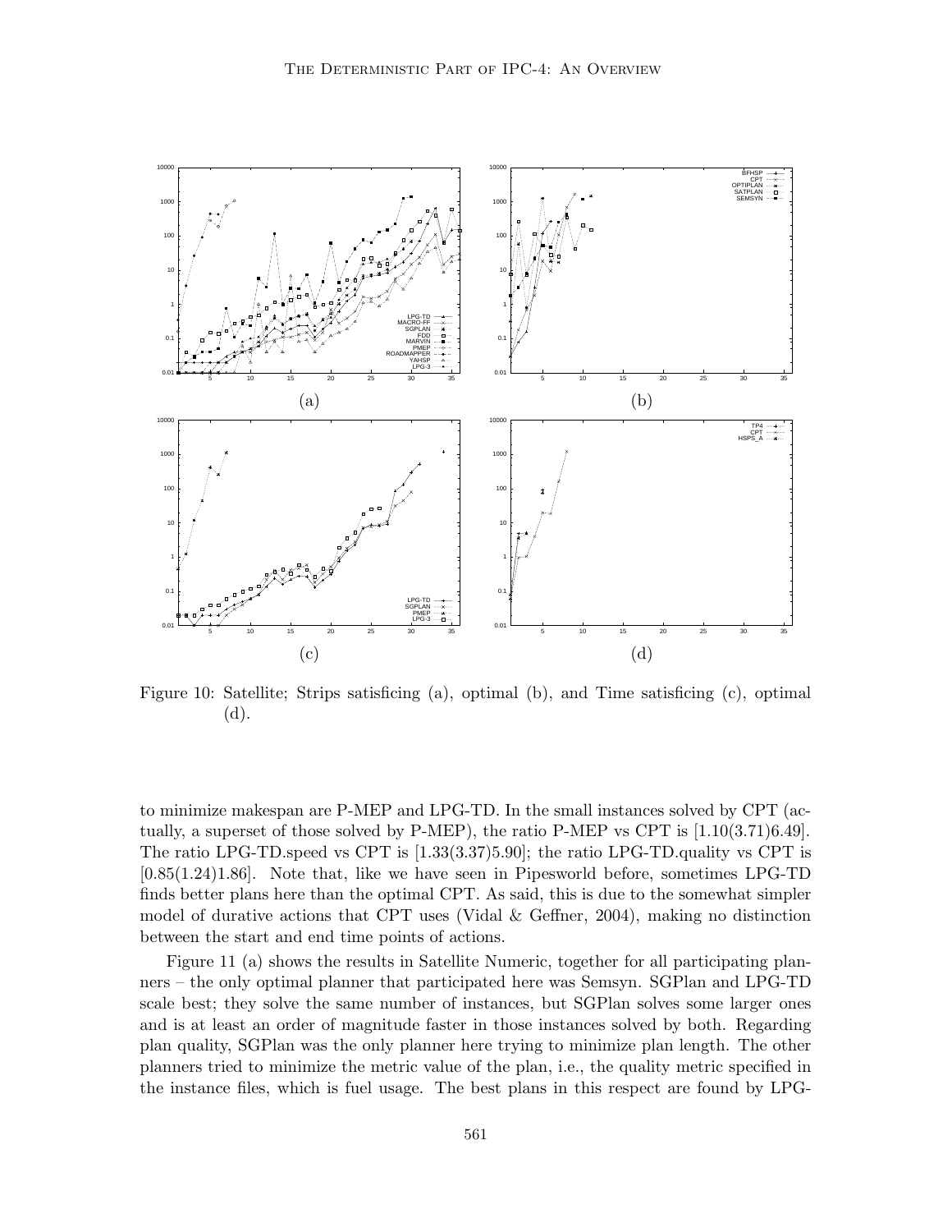Figure 10: Satellite; Strips satisficing (a), optimal (b), and Time satisficing (c), optimal (d).

to minimize makespan are P-MEP and LPG-TD. In the small instances solved by CPT (actually, a superset of those solved by P-MEP), the ratio P-MEP vs CPT is [1.10(3.71)6.49]. The ratio LPG-TD.speed vs CPT is [1.33(3.37)5.90]; the ratio LPG-TD.quality vs CPT is [0.85(1.24)1.86]. Note that, like we have seen in Pipesworld before, sometimes LPG-TD finds better plans here than the optimal CPT. As said, this is due to the somewhat simpler model of durative actions that CPT uses (Vidal & Geffner, 2004), making no distinction between the start and end time points of actions.

Figure 11 (a) shows the results in Satellite Numeric, together for all participating planners – the only optimal planner that participated here was Semsyn. SGPlan and LPG-TD scale best; they solve the same number of instances, but SGPlan solves some larger ones and is at least an order of magnitude faster in those instances solved by both. Regarding plan quality, SGPlan was the only planner here trying to minimize plan length. The other planners tried to minimize the metric value of the plan, i.e., the quality metric specified in the instance files, which is fuel usage. The best plans in this respect are found by LPG-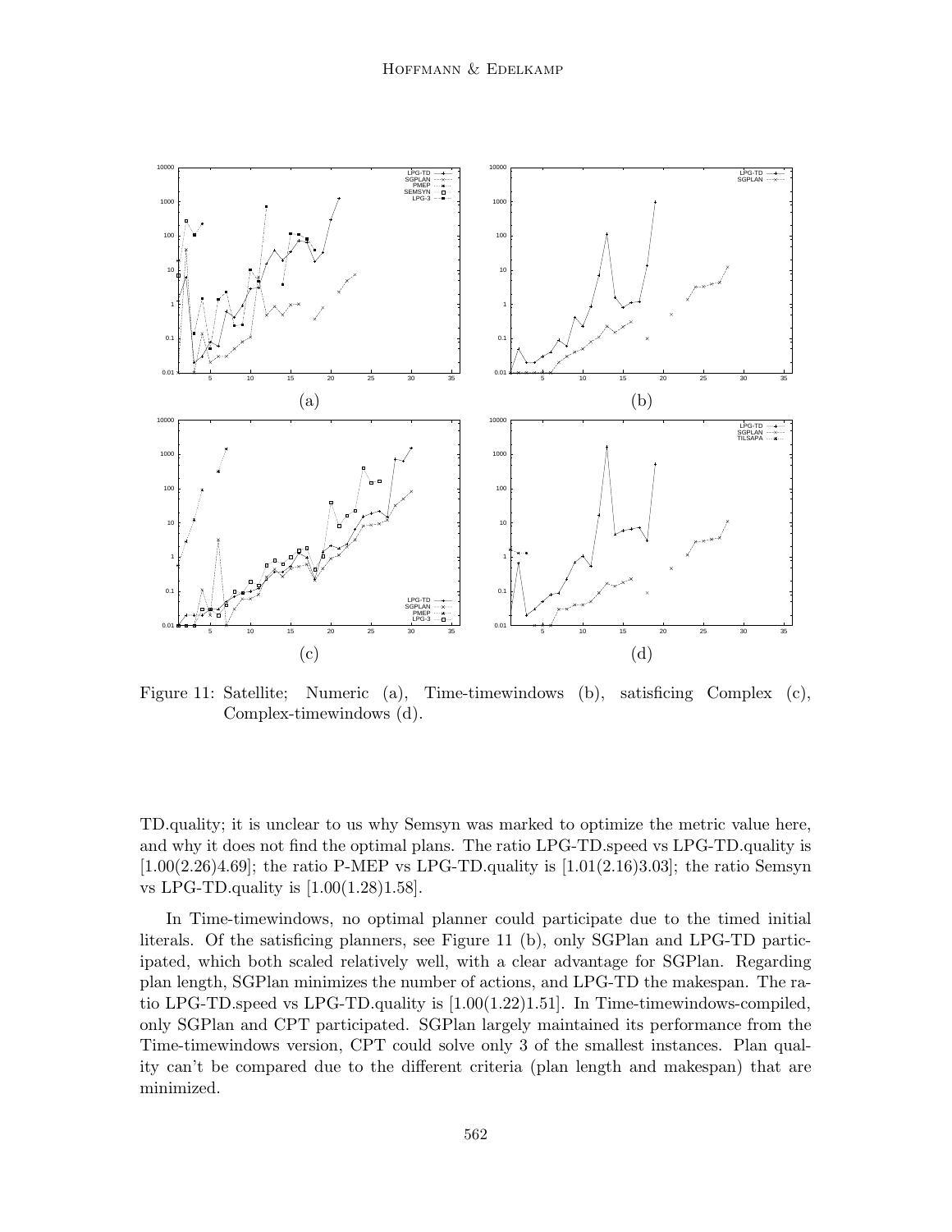Figure 11: Satellite; Numeric (a), Time-timewindows (b), satisficing Complex (c), Complex-timewindows (d).

TD.quality; it is unclear to us why Semsyn was marked to optimize the metric value here, and why it does not find the optimal plans. The ratio LPG-TD.speed vs LPG-TD.quality is [1.00(2.26)4.69]; the ratio P-MEP vs LPG-TD.quality is [1.01(2.16)3.03]; the ratio Semsyn vs LPG-TD.quality is [1.00(1.28)1.58].

In Time-timewindows, no optimal planner could participate due to the timed initial literals. Of the satisficing planners, see Figure 11 (b), only SGPlan and LPG-TD participated, which both scaled relatively well, with a clear advantage for SGPlan. Regarding plan length, SGPlan minimizes the number of actions, and LPG-TD the makespan. The ratio LPG-TD.speed vs LPG-TD.quality is [1.00(1.22)1.51]. In Time-timewindows-compiled, only SGPlan and CPT participated. SGPlan largely maintained its performance from the Time-timewindows version, CPT could solve only 3 of the smallest instances. Plan quality can't be compared due to the different criteria (plan length and makespan) that are minimized.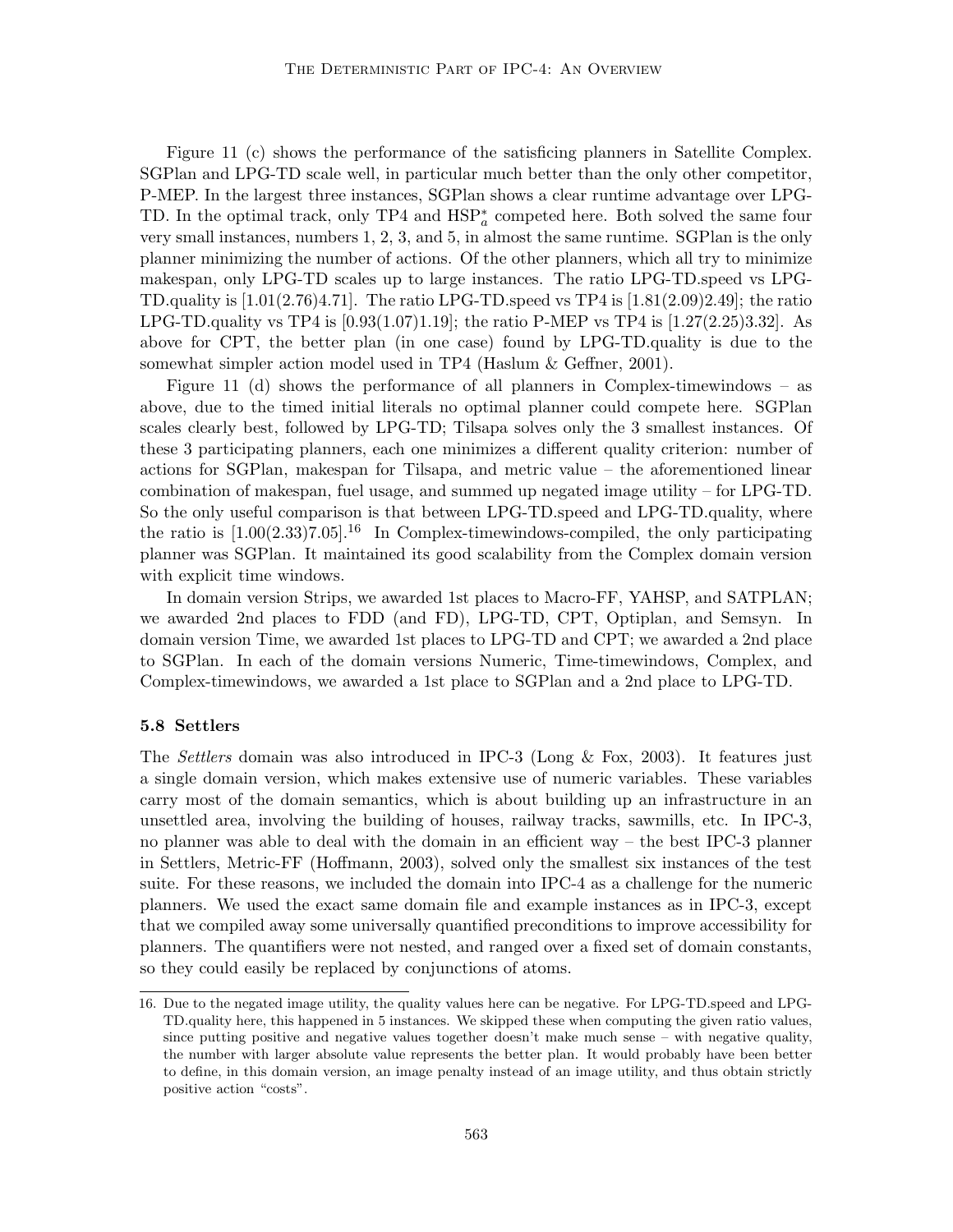Figure 11 (c) shows the performance of the satisficing planners in Satellite Complex. SGPlan and LPG-TD scale well, in particular much better than the only other competitor, P-MEP. In the largest three instances, SGPlan shows a clear runtime advantage over LPG-TD. In the optimal track, only TP4 and $HSP_a^*$ competed here. Both solved the same four very small instances, numbers 1, 2, 3, and 5, in almost the same runtime. SGPlan is the only planner minimizing the number of actions. Of the other planners, which all try to minimize makespan, only LPG-TD scales up to large instances. The ratio LPG-TD.speed vs LPG-TD.quality is [1.01(2.76)4.71]. The ratio LPG-TD.speed vs TP4 is [1.81(2.09)2.49]; the ratio LPG-TD.quality vs TP4 is [0.93(1.07)1.19]; the ratio P-MEP vs TP4 is [1.27(2.25)3.32]. As above for CPT, the better plan (in one case) found by LPG-TD.quality is due to the somewhat simpler action model used in TP4 (Haslum & Geffner, 2001).

Figure 11 (d) shows the performance of all planners in Complex-timewindows – as above, due to the timed initial literals no optimal planner could compete here. SGPlan scales clearly best, followed by LPG-TD; Tilsapa solves only the 3 smallest instances. Of these 3 participating planners, each one minimizes a different quality criterion: number of actions for SGPlan, makespan for Tilsapa, and metric value – the aforementioned linear combination of makespan, fuel usage, and summed up negated image utility – for LPG-TD. So the only useful comparison is that between LPG-TD.speed and LPG-TD.quality, where the ratio is [1.00(2.33)7.05].[16] In Complex-timewindows-compiled, the only participating planner was SGPlan. It maintained its good scalability from the Complex domain version with explicit time windows.

In domain version Strips, we awarded 1st places to Macro-FF, YAHSP, and SATPLAN; we awarded 2nd places to FDD (and FD), LPG-TD, CPT, Optiplan, and Semsyn. In domain version Time, we awarded 1st places to LPG-TD and CPT; we awarded a 2nd place to SGPlan. In each of the domain versions Numeric, Time-timewindows, Complex, and Complex-timewindows, we awarded a 1st place to SGPlan and a 2nd place to LPG-TD.

### 5.8 Settlers

The *Settlers* domain was also introduced in IPC-3 (Long & Fox, 2003). It features just a single domain version, which makes extensive use of numeric variables. These variables carry most of the domain semantics, which is about building up an infrastructure in an unsettled area, involving the building of houses, railway tracks, sawmills, etc. In IPC-3, no planner was able to deal with the domain in an efficient way – the best IPC-3 planner in Settlers, Metric-FF (Hoffmann, 2003), solved only the smallest six instances of the test suite. For these reasons, we included the domain into IPC-4 as a challenge for the numeric planners. We used the exact same domain file and example instances as in IPC-3, except that we compiled away some universally quantified preconditions to improve accessibility for planners. The quantifiers were not nested, and ranged over a fixed set of domain constants, so they could easily be replaced by conjunctions of atoms.

16. Due to the negated image utility, the quality values here can be negative. For LPG-TD.speed and LPG-TD.quality here, this happened in 5 instances. We skipped these when computing the given ratio values, since putting positive and negative values together doesn't make much sense – with negative quality, the number with larger absolute value represents the better plan. It would probably have been better to define, in this domain version, an image penalty instead of an image utility, and thus obtain strictly positive action "costs".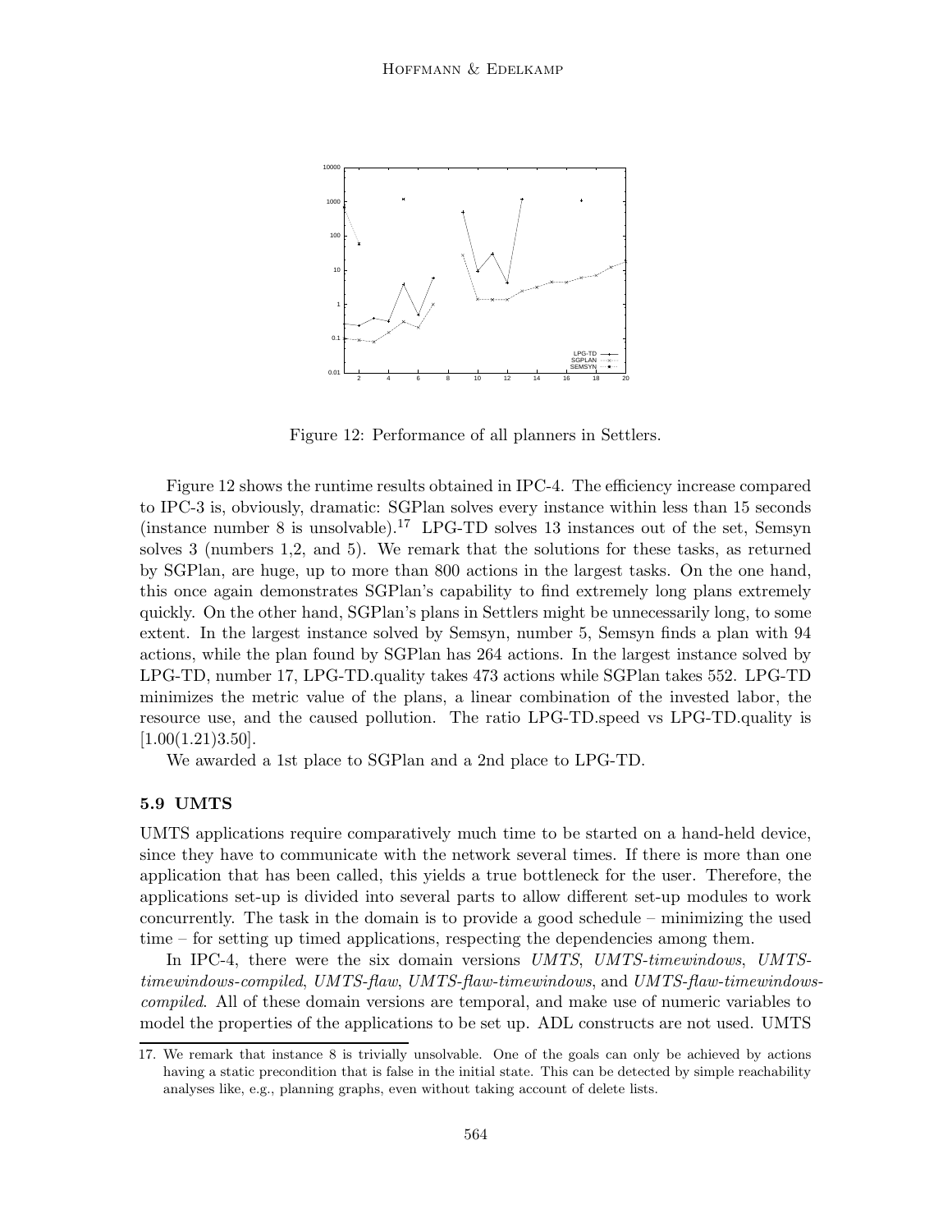Figure 12: Performance of all planners in Settlers.

Figure 12 shows the runtime results obtained in IPC-4. The efficiency increase compared to IPC-3 is, obviously, dramatic: SGPlan solves every instance within less than 15 seconds (instance number 8 is unsolvable).[17] LPG-TD solves 13 instances out of the set, Semsyn solves 3 (numbers 1,2, and 5). We remark that the solutions for these tasks, as returned by SGPlan, are huge, up to more than 800 actions in the largest tasks. On the one hand, this once again demonstrates SGPlan's capability to find extremely long plans extremely quickly. On the other hand, SGPlan's plans in Settlers might be unnecessarily long, to some extent. In the largest instance solved by Semsyn, number 5, Semsyn finds a plan with 94 actions, while the plan found by SGPlan has 264 actions. In the largest instance solved by LPG-TD, number 17, LPG-TD.quality takes 473 actions while SGPlan takes 552. LPG-TD minimizes the metric value of the plans, a linear combination of the invested labor, the resource use, and the caused pollution. The ratio LPG-TD.speed vs LPG-TD.quality is [1.00(1.21)3.50].

We awarded a 1st place to SGPlan and a 2nd place to LPG-TD.

### 5.9 UMTS

UMTS applications require comparatively much time to be started on a hand-held device, since they have to communicate with the network several times. If there is more than one application that has been called, this yields a true bottleneck for the user. Therefore, the applications set-up is divided into several parts to allow different set-up modules to work concurrently. The task in the domain is to provide a good schedule – minimizing the used time – for setting up timed applications, respecting the dependencies among them.

In IPC-4, there were the six domain versions *UMTS*, *UMTS-timewindows*, *UMTS-timewindows-compiled*, *UMTS-flaw*, *UMTS-flaw-timewindows*, and *UMTS-flaw-timewindows-compiled*. All of these domain versions are temporal, and make use of numeric variables to model the properties of the applications to be set up. ADL constructs are not used. UMTS

17. We remark that instance 8 is trivially unsolvable. One of the goals can only be achieved by actions having a static precondition that is false in the initial state. This can be detected by simple reachability analyses like, e.g., planning graphs, even without taking account of delete lists.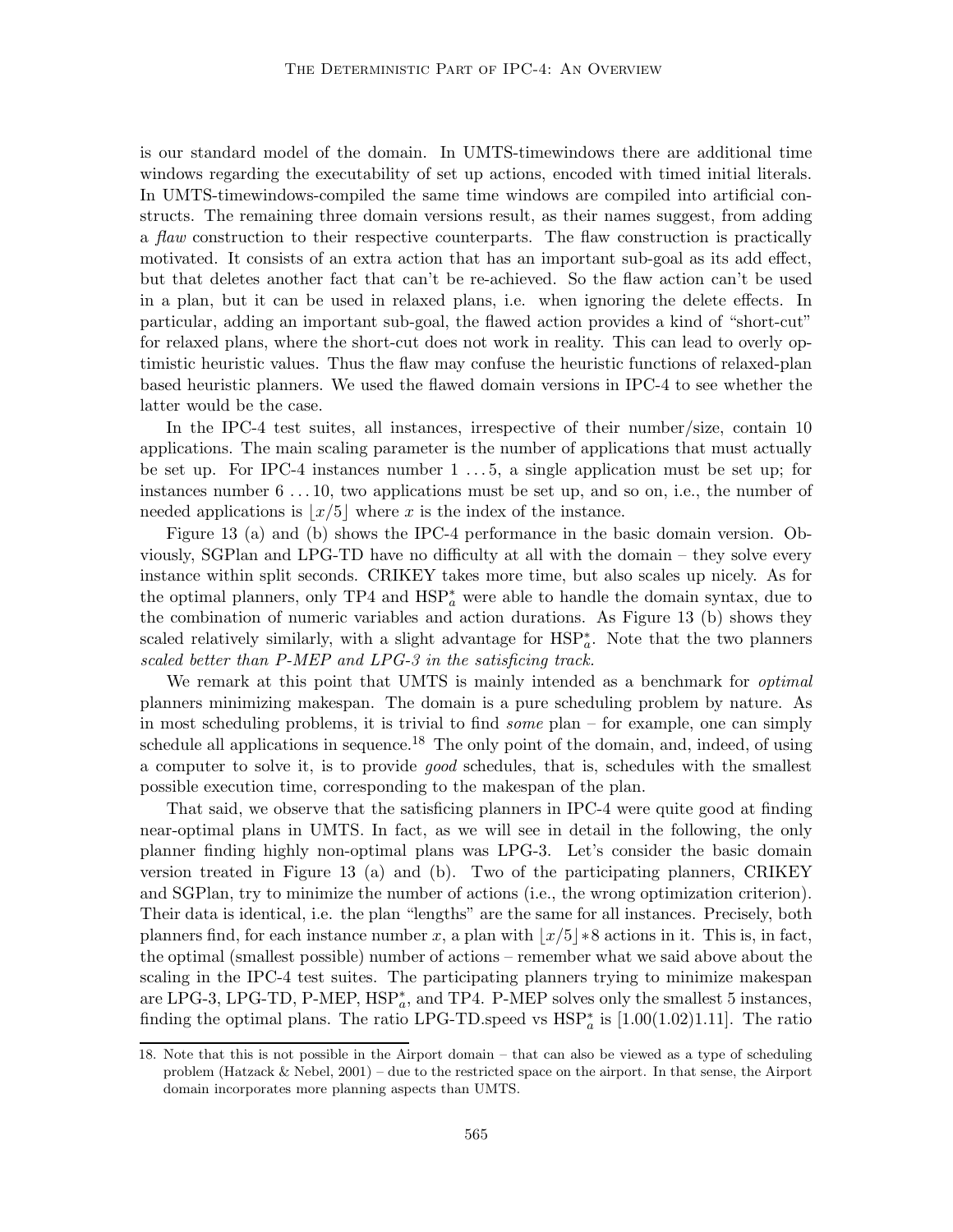is our standard model of the domain. In UMTS-timewindows there are additional time windows regarding the executability of set up actions, encoded with timed initial literals. In UMTS-timewindows-compiled the same time windows are compiled into artificial constructs. The remaining three domain versions result, as their names suggest, from adding a *flaw* construction to their respective counterparts. The flaw construction is practically motivated. It consists of an extra action that has an important sub-goal as its add effect, but that deletes another fact that can't be re-achieved. So the flaw action can't be used in a plan, but it can be used in relaxed plans, i.e. when ignoring the delete effects. In particular, adding an important sub-goal, the flawed action provides a kind of "short-cut" for relaxed plans, where the short-cut does not work in reality. This can lead to overly optimistic heuristic values. Thus the flaw may confuse the heuristic functions of relaxed-plan based heuristic planners. We used the flawed domain versions in IPC-4 to see whether the latter would be the case.

In the IPC-4 test suites, all instances, irrespective of their number/size, contain 10 applications. The main scaling parameter is the number of applications that must actually be set up. For IPC-4 instances number $1 \dots 5$, a single application must be set up; for instances number $6 \dots 10$, two applications must be set up, and so on, i.e., the number of needed applications is $\lfloor x/5 \rfloor$ where $x$ is the index of the instance.

Figure 13 (a) and (b) shows the IPC-4 performance in the basic domain version. Obviously, SGPlan and LPG-TD have no difficulty at all with the domain – they solve every instance within split seconds. CRIKEY takes more time, but also scales up nicely. As for the optimal planners, only TP4 and $\text{HSP}_a^*$ were able to handle the domain syntax, due to the combination of numeric variables and action durations. As Figure 13 (b) shows they scaled relatively similarly, with a slight advantage for $\text{HSP}_a^*$. Note that the two planners *scaled better than P-MEP and LPG-3 in the satisficing track.*

We remark at this point that UMTS is mainly intended as a benchmark for *optimal* planners minimizing makespan. The domain is a pure scheduling problem by nature. As in most scheduling problems, it is trivial to find *some* plan – for example, one can simply schedule all applications in sequence.[18] The only point of the domain, and, indeed, of using a computer to solve it, is to provide *good* schedules, that is, schedules with the smallest possible execution time, corresponding to the makespan of the plan.

That said, we observe that the satisficing planners in IPC-4 were quite good at finding near-optimal plans in UMTS. In fact, as we will see in detail in the following, the only planner finding highly non-optimal plans was LPG-3. Let's consider the basic domain version treated in Figure 13 (a) and (b). Two of the participating planners, CRIKEY and SGPlan, try to minimize the number of actions (i.e., the wrong optimization criterion). Their data is identical, i.e. the plan "lengths" are the same for all instances. Precisely, both planners find, for each instance number $x$, a plan with $\lfloor x/5 \rfloor * 8$ actions in it. This is, in fact, the optimal (smallest possible) number of actions – remember what we said above about the scaling in the IPC-4 test suites. The participating planners trying to minimize makespan are LPG-3, LPG-TD, P-MEP, $\text{HSP}_a^*$, and TP4. P-MEP solves only the smallest 5 instances, finding the optimal plans. The ratio LPG-TD.speed vs $\text{HSP}_a^*$ is [1.00(1.02)1.11]. The ratio

18. Note that this is not possible in the Airport domain – that can also be viewed as a type of scheduling problem (Hatzack & Nebel, 2001) – due to the restricted space on the airport. In that sense, the Airport domain incorporates more planning aspects than UMTS.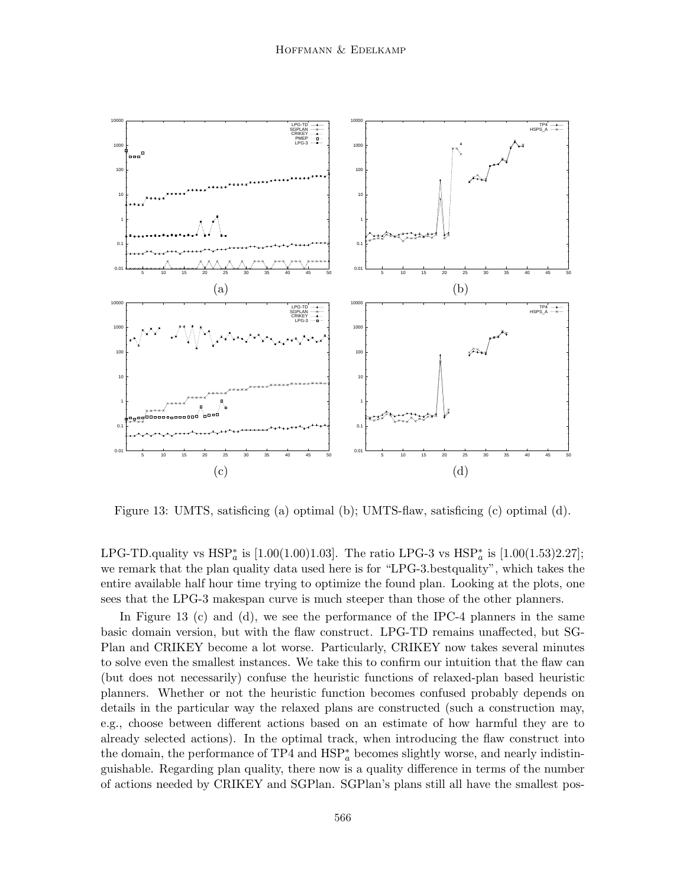Figure 13: UMTS, satisficing (a) optimal (b); UMTS-flaw, satisficing (c) optimal (d).

LPG-TD.quality vs HSP$^*_a$ is [1.00(1.00)1.03]. The ratio LPG-3 vs HSP$^*_a$ is [1.00(1.53)2.27]; we remark that the plan quality data used here is for "LPG-3.bestquality", which takes the entire available half hour time trying to optimize the found plan. Looking at the plots, one sees that the LPG-3 makespan curve is much steeper than those of the other planners.

In Figure 13 (c) and (d), we see the performance of the IPC-4 planners in the same basic domain version, but with the flaw construct. LPG-TD remains unaffected, but SGPlan and CRIKEY become a lot worse. Particularly, CRIKEY now takes several minutes to solve even the smallest instances. We take this to confirm our intuition that the flaw can (but does not necessarily) confuse the heuristic functions of relaxed-plan based heuristic planners. Whether or not the heuristic function becomes confused probably depends on details in the particular way the relaxed plans are constructed (such a construction may, e.g., choose between different actions based on an estimate of how harmful they are to already selected actions). In the optimal track, when introducing the flaw construct into the domain, the performance of TP4 and HSP$^*_a$ becomes slightly worse, and nearly indistinguishable. Regarding plan quality, there now is a quality difference in terms of the number of actions needed by CRIKEY and SGPlan. SGPlan's plans still all have the smallest pos-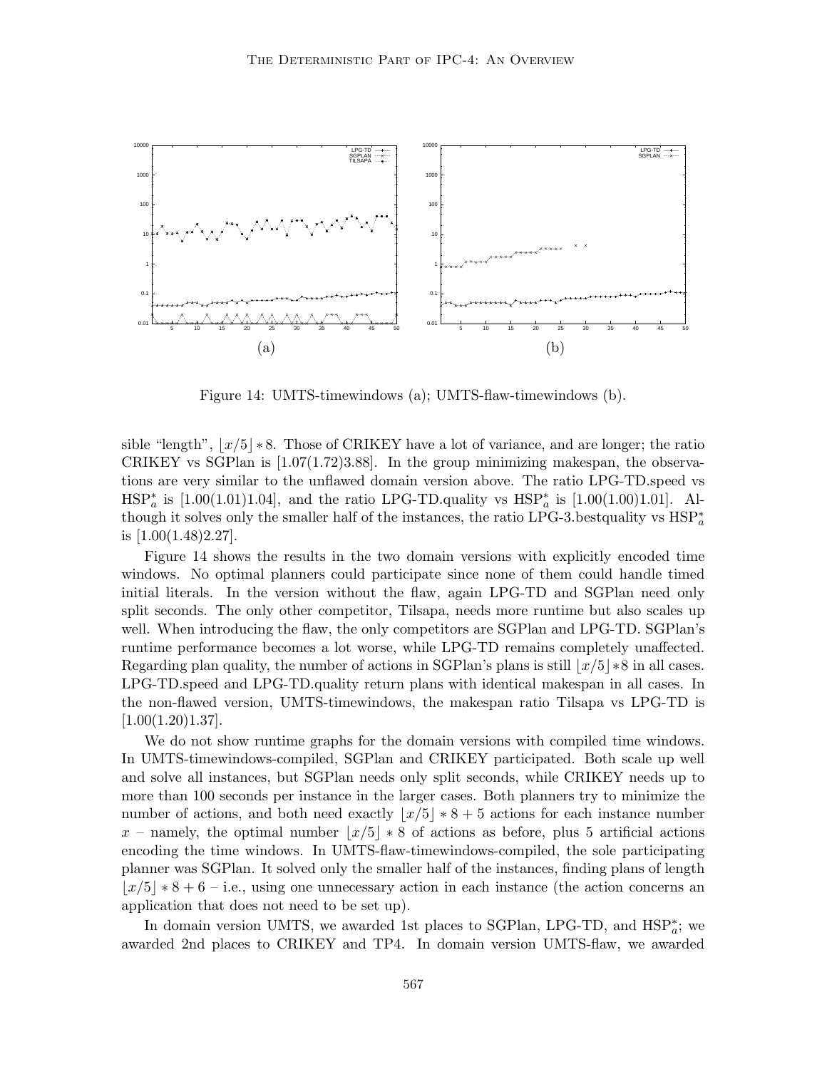Figure 14: UMTS-timewindows (a); UMTS-flaw-timewindows (b).

sible "length", $\lfloor x/5 \rfloor * 8$. Those of CRIKEY have a lot of variance, and are longer; the ratio CRIKEY vs SGPlan is [1.07(1.72)3.88]. In the group minimizing makespan, the observations are very similar to the unflawed domain version above. The ratio LPG-TD.speed vs $\text{HSP}_a^*$ is [1.00(1.01)1.04], and the ratio LPG-TD.quality vs $\text{HSP}_a^*$ is [1.00(1.00)1.01]. Although it solves only the smaller half of the instances, the ratio LPG-3.bestquality vs $\text{HSP}_a^*$ is [1.00(1.48)2.27].

Figure 14 shows the results in the two domain versions with explicitly encoded time windows. No optimal planners could participate since none of them could handle timed initial literals. In the version without the flaw, again LPG-TD and SGPlan need only split seconds. The only other competitor, Tilsapa, needs more runtime but also scales up well. When introducing the flaw, the only competitors are SGPlan and LPG-TD. SGPlan's runtime performance becomes a lot worse, while LPG-TD remains completely unaffected. Regarding plan quality, the number of actions in SGPlan's plans is still $\lfloor x/5 \rfloor * 8$ in all cases. LPG-TD.speed and LPG-TD.quality return plans with identical makespan in all cases. In the non-flawed version, UMTS-timewindows, the makespan ratio Tilsapa vs LPG-TD is [1.00(1.20)1.37].

We do not show runtime graphs for the domain versions with compiled time windows. In UMTS-timewindows-compiled, SGPlan and CRIKEY participated. Both scale up well and solve all instances, but SGPlan needs only split seconds, while CRIKEY needs up to more than 100 seconds per instance in the larger cases. Both planners try to minimize the number of actions, and both need exactly $\lfloor x/5 \rfloor * 8 + 5$ actions for each instance number $x$ – namely, the optimal number $\lfloor x/5 \rfloor * 8$ of actions as before, plus 5 artificial actions encoding the time windows. In UMTS-flaw-timewindows-compiled, the sole participating planner was SGPlan. It solved only the smaller half of the instances, finding plans of length $\lfloor x/5 \rfloor * 8 + 6$ – i.e., using one unnecessary action in each instance (the action concerns an application that does not need to be set up).

In domain version UMTS, we awarded 1st places to SGPlan, LPG-TD, and $\text{HSP}_a^*$; we awarded 2nd places to CRIKEY and TP4. In domain version UMTS-flaw, we awarded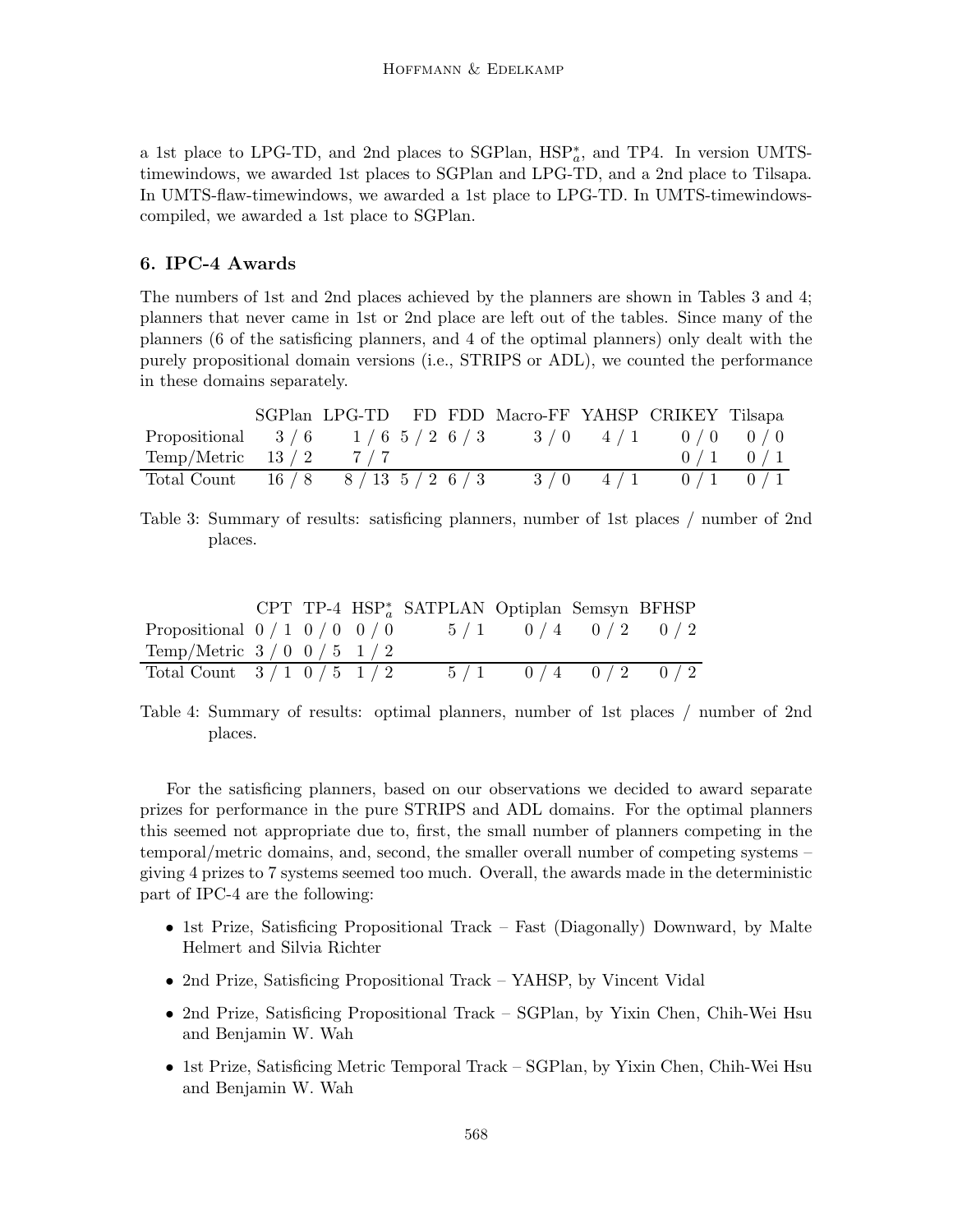a 1st place to LPG-TD, and 2nd places to SGPlan, $HSP^*_a$, and TP4. In version UMTS-timewindows, we awarded 1st places to SGPlan and LPG-TD, and a 2nd place to Tilsapa. In UMTS-flaw-timewindows, we awarded a 1st place to LPG-TD. In UMTS-timewindows-compiled, we awarded a 1st place to SGPlan.

## 6. IPC-4 Awards

The numbers of 1st and 2nd places achieved by the planners are shown in Tables 3 and 4; planners that never came in 1st or 2nd place are left out of the tables. Since many of the planners (6 of the satisficing planners, and 4 of the optimal planners) only dealt with the purely propositional domain versions (i.e., STRIPS or ADL), we counted the performance in these domains separately.

| | SGPlan | LPG-TD | FD | FDD | Macro-FF | YAHSP | CRIKEY | Tilsapa |
|---|---|---|---|---|---|---|---|---|
| Propositional | 3 / 6 | 1 / 6 | 5 / 2 | 6 / 3 | 3 / 0 | 4 / 1 | 0 / 0 | 0 / 0 |
| Temp/Metric | 13 / 2 | 7 / 7 | | | | | 0 / 1 | 0 / 1 |
| Total Count | 16 / 8 | 8 / 13 | 5 / 2 | 6 / 3 | 3 / 0 | 4 / 1 | 0 / 1 | 0 / 1 |

Table 3: Summary of results: satisficing planners, number of 1st places / number of 2nd places.

| | CPT | TP-4 | $HSP^*_a$ | SATPLAN | Optiplan | Semsyn | BFHSP |
|---|---|---|---|---|---|---|---|
| Propositional | 0 / 1 | 0 / 0 | 0 / 0 | 5 / 1 | 0 / 4 | 0 / 2 | 0 / 2 |
| Temp/Metric | 3 / 0 | 0 / 5 | 1 / 2 | | | | |
| Total Count | 3 / 1 | 0 / 5 | 1 / 2 | 5 / 1 | 0 / 4 | 0 / 2 | 0 / 2 |

Table 4: Summary of results: optimal planners, number of 1st places / number of 2nd places.

For the satisficing planners, based on our observations we decided to award separate prizes for performance in the pure STRIPS and ADL domains. For the optimal planners this seemed not appropriate due to, first, the small number of planners competing in the temporal/metric domains, and, second, the smaller overall number of competing systems – giving 4 prizes to 7 systems seemed too much. Overall, the awards made in the deterministic part of IPC-4 are the following:

- 1st Prize, Satisficing Propositional Track – Fast (Diagonally) Downward, by Malte Helmert and Silvia Richter
- 2nd Prize, Satisficing Propositional Track – YAHSP, by Vincent Vidal
- 2nd Prize, Satisficing Propositional Track – SGPlan, by Yixin Chen, Chih-Wei Hsu and Benjamin W. Wah
- 1st Prize, Satisficing Metric Temporal Track – SGPlan, by Yixin Chen, Chih-Wei Hsu and Benjamin W. Wah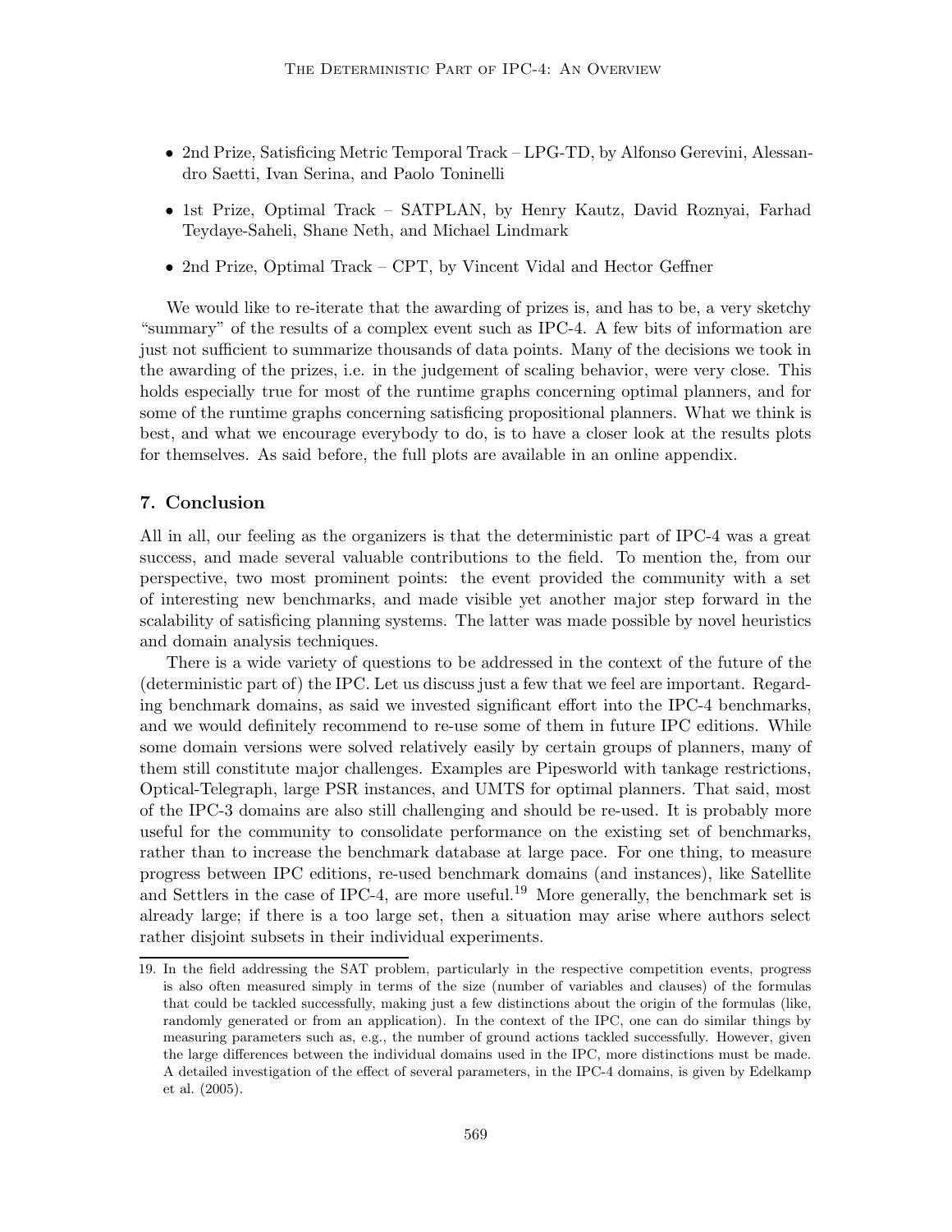- 2nd Prize, Satisficing Metric Temporal Track – LPG-TD, by Alfonso Gerevini, Alessandro Saetti, Ivan Serina, and Paolo Toninelli
- 1st Prize, Optimal Track – SATPLAN, by Henry Kautz, David Roznyai, Farhad Teydaye-Saheli, Shane Neth, and Michael Lindmark
- 2nd Prize, Optimal Track – CPT, by Vincent Vidal and Hector Geffner

We would like to re-iterate that the awarding of prizes is, and has to be, a very sketchy "summary" of the results of a complex event such as IPC-4. A few bits of information are just not sufficient to summarize thousands of data points. Many of the decisions we took in the awarding of the prizes, i.e. in the judgement of scaling behavior, were very close. This holds especially true for most of the runtime graphs concerning optimal planners, and for some of the runtime graphs concerning satisficing propositional planners. What we think is best, and what we encourage everybody to do, is to have a closer look at the results plots for themselves. As said before, the full plots are available in an online appendix.

## 7. Conclusion

All in all, our feeling as the organizers is that the deterministic part of IPC-4 was a great success, and made several valuable contributions to the field. To mention the, from our perspective, two most prominent points: the event provided the community with a set of interesting new benchmarks, and made visible yet another major step forward in the scalability of satisficing planning systems. The latter was made possible by novel heuristics and domain analysis techniques.

There is a wide variety of questions to be addressed in the context of the future of the (deterministic part of) the IPC. Let us discuss just a few that we feel are important. Regarding benchmark domains, as said we invested significant effort into the IPC-4 benchmarks, and we would definitely recommend to re-use some of them in future IPC editions. While some domain versions were solved relatively easily by certain groups of planners, many of them still constitute major challenges. Examples are Pipesworld with tankage restrictions, Optical-Telegraph, large PSR instances, and UMTS for optimal planners. That said, most of the IPC-3 domains are also still challenging and should be re-used. It is probably more useful for the community to consolidate performance on the existing set of benchmarks, rather than to increase the benchmark database at large pace. For one thing, to measure progress between IPC editions, re-used benchmark domains (and instances), like Satellite and Settlers in the case of IPC-4, are more useful.[19] More generally, the benchmark set is already large; if there is a too large set, then a situation may arise where authors select rather disjoint subsets in their individual experiments.

19. In the field addressing the SAT problem, particularly in the respective competition events, progress is also often measured simply in terms of the size (number of variables and clauses) of the formulas that could be tackled successfully, making just a few distinctions about the origin of the formulas (like, randomly generated or from an application). In the context of the IPC, one can do similar things by measuring parameters such as, e.g., the number of ground actions tackled successfully. However, given the large differences between the individual domains used in the IPC, more distinctions must be made. A detailed investigation of the effect of several parameters, in the IPC-4 domains, is given by Edelkamp et al. (2005).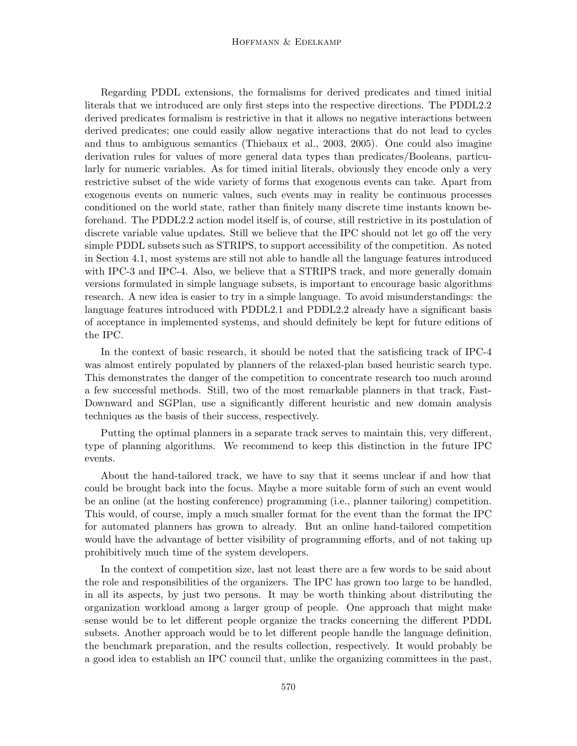Regarding PDDL extensions, the formalisms for derived predicates and timed initial literals that we introduced are only first steps into the respective directions. The PDDL2.2 derived predicates formalism is restrictive in that it allows no negative interactions between derived predicates; one could easily allow negative interactions that do not lead to cycles and thus to ambiguous semantics (Thiebaux et al., 2003, 2005). One could also imagine derivation rules for values of more general data types than predicates/Booleans, particularly for numeric variables. As for timed initial literals, obviously they encode only a very restrictive subset of the wide variety of forms that exogenous events can take. Apart from exogenous events on numeric values, such events may in reality be continuous processes conditioned on the world state, rather than finitely many discrete time instants known beforehand. The PDDL2.2 action model itself is, of course, still restrictive in its postulation of discrete variable value updates. Still we believe that the IPC should not let go off the very simple PDDL subsets such as STRIPS, to support accessibility of the competition. As noted in Section 4.1, most systems are still not able to handle all the language features introduced with IPC-3 and IPC-4. Also, we believe that a STRIPS track, and more generally domain versions formulated in simple language subsets, is important to encourage basic algorithms research. A new idea is easier to try in a simple language. To avoid misunderstandings: the language features introduced with PDDL2.1 and PDDL2.2 already have a significant basis of acceptance in implemented systems, and should definitely be kept for future editions of the IPC.

In the context of basic research, it should be noted that the satisficing track of IPC-4 was almost entirely populated by planners of the relaxed-plan based heuristic search type. This demonstrates the danger of the competition to concentrate research too much around a few successful methods. Still, two of the most remarkable planners in that track, Fast-Downward and SGPlan, use a significantly different heuristic and new domain analysis techniques as the basis of their success, respectively.

Putting the optimal planners in a separate track serves to maintain this, very different, type of planning algorithms. We recommend to keep this distinction in the future IPC events.

About the hand-tailored track, we have to say that it seems unclear if and how that could be brought back into the focus. Maybe a more suitable form of such an event would be an online (at the hosting conference) programming (i.e., planner tailoring) competition. This would, of course, imply a much smaller format for the event than the format the IPC for automated planners has grown to already. But an online hand-tailored competition would have the advantage of better visibility of programming efforts, and of not taking up prohibitively much time of the system developers.

In the context of competition size, last not least there are a few words to be said about the role and responsibilities of the organizers. The IPC has grown too large to be handled, in all its aspects, by just two persons. It may be worth thinking about distributing the organization workload among a larger group of people. One approach that might make sense would be to let different people organize the tracks concerning the different PDDL subsets. Another approach would be to let different people handle the language definition, the benchmark preparation, and the results collection, respectively. It would probably be a good idea to establish an IPC council that, unlike the organizing committees in the past,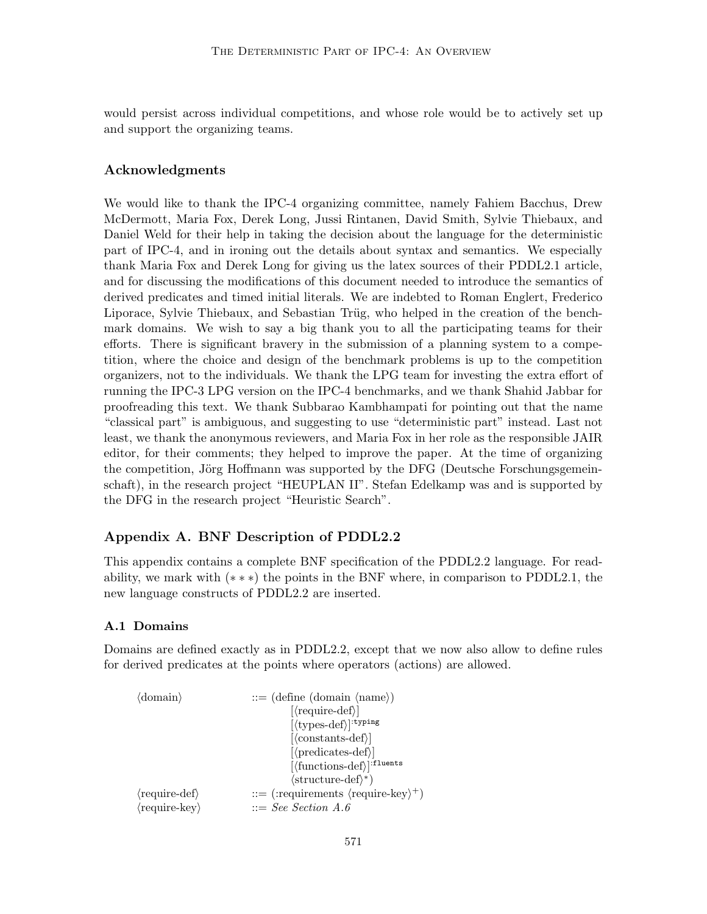would persist across individual competitions, and whose role would be to actively set up and support the organizing teams.

## Acknowledgments

We would like to thank the IPC-4 organizing committee, namely Fahiem Bacchus, Drew McDermott, Maria Fox, Derek Long, Jussi Rintanen, David Smith, Sylvie Thiebaux, and Daniel Weld for their help in taking the decision about the language for the deterministic part of IPC-4, and in ironing out the details about syntax and semantics. We especially thank Maria Fox and Derek Long for giving us the latex sources of their PDDL2.1 article, and for discussing the modifications of this document needed to introduce the semantics of derived predicates and timed initial literals. We are indebted to Roman Englert, Frederico Liporace, Sylvie Thiebaux, and Sebastian Trüg, who helped in the creation of the benchmark domains. We wish to say a big thank you to all the participating teams for their efforts. There is significant bravery in the submission of a planning system to a competition, where the choice and design of the benchmark problems is up to the competition organizers, not to the individuals. We thank the LPG team for investing the extra effort of running the IPC-3 LPG version on the IPC-4 benchmarks, and we thank Shahid Jabbar for proofreading this text. We thank Subbarao Kambhampati for pointing out that the name "classical part" is ambiguous, and suggesting to use "deterministic part" instead. Last not least, we thank the anonymous reviewers, and Maria Fox in her role as the responsible JAIR editor, for their comments; they helped to improve the paper. At the time of organizing the competition, Jörg Hoffmann was supported by the DFG (Deutsche Forschungsgemeinschaft), in the research project "HEUPLAN II". Stefan Edelkamp was and is supported by the DFG in the research project "Heuristic Search".

## Appendix A. BNF Description of PDDL2.2

This appendix contains a complete BNF specification of the PDDL2.2 language. For readability, we mark with (∗∗∗) the points in the BNF where, in comparison to PDDL2.1, the new language constructs of PDDL2.2 are inserted.

### A.1 Domains

Domains are defined exactly as in PDDL2.2, except that we now also allow to define rules for derived predicates at the points where operators (actions) are allowed.

```
<domain>        ::= (define (domain <name>)
                        [<require-def>]
                        [<types-def>]^:typing
                        [<constants-def>]
                        [<predicates-def>]
                        [<functions-def>]^:fluents
                        <structure-def>*)
<require-def>   ::= (:requirements <require-key>+)
<require-key>   ::= See Section A.6
```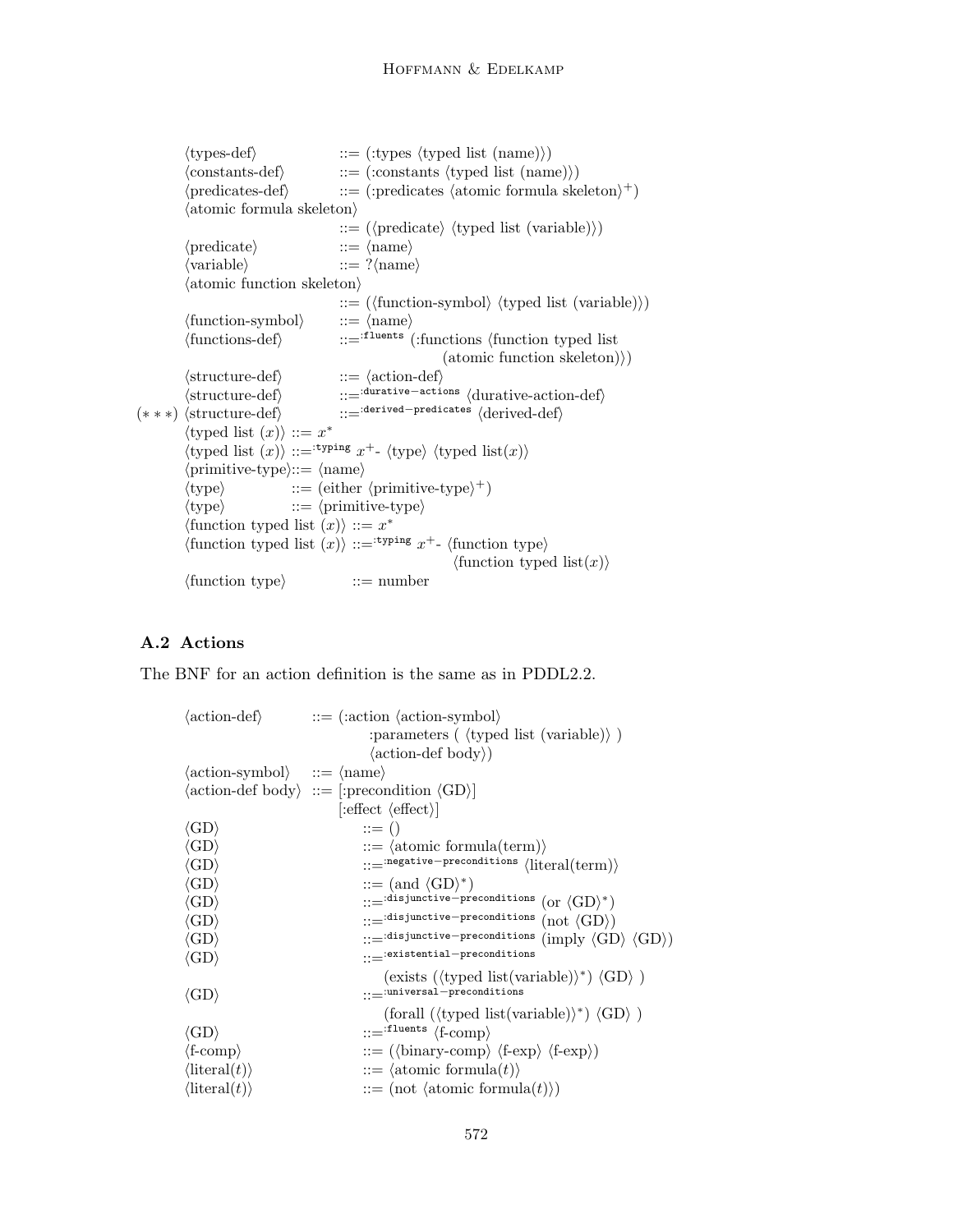```
⟨types-def⟩          ::= (:types ⟨typed list (name)⟩)
⟨constants-def⟩      ::= (:constants ⟨typed list (name)⟩)
⟨predicates-def⟩     ::= (:predicates ⟨atomic formula skeleton⟩+)
⟨atomic formula skeleton⟩
                     ::= (⟨predicate⟩ ⟨typed list (variable)⟩)
⟨predicate⟩          ::= ⟨name⟩
⟨variable⟩           ::= ?⟨name⟩
⟨atomic function skeleton⟩
                     ::= (⟨function-symbol⟩ ⟨typed list (variable)⟩)
⟨function-symbol⟩    ::= ⟨name⟩
⟨functions-def⟩      ::=:fluents (:functions ⟨function typed list
                                   (atomic function skeleton)⟩)
⟨structure-def⟩      ::= ⟨action-def⟩
⟨structure-def⟩      ::=:durative-actions ⟨durative-action-def⟩
(***) ⟨structure-def⟩ ::=:derived-predicates ⟨derived-def⟩
⟨typed list (x)⟩ ::= x*
⟨typed list (x)⟩ ::=:typing x+- ⟨type⟩ ⟨typed list(x)⟩
⟨primitive-type⟩::= ⟨name⟩
⟨type⟩          ::= (either ⟨primitive-type⟩+)
⟨type⟩          ::= ⟨primitive-type⟩
⟨function typed list (x)⟩ ::= x*
⟨function typed list (x)⟩ ::=:typing x+- ⟨function type⟩
                                         ⟨function typed list(x)⟩
⟨function type⟩          ::= number
```

### A.2 Actions

The BNF for an action definition is the same as in PDDL2.2.

```
⟨action-def⟩       ::= (:action ⟨action-symbol⟩
                           :parameters ( ⟨typed list (variable)⟩ )
                           ⟨action-def body⟩)
⟨action-symbol⟩    ::= ⟨name⟩
⟨action-def body⟩  ::= [:precondition ⟨GD⟩]
                       [:effect ⟨effect⟩]
⟨GD⟩               ::= ()
⟨GD⟩               ::= ⟨atomic formula(term)⟩
⟨GD⟩               ::=:negative-preconditions ⟨literal(term)⟩
⟨GD⟩               ::= (and ⟨GD⟩*)
⟨GD⟩               ::=:disjunctive-preconditions (or ⟨GD⟩*)
⟨GD⟩               ::=:disjunctive-preconditions (not ⟨GD⟩)
⟨GD⟩               ::=:disjunctive-preconditions (imply ⟨GD⟩ ⟨GD⟩)
⟨GD⟩               ::=:existential-preconditions
                       (exists (⟨typed list(variable)⟩*) ⟨GD⟩ )
⟨GD⟩               ::=:universal-preconditions
                       (forall (⟨typed list(variable)⟩*) ⟨GD⟩ )
⟨GD⟩               ::=:fluents ⟨f-comp⟩
⟨f-comp⟩           ::= (⟨binary-comp⟩ ⟨f-exp⟩ ⟨f-exp⟩)
⟨literal(t)⟩       ::= ⟨atomic formula(t)⟩
⟨literal(t)⟩       ::= (not ⟨atomic formula(t)⟩)
```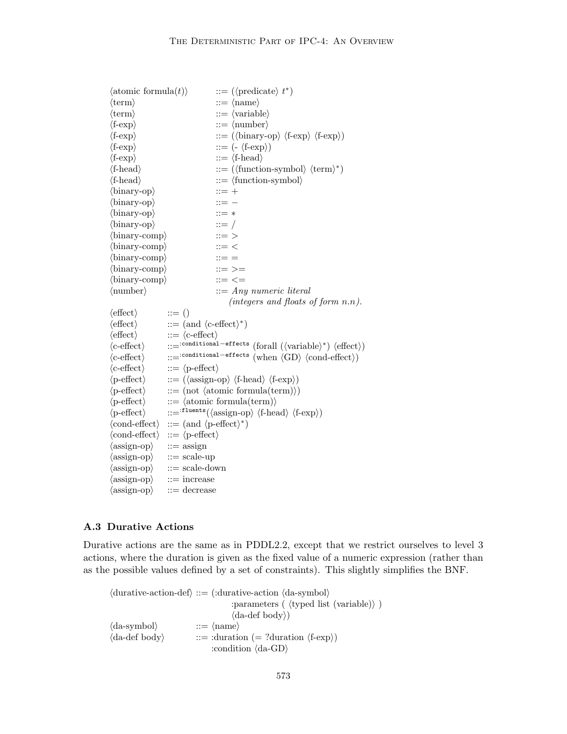```
⟨atomic formula(t)⟩      ::= (⟨predicate⟩ t*)
⟨term⟩                   ::= ⟨name⟩
⟨term⟩                   ::= ⟨variable⟩
⟨f-exp⟩                  ::= ⟨number⟩
⟨f-exp⟩                  ::= (⟨binary-op⟩ ⟨f-exp⟩ ⟨f-exp⟩)
⟨f-exp⟩                  ::= (- ⟨f-exp⟩)
⟨f-exp⟩                  ::= ⟨f-head⟩
⟨f-head⟩                 ::= (⟨function-symbol⟩ ⟨term⟩*)
⟨f-head⟩                 ::= ⟨function-symbol⟩
⟨binary-op⟩              ::= +
⟨binary-op⟩              ::= −
⟨binary-op⟩              ::= *
⟨binary-op⟩              ::= /
⟨binary-comp⟩            ::= >
⟨binary-comp⟩            ::= <
⟨binary-comp⟩            ::= =
⟨binary-comp⟩            ::= >=
⟨binary-comp⟩            ::= <=
⟨number⟩                 ::= Any numeric literal
                             (integers and floats of form n.n).
⟨effect⟩        ::= ()
⟨effect⟩        ::= (and ⟨c-effect⟩*)
⟨effect⟩        ::= ⟨c-effect⟩
⟨c-effect⟩      ::=:conditional−effects (forall (⟨variable⟩*) ⟨effect⟩)
⟨c-effect⟩      ::=:conditional−effects (when ⟨GD⟩ ⟨cond-effect⟩)
⟨c-effect⟩      ::= ⟨p-effect⟩
⟨p-effect⟩      ::= (⟨assign-op⟩ ⟨f-head⟩ ⟨f-exp⟩)
⟨p-effect⟩      ::= (not ⟨atomic formula(term)⟩)
⟨p-effect⟩      ::= ⟨atomic formula(term)⟩
⟨p-effect⟩      ::=:fluents(⟨assign-op⟩ ⟨f-head⟩ ⟨f-exp⟩)
⟨cond-effect⟩   ::= (and ⟨p-effect⟩*)
⟨cond-effect⟩   ::= ⟨p-effect⟩
⟨assign-op⟩     ::= assign
⟨assign-op⟩     ::= scale-up
⟨assign-op⟩     ::= scale-down
⟨assign-op⟩     ::= increase
⟨assign-op⟩     ::= decrease
```

### A.3 Durative Actions

Durative actions are the same as in PDDL2.2, except that we restrict ourselves to level 3 actions, where the duration is given as the fixed value of a numeric expression (rather than as the possible values defined by a set of constraints). This slightly simplifies the BNF.

```
⟨durative-action-def⟩ ::= (:durative-action ⟨da-symbol⟩
                              :parameters ( ⟨typed list (variable)⟩ )
                              ⟨da-def body⟩)
⟨da-symbol⟩           ::= ⟨name⟩
⟨da-def body⟩         ::= :duration (= ?duration ⟨f-exp⟩)
                          :condition ⟨da-GD⟩
```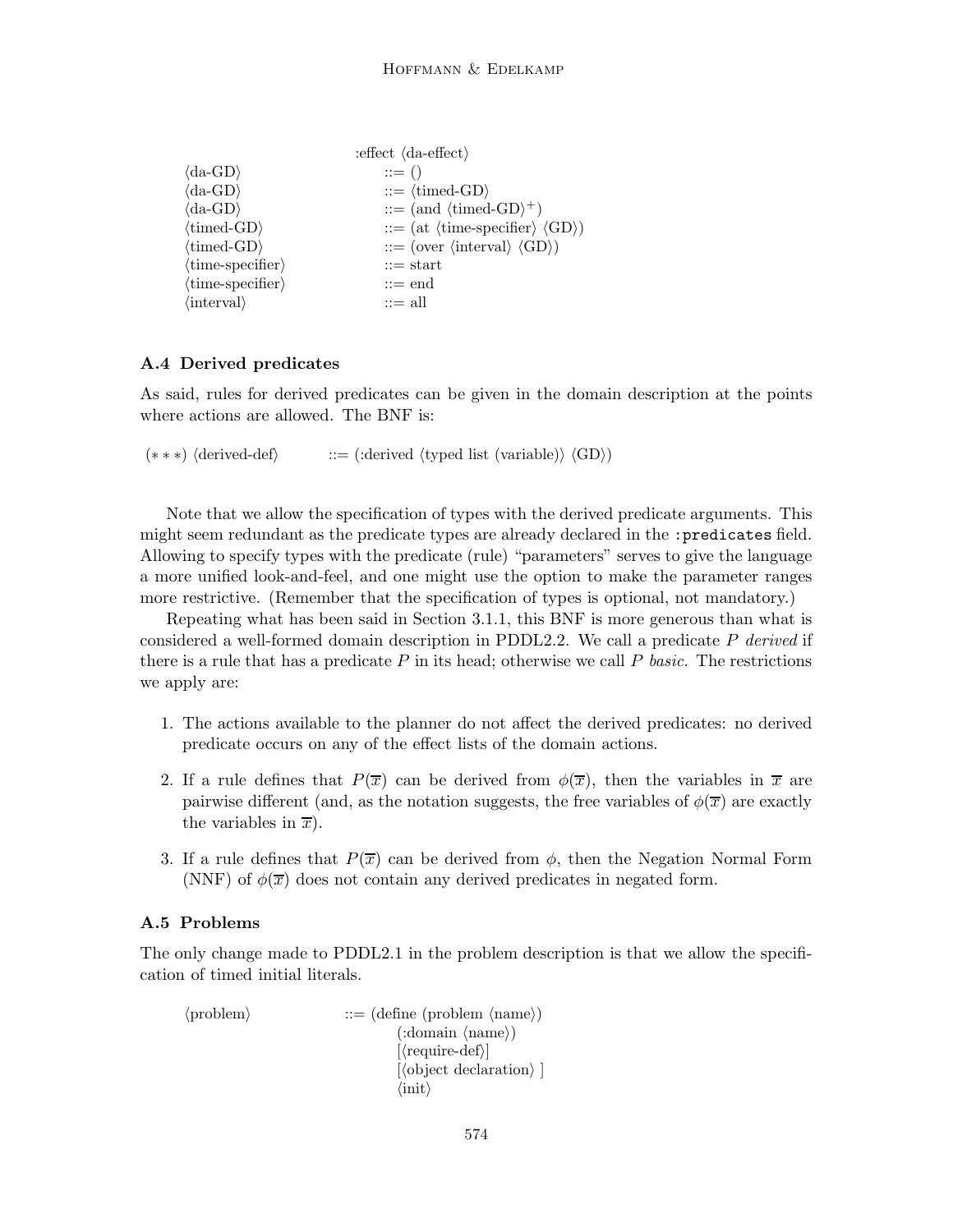```
                    :effect ⟨da-effect⟩
⟨da-GD⟩             ::= ()
⟨da-GD⟩             ::= ⟨timed-GD⟩
⟨da-GD⟩             ::= (and ⟨timed-GD⟩+)
⟨timed-GD⟩          ::= (at ⟨time-specifier⟩ ⟨GD⟩)
⟨timed-GD⟩          ::= (over ⟨interval⟩ ⟨GD⟩)
⟨time-specifier⟩    ::= start
⟨time-specifier⟩    ::= end
⟨interval⟩          ::= all
```

### A.4 Derived predicates

As said, rules for derived predicates can be given in the domain description at the points where actions are allowed. The BNF is:

```
(∗∗∗) ⟨derived-def⟩    ::= (:derived ⟨typed list (variable)⟩ ⟨GD⟩)
```

Note that we allow the specification of types with the derived predicate arguments. This might seem redundant as the predicate types are already declared in the `:predicates` field. Allowing to specify types with the predicate (rule) "parameters" serves to give the language a more unified look-and-feel, and one might use the option to make the parameter ranges more restrictive. (Remember that the specification of types is optional, not mandatory.)

Repeating what has been said in Section 3.1.1, this BNF is more generous than what is considered a well-formed domain description in PDDL2.2. We call a predicate $P$ *derived* if there is a rule that has a predicate $P$ in its head; otherwise we call $P$ *basic*. The restrictions we apply are:

1. The actions available to the planner do not affect the derived predicates: no derived predicate occurs on any of the effect lists of the domain actions.
2. If a rule defines that $P(\overline{x})$ can be derived from $\phi(\overline{x})$, then the variables in $\overline{x}$ are pairwise different (and, as the notation suggests, the free variables of $\phi(\overline{x})$ are exactly the variables in $\overline{x}$).
3. If a rule defines that $P(\overline{x})$ can be derived from $\phi$, then the Negation Normal Form (NNF) of $\phi(\overline{x})$ does not contain any derived predicates in negated form.

### A.5 Problems

The only change made to PDDL2.1 in the problem description is that we allow the specification of timed initial literals.

```
⟨problem⟩    ::= (define (problem ⟨name⟩)
                     (:domain ⟨name⟩)
                     [⟨require-def⟩]
                     [⟨object declaration⟩ ]
                     ⟨init⟩
```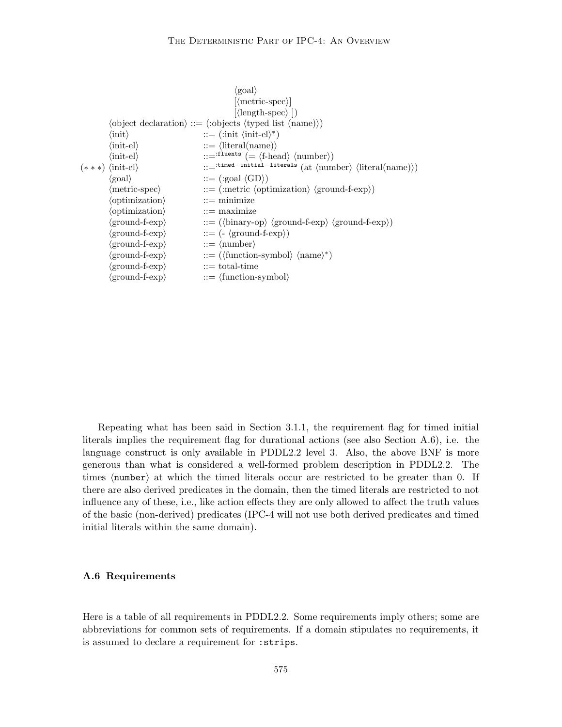```
                                   ⟨goal⟩
                                   [⟨metric-spec⟩]
                                   [⟨length-spec⟩ ])
      ⟨object declaration⟩ ::= (:objects ⟨typed list (name)⟩)
      ⟨init⟩               ::= (:init ⟨init-el⟩*)
      ⟨init-el⟩            ::= ⟨literal(name)⟩
      ⟨init-el⟩            ::=:fluents (= ⟨f-head⟩ ⟨number⟩)
(***) ⟨init-el⟩            ::=:timed−initial−literals (at ⟨number⟩ ⟨literal(name)⟩)
      ⟨goal⟩               ::= (:goal ⟨GD⟩)
      ⟨metric-spec⟩        ::= (:metric ⟨optimization⟩ ⟨ground-f-exp⟩)
      ⟨optimization⟩       ::= minimize
      ⟨optimization⟩       ::= maximize
      ⟨ground-f-exp⟩       ::= (⟨binary-op⟩ ⟨ground-f-exp⟩ ⟨ground-f-exp⟩)
      ⟨ground-f-exp⟩       ::= (- ⟨ground-f-exp⟩)
      ⟨ground-f-exp⟩       ::= ⟨number⟩
      ⟨ground-f-exp⟩       ::= (⟨function-symbol⟩ ⟨name⟩*)
      ⟨ground-f-exp⟩       ::= total-time
      ⟨ground-f-exp⟩       ::= ⟨function-symbol⟩
```

Repeating what has been said in Section 3.1.1, the requirement flag for timed initial literals implies the requirement flag for durational actions (see also Section A.6), i.e. the language construct is only available in PDDL2.2 level 3. Also, the above BNF is more generous than what is considered a well-formed problem description in PDDL2.2. The times ⟨`number`⟩ at which the timed literals occur are restricted to be greater than 0. If there are also derived predicates in the domain, then the timed literals are restricted to not influence any of these, i.e., like action effects they are only allowed to affect the truth values of the basic (non-derived) predicates (IPC-4 will not use both derived predicates and timed initial literals within the same domain).

### A.6 Requirements

Here is a table of all requirements in PDDL2.2. Some requirements imply others; some are abbreviations for common sets of requirements. If a domain stipulates no requirements, it is assumed to declare a requirement for `:strips`.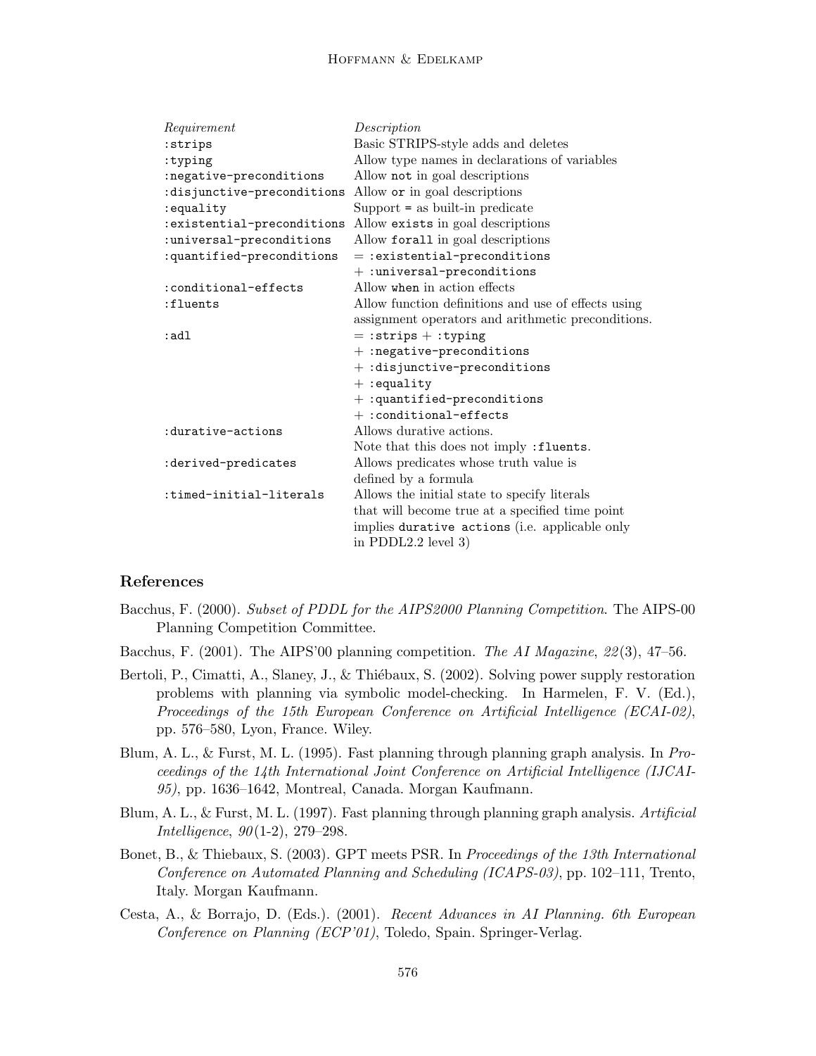| *Requirement* | *Description* |
|---|---|
| `:strips` | Basic STRIPS-style adds and deletes |
| `:typing` | Allow type names in declarations of variables |
| `:negative-preconditions` | Allow `not` in goal descriptions |
| `:disjunctive-preconditions` | Allow `or` in goal descriptions |
| `:equality` | Support `=` as built-in predicate |
| `:existential-preconditions` | Allow `exists` in goal descriptions |
| `:universal-preconditions` | Allow `forall` in goal descriptions |
| `:quantified-preconditions` | = `:existential-preconditions` + `:universal-preconditions` |
| `:conditional-effects` | Allow `when` in action effects |
| `:fluents` | Allow function definitions and use of effects using assignment operators and arithmetic preconditions. |
| `:adl` | = `:strips` + `:typing` + `:negative-preconditions` + `:disjunctive-preconditions` + `:equality` + `:quantified-preconditions` + `:conditional-effects` |
| `:durative-actions` | Allows durative actions. Note that this does not imply `:fluents`. |
| `:derived-predicates` | Allows predicates whose truth value is defined by a formula |
| `:timed-initial-literals` | Allows the initial state to specify literals that will become true at a specified time point implies `durative actions` (i.e. applicable only in PDDL2.2 level 3) |

## References

Bacchus, F. (2000). *Subset of PDDL for the AIPS2000 Planning Competition*. The AIPS-00 Planning Competition Committee.

Bacchus, F. (2001). The AIPS'00 planning competition. *The AI Magazine*, *22*(3), 47–56.

Bertoli, P., Cimatti, A., Slaney, J., & Thiébaux, S. (2002). Solving power supply restoration problems with planning via symbolic model-checking. In Harmelen, F. V. (Ed.), *Proceedings of the 15th European Conference on Artificial Intelligence (ECAI-02)*, pp. 576–580, Lyon, France. Wiley.

Blum, A. L., & Furst, M. L. (1995). Fast planning through planning graph analysis. In *Proceedings of the 14th International Joint Conference on Artificial Intelligence (IJCAI-95)*, pp. 1636–1642, Montreal, Canada. Morgan Kaufmann.

Blum, A. L., & Furst, M. L. (1997). Fast planning through planning graph analysis. *Artificial Intelligence*, *90*(1-2), 279–298.

Bonet, B., & Thiebaux, S. (2003). GPT meets PSR. In *Proceedings of the 13th International Conference on Automated Planning and Scheduling (ICAPS-03)*, pp. 102–111, Trento, Italy. Morgan Kaufmann.

Cesta, A., & Borrajo, D. (Eds.). (2001). *Recent Advances in AI Planning. 6th European Conference on Planning (ECP'01)*, Toledo, Spain. Springer-Verlag.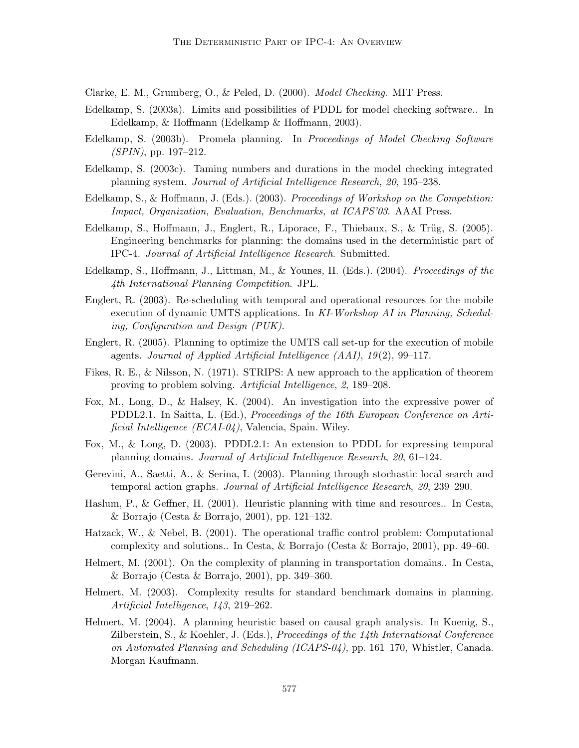Clarke, E. M., Grumberg, O., & Peled, D. (2000). *Model Checking*. MIT Press.

Edelkamp, S. (2003a). Limits and possibilities of PDDL for model checking software.. In Edelkamp, & Hoffmann (Edelkamp & Hoffmann, 2003).

Edelkamp, S. (2003b). Promela planning. In *Proceedings of Model Checking Software (SPIN)*, pp. 197–212.

Edelkamp, S. (2003c). Taming numbers and durations in the model checking integrated planning system. *Journal of Artificial Intelligence Research*, *20*, 195–238.

Edelkamp, S., & Hoffmann, J. (Eds.). (2003). *Proceedings of Workshop on the Competition: Impact, Organization, Evaluation, Benchmarks, at ICAPS'03*. AAAI Press.

Edelkamp, S., Hoffmann, J., Englert, R., Liporace, F., Thiebaux, S., & Trüg, S. (2005). Engineering benchmarks for planning: the domains used in the deterministic part of IPC-4. *Journal of Artificial Intelligence Research*. Submitted.

Edelkamp, S., Hoffmann, J., Littman, M., & Younes, H. (Eds.). (2004). *Proceedings of the 4th International Planning Competition*. JPL.

Englert, R. (2003). Re-scheduling with temporal and operational resources for the mobile execution of dynamic UMTS applications. In *KI-Workshop AI in Planning, Scheduling, Configuration and Design (PUK)*.

Englert, R. (2005). Planning to optimize the UMTS call set-up for the execution of mobile agents. *Journal of Applied Artificial Intelligence (AAI)*, *19*(2), 99–117.

Fikes, R. E., & Nilsson, N. (1971). STRIPS: A new approach to the application of theorem proving to problem solving. *Artificial Intelligence*, *2*, 189–208.

Fox, M., Long, D., & Halsey, K. (2004). An investigation into the expressive power of PDDL2.1. In Saitta, L. (Ed.), *Proceedings of the 16th European Conference on Artificial Intelligence (ECAI-04)*, Valencia, Spain. Wiley.

Fox, M., & Long, D. (2003). PDDL2.1: An extension to PDDL for expressing temporal planning domains. *Journal of Artificial Intelligence Research*, *20*, 61–124.

Gerevini, A., Saetti, A., & Serina, I. (2003). Planning through stochastic local search and temporal action graphs. *Journal of Artificial Intelligence Research*, *20*, 239–290.

Haslum, P., & Geffner, H. (2001). Heuristic planning with time and resources.. In Cesta, & Borrajo (Cesta & Borrajo, 2001), pp. 121–132.

Hatzack, W., & Nebel, B. (2001). The operational traffic control problem: Computational complexity and solutions.. In Cesta, & Borrajo (Cesta & Borrajo, 2001), pp. 49–60.

Helmert, M. (2001). On the complexity of planning in transportation domains.. In Cesta, & Borrajo (Cesta & Borrajo, 2001), pp. 349–360.

Helmert, M. (2003). Complexity results for standard benchmark domains in planning. *Artificial Intelligence*, *143*, 219–262.

Helmert, M. (2004). A planning heuristic based on causal graph analysis. In Koenig, S., Zilberstein, S., & Koehler, J. (Eds.), *Proceedings of the 14th International Conference on Automated Planning and Scheduling (ICAPS-04)*, pp. 161–170, Whistler, Canada. Morgan Kaufmann.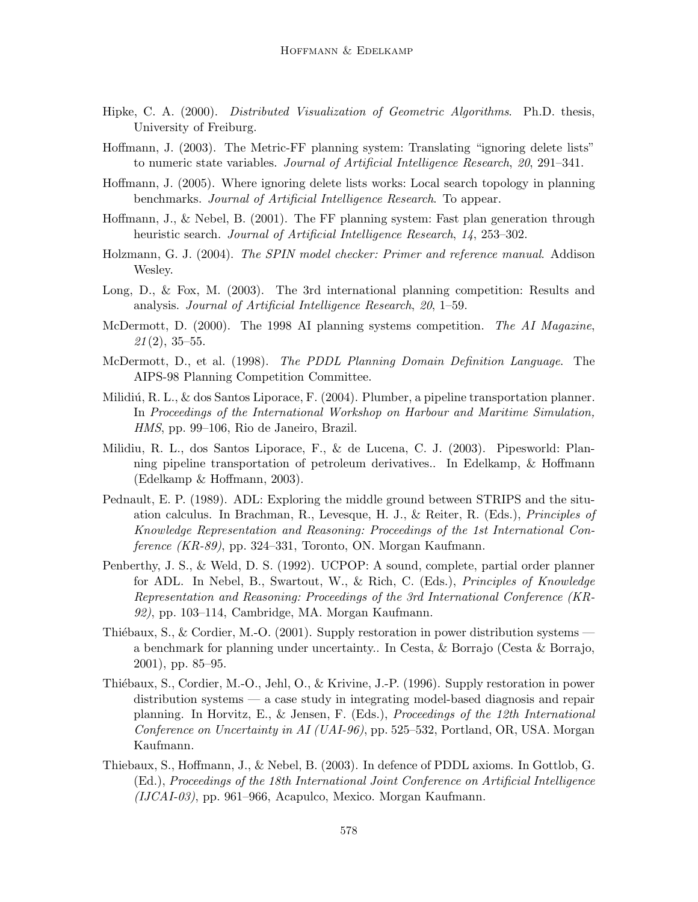Hipke, C. A. (2000). *Distributed Visualization of Geometric Algorithms*. Ph.D. thesis, University of Freiburg.

Hoffmann, J. (2003). The Metric-FF planning system: Translating "ignoring delete lists" to numeric state variables. *Journal of Artificial Intelligence Research*, *20*, 291–341.

Hoffmann, J. (2005). Where ignoring delete lists works: Local search topology in planning benchmarks. *Journal of Artificial Intelligence Research*. To appear.

Hoffmann, J., & Nebel, B. (2001). The FF planning system: Fast plan generation through heuristic search. *Journal of Artificial Intelligence Research*, *14*, 253–302.

Holzmann, G. J. (2004). *The SPIN model checker: Primer and reference manual*. Addison Wesley.

Long, D., & Fox, M. (2003). The 3rd international planning competition: Results and analysis. *Journal of Artificial Intelligence Research*, *20*, 1–59.

McDermott, D. (2000). The 1998 AI planning systems competition. *The AI Magazine*, *21*(2), 35–55.

McDermott, D., et al. (1998). *The PDDL Planning Domain Definition Language*. The AIPS-98 Planning Competition Committee.

Milidiú, R. L., & dos Santos Liporace, F. (2004). Plumber, a pipeline transportation planner. In *Proceedings of the International Workshop on Harbour and Maritime Simulation, HMS*, pp. 99–106, Rio de Janeiro, Brazil.

Milidiu, R. L., dos Santos Liporace, F., & de Lucena, C. J. (2003). Pipesworld: Planning pipeline transportation of petroleum derivatives.. In Edelkamp, & Hoffmann (Edelkamp & Hoffmann, 2003).

Pednault, E. P. (1989). ADL: Exploring the middle ground between STRIPS and the situation calculus. In Brachman, R., Levesque, H. J., & Reiter, R. (Eds.), *Principles of Knowledge Representation and Reasoning: Proceedings of the 1st International Conference (KR-89)*, pp. 324–331, Toronto, ON. Morgan Kaufmann.

Penberthy, J. S., & Weld, D. S. (1992). UCPOP: A sound, complete, partial order planner for ADL. In Nebel, B., Swartout, W., & Rich, C. (Eds.), *Principles of Knowledge Representation and Reasoning: Proceedings of the 3rd International Conference (KR-92)*, pp. 103–114, Cambridge, MA. Morgan Kaufmann.

Thiébaux, S., & Cordier, M.-O. (2001). Supply restoration in power distribution systems — a benchmark for planning under uncertainty.. In Cesta, & Borrajo (Cesta & Borrajo, 2001), pp. 85–95.

Thiébaux, S., Cordier, M.-O., Jehl, O., & Krivine, J.-P. (1996). Supply restoration in power distribution systems — a case study in integrating model-based diagnosis and repair planning. In Horvitz, E., & Jensen, F. (Eds.), *Proceedings of the 12th International Conference on Uncertainty in AI (UAI-96)*, pp. 525–532, Portland, OR, USA. Morgan Kaufmann.

Thiebaux, S., Hoffmann, J., & Nebel, B. (2003). In defence of PDDL axioms. In Gottlob, G. (Ed.), *Proceedings of the 18th International Joint Conference on Artificial Intelligence (IJCAI-03)*, pp. 961–966, Acapulco, Mexico. Morgan Kaufmann.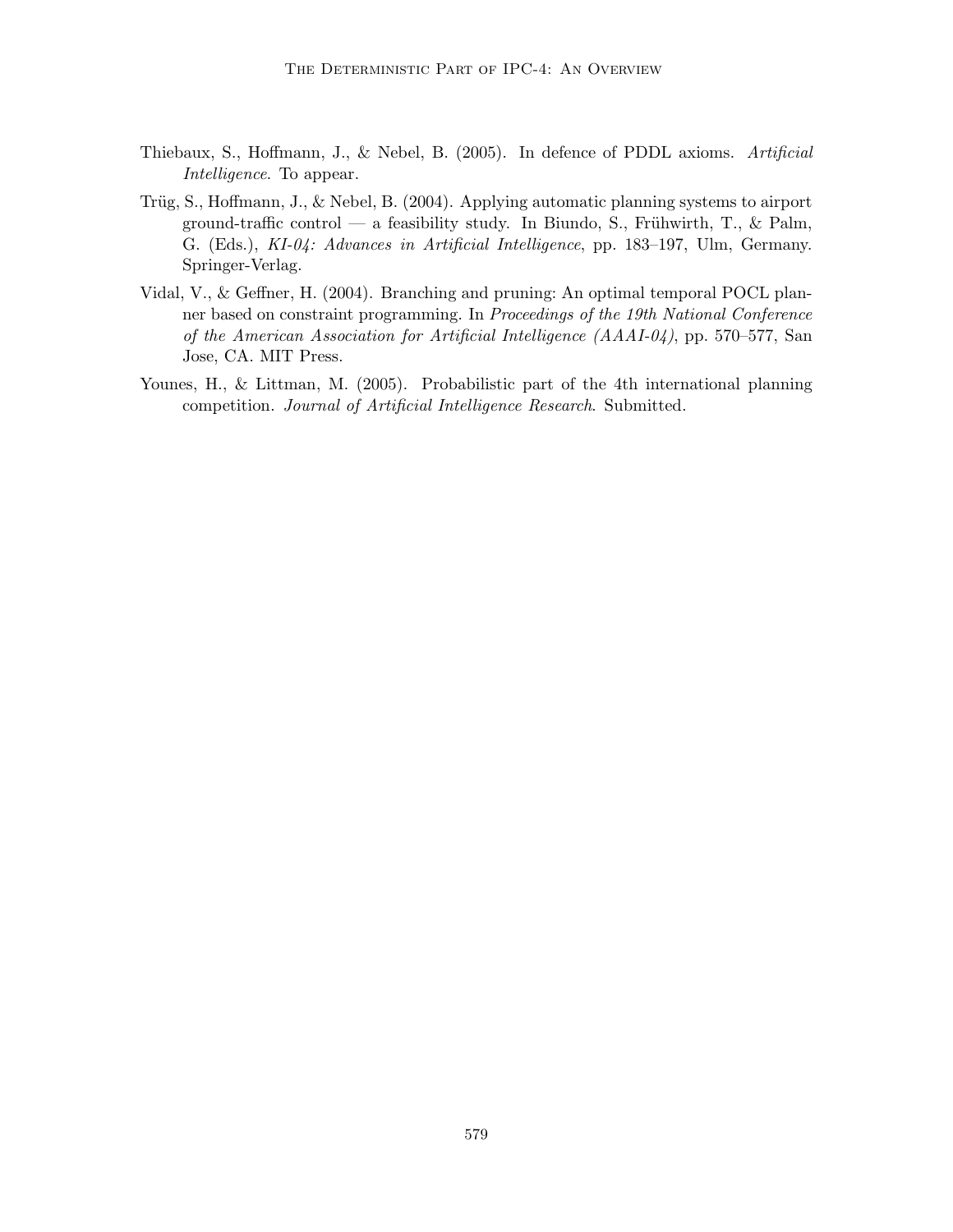Thiebaux, S., Hoffmann, J., & Nebel, B. (2005). In defence of PDDL axioms. *Artificial Intelligence*. To appear.

Trüg, S., Hoffmann, J., & Nebel, B. (2004). Applying automatic planning systems to airport ground-traffic control — a feasibility study. In Biundo, S., Frühwirth, T., & Palm, G. (Eds.), *KI-04: Advances in Artificial Intelligence*, pp. 183–197, Ulm, Germany. Springer-Verlag.

Vidal, V., & Geffner, H. (2004). Branching and pruning: An optimal temporal POCL planner based on constraint programming. In *Proceedings of the 19th National Conference of the American Association for Artificial Intelligence (AAAI-04)*, pp. 570–577, San Jose, CA. MIT Press.

Younes, H., & Littman, M. (2005). Probabilistic part of the 4th international planning competition. *Journal of Artificial Intelligence Research*. Submitted.